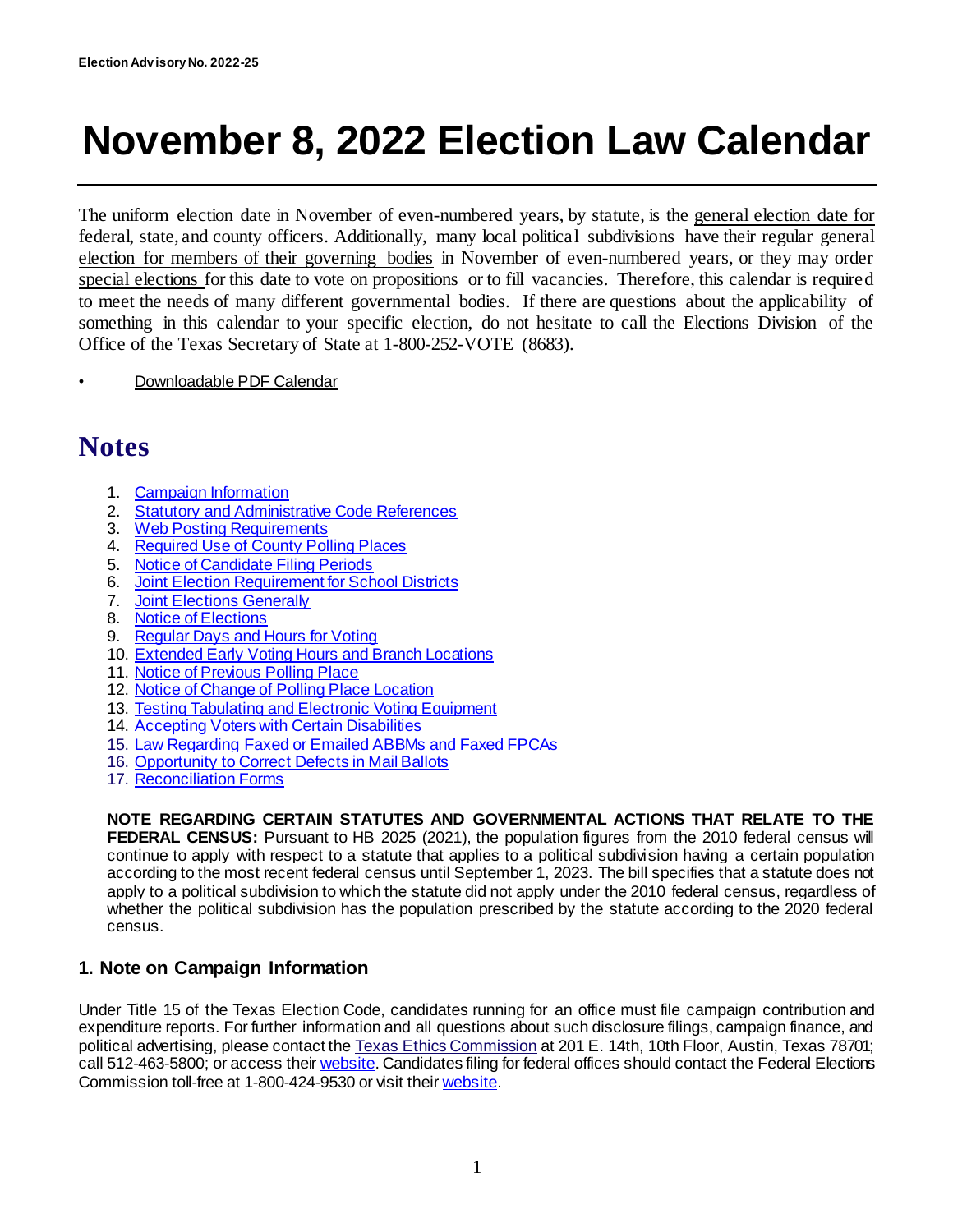**Election Advisory No. 2022-25**

# November 8, 2022 Election Law Calendar

The uniform election date in November of even-numbered years, by statute, is the general election date for federal, state, and county officers. Additionally, many local political subdivisions have their regular general election for members of their governing bodies in November of even-numbered years, or they may order special elections for this date to vote on propositions or to fill vacancies. Therefore, this calendar is required to meet the needs of many different governmental bodies. If there are questions about the applicability of something in this calendar to your specific election, do not hesitate to call the Elections Division of the Office of the Texas Secretary of State at 1-800-252-VOTE (8683).

- Downloadable PDF Calendar

## Notes

1. Campaign Information
2. Statutory and Administrative Code References
3. Web Posting Requirements
4. Required Use of County Polling Places
5. Notice of Candidate Filing Periods
6. Joint Election Requirement for School Districts
7. Joint Elections Generally
8. Notice of Elections
9. Regular Days and Hours for Voting
10. Extended Early Voting Hours and Branch Locations
11. Notice of Previous Polling Place
12. Notice of Change of Polling Place Location
13. Testing Tabulating and Electronic Voting Equipment
14. Accepting Voters with Certain Disabilities
15. Law Regarding Faxed or Emailed ABBMs and Faxed FPCAs
16. Opportunity to Correct Defects in Mail Ballots
17. Reconciliation Forms

**NOTE REGARDING CERTAIN STATUTES AND GOVERNMENTAL ACTIONS THAT RELATE TO THE FEDERAL CENSUS:** Pursuant to HB 2025 (2021), the population figures from the 2010 federal census will continue to apply with respect to a statute that applies to a political subdivision having a certain population according to the most recent federal census until September 1, 2023. The bill specifies that a statute does not apply to a political subdivision to which the statute did not apply under the 2010 federal census, regardless of whether the political subdivision has the population prescribed by the statute according to the 2020 federal census.

### 1. Note on Campaign Information

Under Title 15 of the Texas Election Code, candidates running for an office must file campaign contribution and expenditure reports. For further information and all questions about such disclosure filings, campaign finance, and political advertising, please contact the Texas Ethics Commission at 201 E. 14th, 10th Floor, Austin, Texas 78701; call 512-463-5800; or access their website. Candidates filing for federal offices should contact the Federal Elections Commission toll-free at 1-800-424-9530 or visit their website.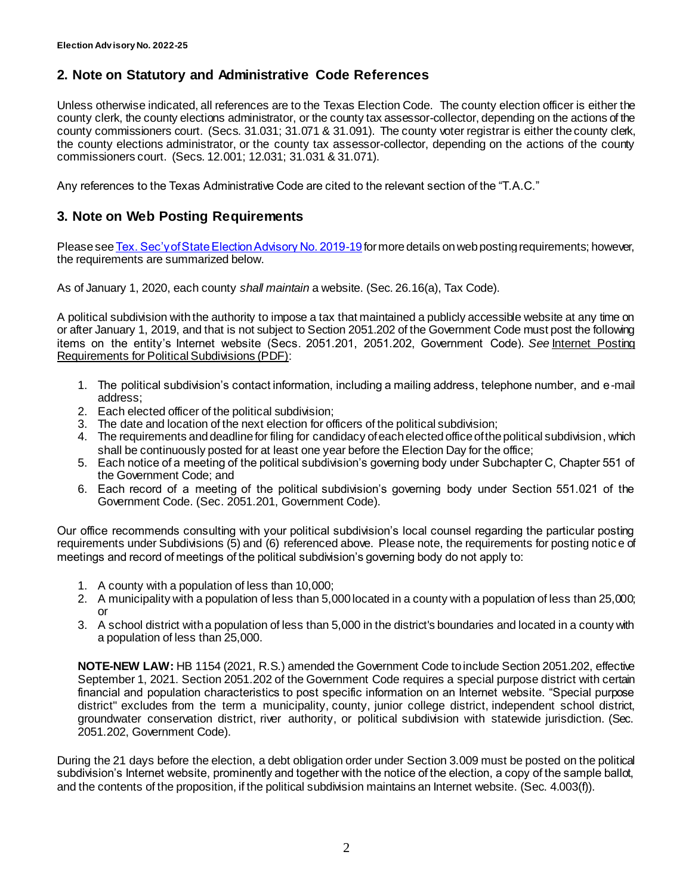## 2. Note on Statutory and Administrative Code References

Unless otherwise indicated, all references are to the Texas Election Code. The county election officer is either the county clerk, the county elections administrator, or the county tax assessor-collector, depending on the actions of the county commissioners court. (Secs. 31.031; 31.071 & 31.091). The county voter registrar is either the county clerk, the county elections administrator, or the county tax assessor-collector, depending on the actions of the county commissioners court. (Secs. 12.001; 12.031; 31.031 & 31.071).

Any references to the Texas Administrative Code are cited to the relevant section of the "T.A.C."

## 3. Note on Web Posting Requirements

Please see Tex. Sec'y of State Election Advisory No. 2019-19 for more details on web posting requirements; however, the requirements are summarized below.

As of January 1, 2020, each county *shall maintain* a website. (Sec. 26.16(a), Tax Code).

A political subdivision with the authority to impose a tax that maintained a publicly accessible website at any time on or after January 1, 2019, and that is not subject to Section 2051.202 of the Government Code must post the following items on the entity's Internet website (Secs. 2051.201, 2051.202, Government Code). *See* Internet Posting Requirements for Political Subdivisions (PDF):

1. The political subdivision's contact information, including a mailing address, telephone number, and e-mail address;
2. Each elected officer of the political subdivision;
3. The date and location of the next election for officers of the political subdivision;
4. The requirements and deadline for filing for candidacy of each elected office of the political subdivision, which shall be continuously posted for at least one year before the Election Day for the office;
5. Each notice of a meeting of the political subdivision's governing body under Subchapter C, Chapter 551 of the Government Code; and
6. Each record of a meeting of the political subdivision's governing body under Section 551.021 of the Government Code. (Sec. 2051.201, Government Code).

Our office recommends consulting with your political subdivision's local counsel regarding the particular posting requirements under Subdivisions (5) and (6) referenced above. Please note, the requirements for posting notice of meetings and record of meetings of the political subdivision's governing body do not apply to:

1. A county with a population of less than 10,000;
2. A municipality with a population of less than 5,000 located in a county with a population of less than 25,000; or
3. A school district with a population of less than 5,000 in the district's boundaries and located in a county with a population of less than 25,000.

**NOTE-NEW LAW:** HB 1154 (2021, R.S.) amended the Government Code to include Section 2051.202, effective September 1, 2021. Section 2051.202 of the Government Code requires a special purpose district with certain financial and population characteristics to post specific information on an Internet website. "Special purpose district" excludes from the term a municipality, county, junior college district, independent school district, groundwater conservation district, river authority, or political subdivision with statewide jurisdiction. (Sec. 2051.202, Government Code).

During the 21 days before the election, a debt obligation order under Section 3.009 must be posted on the political subdivision's Internet website, prominently and together with the notice of the election, a copy of the sample ballot, and the contents of the proposition, if the political subdivision maintains an Internet website. (Sec. 4.003(f)).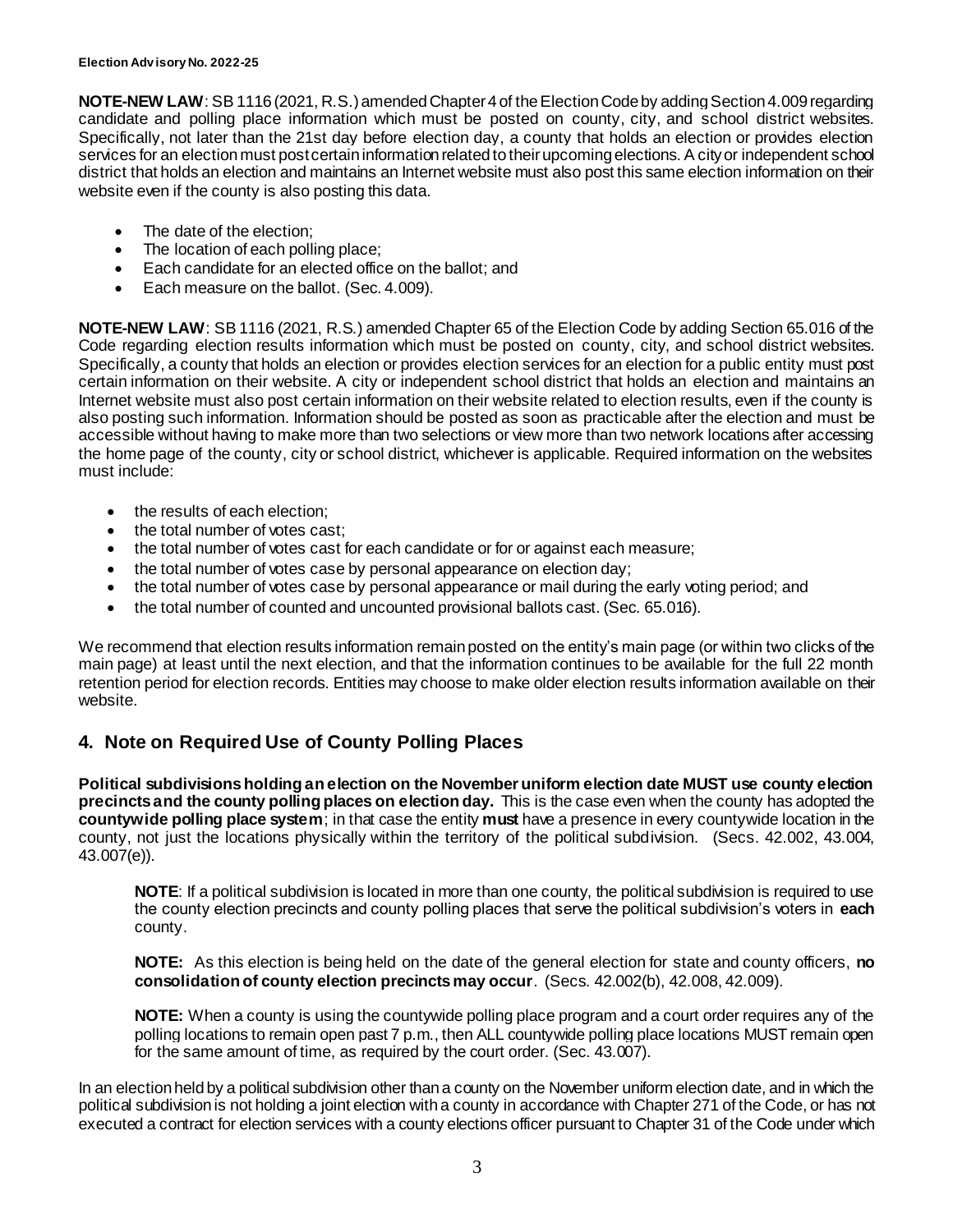**NOTE-NEW LAW**: SB 1116 (2021, R.S.) amended Chapter 4 of the Election Code by adding Section 4.009 regarding candidate and polling place information which must be posted on county, city, and school district websites. Specifically, not later than the 21st day before election day, a county that holds an election or provides election services for an election must post certain information related to their upcoming elections. A city or independent school district that holds an election and maintains an Internet website must also post this same election information on their website even if the county is also posting this data.

- The date of the election;
- The location of each polling place;
- Each candidate for an elected office on the ballot; and
- Each measure on the ballot. (Sec. 4.009).

**NOTE-NEW LAW**: SB 1116 (2021, R.S.) amended Chapter 65 of the Election Code by adding Section 65.016 of the Code regarding election results information which must be posted on county, city, and school district websites. Specifically, a county that holds an election or provides election services for an election for a public entity must post certain information on their website. A city or independent school district that holds an election and maintains an Internet website must also post certain information on their website related to election results, even if the county is also posting such information. Information should be posted as soon as practicable after the election and must be accessible without having to make more than two selections or view more than two network locations after accessing the home page of the county, city or school district, whichever is applicable. Required information on the websites must include:

- the results of each election;
- the total number of votes cast;
- the total number of votes cast for each candidate or for or against each measure;
- the total number of votes case by personal appearance on election day;
- the total number of votes case by personal appearance or mail during the early voting period; and
- the total number of counted and uncounted provisional ballots cast. (Sec. 65.016).

We recommend that election results information remain posted on the entity's main page (or within two clicks of the main page) at least until the next election, and that the information continues to be available for the full 22 month retention period for election records. Entities may choose to make older election results information available on their website.

## 4. Note on Required Use of County Polling Places

**Political subdivisions holding an election on the November uniform election date MUST use county election precincts and the county polling places on election day.** This is the case even when the county has adopted the **countywide polling place system**; in that case the entity **must** have a presence in every countywide location in the county, not just the locations physically within the territory of the political subdivision. (Secs. 42.002, 43.004, 43.007(e)).

> **NOTE**: If a political subdivision is located in more than one county, the political subdivision is required to use the county election precincts and county polling places that serve the political subdivision's voters in **each** county.
>
> **NOTE:** As this election is being held on the date of the general election for state and county officers, **no consolidation of county election precincts may occur**. (Secs. 42.002(b), 42.008, 42.009).
>
> **NOTE:** When a county is using the countywide polling place program and a court order requires any of the polling locations to remain open past 7 p.m., then ALL countywide polling place locations MUST remain open for the same amount of time, as required by the court order. (Sec. 43.007).

In an election held by a political subdivision other than a county on the November uniform election date, and in which the political subdivision is not holding a joint election with a county in accordance with Chapter 271 of the Code, or has not executed a contract for election services with a county elections officer pursuant to Chapter 31 of the Code under which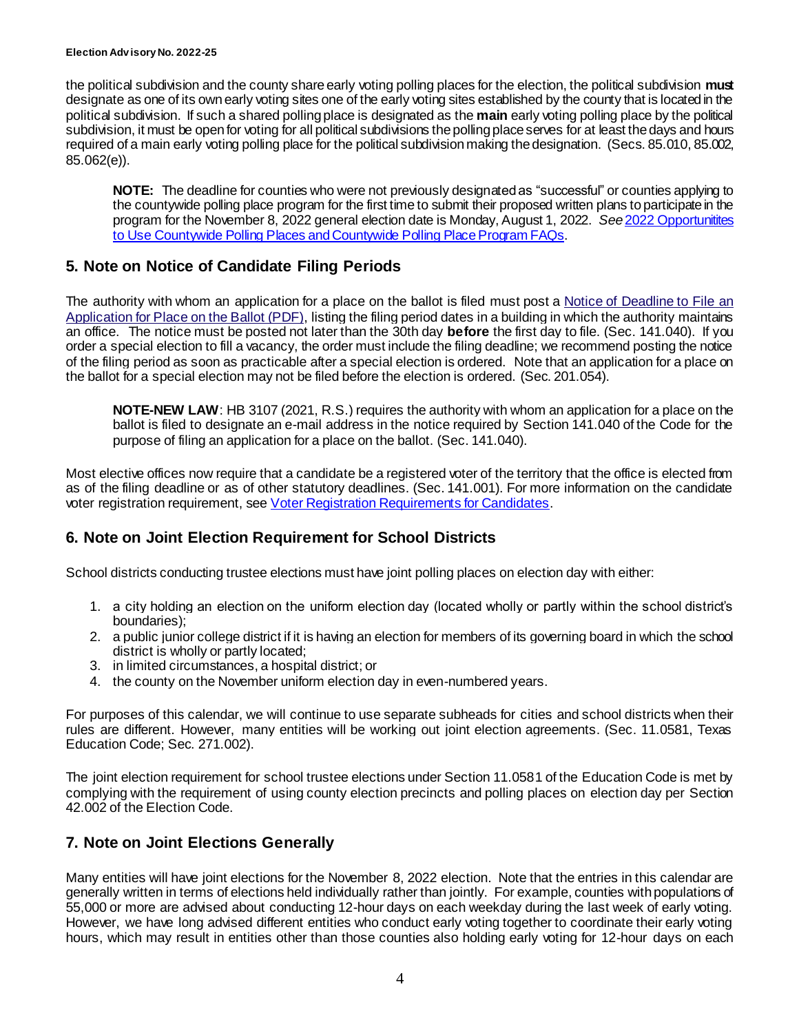the political subdivision and the county share early voting polling places for the election, the political subdivision **must** designate as one of its own early voting sites one of the early voting sites established by the county that is located in the political subdivision. If such a shared polling place is designated as the **main** early voting polling place by the political subdivision, it must be open for voting for all political subdivisions the polling place serves for at least the days and hours required of a main early voting polling place for the political subdivision making the designation. (Secs. 85.010, 85.002, 85.062(e)).

> **NOTE:** The deadline for counties who were not previously designated as "successful" or counties applying to the countywide polling place program for the first time to submit their proposed written plans to participate in the program for the November 8, 2022 general election date is Monday, August 1, 2022. *See* [2022 Opportunitites to Use Countywide Polling Places and Countywide Polling Place Program FAQs](#).

## 5. Note on Notice of Candidate Filing Periods

The authority with whom an application for a place on the ballot is filed must post a [Notice of Deadline to File an Application for Place on the Ballot (PDF)](#), listing the filing period dates in a building in which the authority maintains an office. The notice must be posted not later than the 30th day **before** the first day to file. (Sec. 141.040). If you order a special election to fill a vacancy, the order must include the filing deadline; we recommend posting the notice of the filing period as soon as practicable after a special election is ordered. Note that an application for a place on the ballot for a special election may not be filed before the election is ordered. (Sec. 201.054).

> **NOTE-NEW LAW**: HB 3107 (2021, R.S.) requires the authority with whom an application for a place on the ballot is filed to designate an e-mail address in the notice required by Section 141.040 of the Code for the purpose of filing an application for a place on the ballot. (Sec. 141.040).

Most elective offices now require that a candidate be a registered voter of the territory that the office is elected from as of the filing deadline or as of other statutory deadlines. (Sec. 141.001). For more information on the candidate voter registration requirement, see [Voter Registration Requirements for Candidates](#).

## 6. Note on Joint Election Requirement for School Districts

School districts conducting trustee elections must have joint polling places on election day with either:

1. a city holding an election on the uniform election day (located wholly or partly within the school district's boundaries);
2. a public junior college district if it is having an election for members of its governing board in which the school district is wholly or partly located;
3. in limited circumstances, a hospital district; or
4. the county on the November uniform election day in even-numbered years.

For purposes of this calendar, we will continue to use separate subheads for cities and school districts when their rules are different. However, many entities will be working out joint election agreements. (Sec. 11.0581, Texas Education Code; Sec. 271.002).

The joint election requirement for school trustee elections under Section 11.0581 of the Education Code is met by complying with the requirement of using county election precincts and polling places on election day per Section 42.002 of the Election Code.

## 7. Note on Joint Elections Generally

Many entities will have joint elections for the November 8, 2022 election. Note that the entries in this calendar are generally written in terms of elections held individually rather than jointly. For example, counties with populations of 55,000 or more are advised about conducting 12-hour days on each weekday during the last week of early voting. However, we have long advised different entities who conduct early voting together to coordinate their early voting hours, which may result in entities other than those counties also holding early voting for 12-hour days on each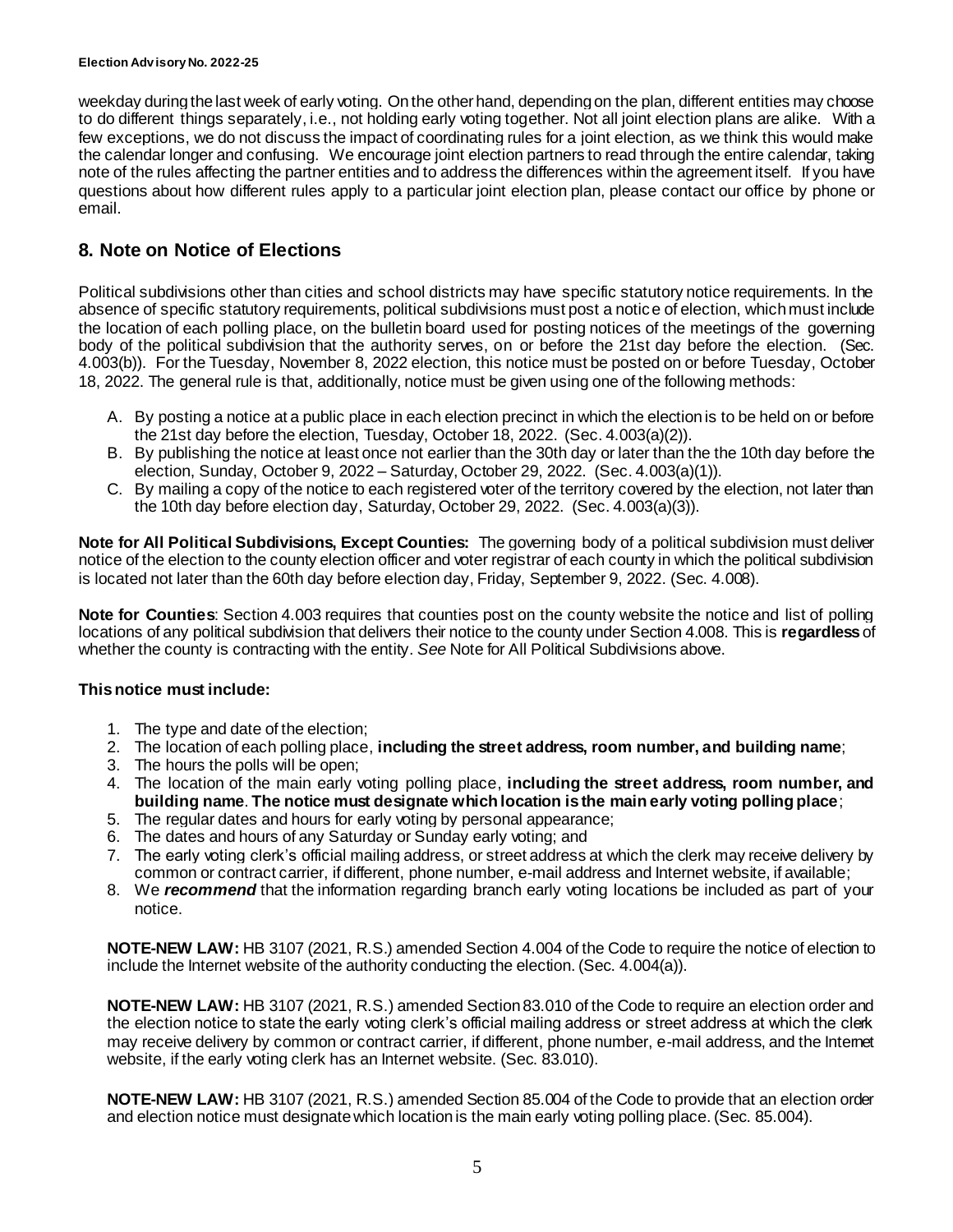weekday during the last week of early voting. On the other hand, depending on the plan, different entities may choose to do different things separately, i.e., not holding early voting together. Not all joint election plans are alike. With a few exceptions, we do not discuss the impact of coordinating rules for a joint election, as we think this would make the calendar longer and confusing. We encourage joint election partners to read through the entire calendar, taking note of the rules affecting the partner entities and to address the differences within the agreement itself. If you have questions about how different rules apply to a particular joint election plan, please contact our office by phone or email.

## 8. Note on Notice of Elections

Political subdivisions other than cities and school districts may have specific statutory notice requirements. In the absence of specific statutory requirements, political subdivisions must post a notice of election, which must include the location of each polling place, on the bulletin board used for posting notices of the meetings of the governing body of the political subdivision that the authority serves, on or before the 21st day before the election. (Sec. 4.003(b)). For the Tuesday, November 8, 2022 election, this notice must be posted on or before Tuesday, October 18, 2022. The general rule is that, additionally, notice must be given using one of the following methods:

A. By posting a notice at a public place in each election precinct in which the election is to be held on or before the 21st day before the election, Tuesday, October 18, 2022. (Sec. 4.003(a)(2)).
B. By publishing the notice at least once not earlier than the 30th day or later than the the 10th day before the election, Sunday, October 9, 2022 – Saturday, October 29, 2022. (Sec. 4.003(a)(1)).
C. By mailing a copy of the notice to each registered voter of the territory covered by the election, not later than the 10th day before election day, Saturday, October 29, 2022. (Sec. 4.003(a)(3)).

**Note for All Political Subdivisions, Except Counties:** The governing body of a political subdivision must deliver notice of the election to the county election officer and voter registrar of each county in which the political subdivision is located not later than the 60th day before election day, Friday, September 9, 2022. (Sec. 4.008).

**Note for Counties**: Section 4.003 requires that counties post on the county website the notice and list of polling locations of any political subdivision that delivers their notice to the county under Section 4.008. This is **regardless** of whether the county is contracting with the entity. *See* Note for All Political Subdivisions above.

**This notice must include:**

1. The type and date of the election;
2. The location of each polling place, **including the street address, room number, and building name**;
3. The hours the polls will be open;
4. The location of the main early voting polling place, **including the street address, room number, and building name**. **The notice must designate which location is the main early voting polling place**;
5. The regular dates and hours for early voting by personal appearance;
6. The dates and hours of any Saturday or Sunday early voting; and
7. The early voting clerk's official mailing address, or street address at which the clerk may receive delivery by common or contract carrier, if different, phone number, e-mail address and Internet website, if available;
8. We ***recommend*** that the information regarding branch early voting locations be included as part of your notice.

**NOTE-NEW LAW:** HB 3107 (2021, R.S.) amended Section 4.004 of the Code to require the notice of election to include the Internet website of the authority conducting the election. (Sec. 4.004(a)).

**NOTE-NEW LAW:** HB 3107 (2021, R.S.) amended Section 83.010 of the Code to require an election order and the election notice to state the early voting clerk's official mailing address or street address at which the clerk may receive delivery by common or contract carrier, if different, phone number, e-mail address, and the Internet website, if the early voting clerk has an Internet website. (Sec. 83.010).

**NOTE-NEW LAW:** HB 3107 (2021, R.S.) amended Section 85.004 of the Code to provide that an election order and election notice must designate which location is the main early voting polling place. (Sec. 85.004).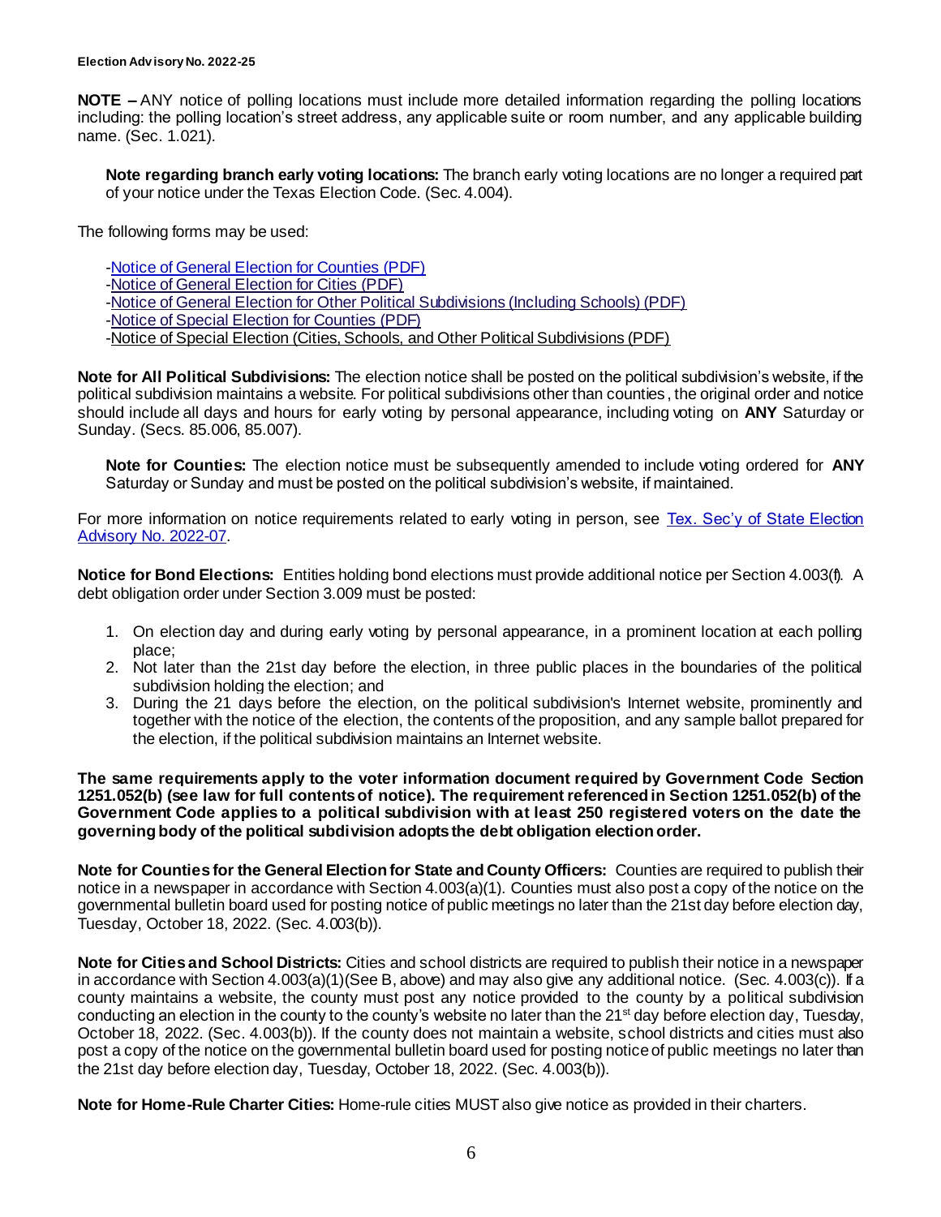**NOTE –** ANY notice of polling locations must include more detailed information regarding the polling locations including: the polling location's street address, any applicable suite or room number, and any applicable building name. (Sec. 1.021).

> **Note regarding branch early voting locations:** The branch early voting locations are no longer a required part of your notice under the Texas Election Code. (Sec. 4.004).

The following forms may be used:

- Notice of General Election for Counties (PDF)
- Notice of General Election for Cities (PDF)
- Notice of General Election for Other Political Subdivisions (Including Schools) (PDF)
- Notice of Special Election for Counties (PDF)
- Notice of Special Election (Cities, Schools, and Other Political Subdivisions (PDF)

**Note for All Political Subdivisions:** The election notice shall be posted on the political subdivision's website, if the political subdivision maintains a website. For political subdivisions other than counties, the original order and notice should include all days and hours for early voting by personal appearance, including voting on **ANY** Saturday or Sunday. (Secs. 85.006, 85.007).

> **Note for Counties:** The election notice must be subsequently amended to include voting ordered for **ANY** Saturday or Sunday and must be posted on the political subdivision's website, if maintained.

For more information on notice requirements related to early voting in person, see Tex. Sec'y of State Election Advisory No. 2022-07.

**Notice for Bond Elections:** Entities holding bond elections must provide additional notice per Section 4.003(f). A debt obligation order under Section 3.009 must be posted:

1. On election day and during early voting by personal appearance, in a prominent location at each polling place;
2. Not later than the 21st day before the election, in three public places in the boundaries of the political subdivision holding the election; and
3. During the 21 days before the election, on the political subdivision's Internet website, prominently and together with the notice of the election, the contents of the proposition, and any sample ballot prepared for the election, if the political subdivision maintains an Internet website.

**The same requirements apply to the voter information document required by Government Code Section 1251.052(b) (see law for full contents of notice). The requirement referenced in Section 1251.052(b) of the Government Code applies to a political subdivision with at least 250 registered voters on the date the governing body of the political subdivision adopts the debt obligation election order.**

**Note for Counties for the General Election for State and County Officers:** Counties are required to publish their notice in a newspaper in accordance with Section 4.003(a)(1). Counties must also post a copy of the notice on the governmental bulletin board used for posting notice of public meetings no later than the 21st day before election day, Tuesday, October 18, 2022. (Sec. 4.003(b)).

**Note for Cities and School Districts:** Cities and school districts are required to publish their notice in a newspaper in accordance with Section 4.003(a)(1)(See B, above) and may also give any additional notice. (Sec. 4.003(c)). If a county maintains a website, the county must post any notice provided to the county by a political subdivision conducting an election in the county to the county's website no later than the 21st day before election day, Tuesday, October 18, 2022. (Sec. 4.003(b)). If the county does not maintain a website, school districts and cities must also post a copy of the notice on the governmental bulletin board used for posting notice of public meetings no later than the 21st day before election day, Tuesday, October 18, 2022. (Sec. 4.003(b)).

**Note for Home-Rule Charter Cities:** Home-rule cities MUST also give notice as provided in their charters.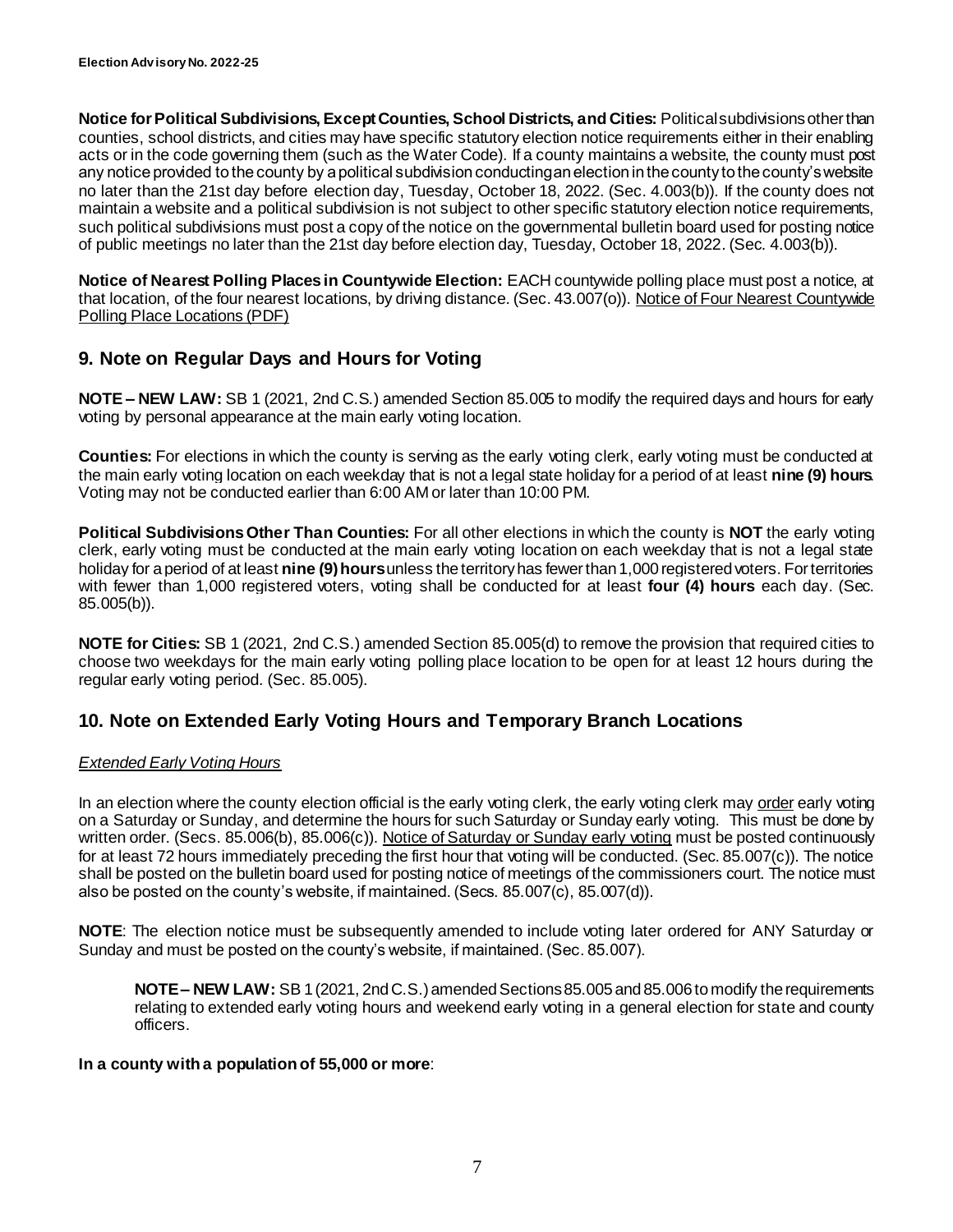**Notice for Political Subdivisions, Except Counties, School Districts, and Cities:** Political subdivisions other than counties, school districts, and cities may have specific statutory election notice requirements either in their enabling acts or in the code governing them (such as the Water Code). If a county maintains a website, the county must post any notice provided to the county by a political subdivision conducting an election in the county to the county's website no later than the 21st day before election day, Tuesday, October 18, 2022. (Sec. 4.003(b)). If the county does not maintain a website and a political subdivision is not subject to other specific statutory election notice requirements, such political subdivisions must post a copy of the notice on the governmental bulletin board used for posting notice of public meetings no later than the 21st day before election day, Tuesday, October 18, 2022. (Sec. 4.003(b)).

**Notice of Nearest Polling Places in Countywide Election:** EACH countywide polling place must post a notice, at that location, of the four nearest locations, by driving distance. (Sec. 43.007(o)). Notice of Four Nearest Countywide Polling Place Locations (PDF)

## 9. Note on Regular Days and Hours for Voting

**NOTE – NEW LAW:** SB 1 (2021, 2nd C.S.) amended Section 85.005 to modify the required days and hours for early voting by personal appearance at the main early voting location.

**Counties:** For elections in which the county is serving as the early voting clerk, early voting must be conducted at the main early voting location on each weekday that is not a legal state holiday for a period of at least **nine (9) hours**. Voting may not be conducted earlier than 6:00 AM or later than 10:00 PM.

**Political Subdivisions Other Than Counties:** For all other elections in which the county is **NOT** the early voting clerk, early voting must be conducted at the main early voting location on each weekday that is not a legal state holiday for a period of at least **nine (9) hours** unless the territory has fewer than 1,000 registered voters. For territories with fewer than 1,000 registered voters, voting shall be conducted for at least **four (4) hours** each day. (Sec. 85.005(b)).

**NOTE for Cities:** SB 1 (2021, 2nd C.S.) amended Section 85.005(d) to remove the provision that required cities to choose two weekdays for the main early voting polling place location to be open for at least 12 hours during the regular early voting period. (Sec. 85.005).

## 10. Note on Extended Early Voting Hours and Temporary Branch Locations

*Extended Early Voting Hours*

In an election where the county election official is the early voting clerk, the early voting clerk may order early voting on a Saturday or Sunday, and determine the hours for such Saturday or Sunday early voting. This must be done by written order. (Secs. 85.006(b), 85.006(c)). Notice of Saturday or Sunday early voting must be posted continuously for at least 72 hours immediately preceding the first hour that voting will be conducted. (Sec. 85.007(c)). The notice shall be posted on the bulletin board used for posting notice of meetings of the commissioners court. The notice must also be posted on the county's website, if maintained. (Secs. 85.007(c), 85.007(d)).

**NOTE**: The election notice must be subsequently amended to include voting later ordered for ANY Saturday or Sunday and must be posted on the county's website, if maintained. (Sec. 85.007).

> **NOTE – NEW LAW:** SB 1 (2021, 2nd C.S.) amended Sections 85.005 and 85.006 to modify the requirements relating to extended early voting hours and weekend early voting in a general election for state and county officers.

**In a county with a population of 55,000 or more**: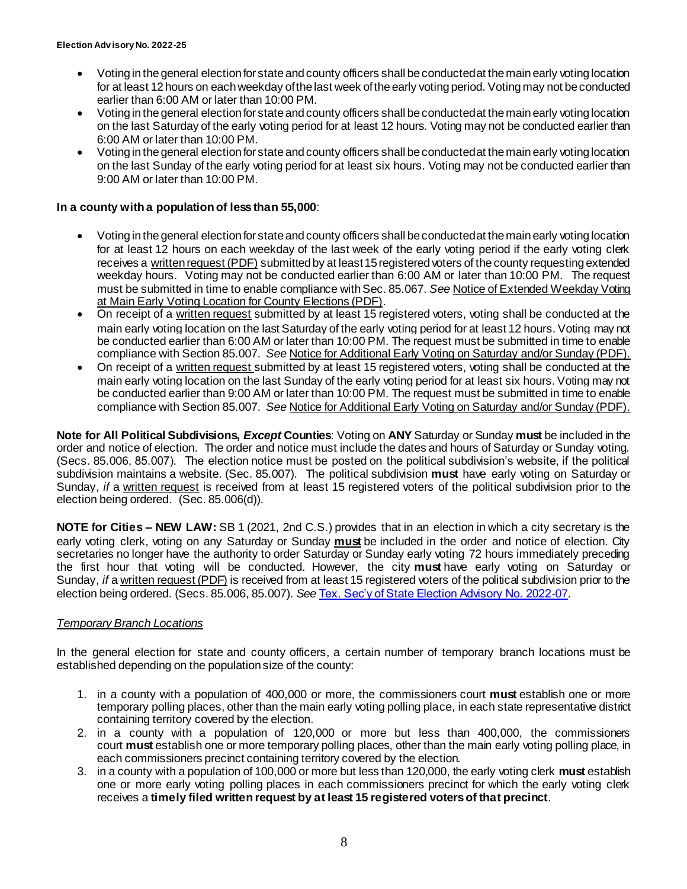- Voting in the general election for state and county officers shall be conducted at the main early voting location for at least 12 hours on each weekday of the last week of the early voting period. Voting may not be conducted earlier than 6:00 AM or later than 10:00 PM.
- Voting in the general election for state and county officers shall be conducted at the main early voting location on the last Saturday of the early voting period for at least 12 hours. Voting may not be conducted earlier than 6:00 AM or later than 10:00 PM.
- Voting in the general election for state and county officers shall be conducted at the main early voting location on the last Sunday of the early voting period for at least six hours. Voting may not be conducted earlier than 9:00 AM or later than 10:00 PM.

**In a county with a population of less than 55,000**:

- Voting in the general election for state and county officers shall be conducted at the main early voting location for at least 12 hours on each weekday of the last week of the early voting period if the early voting clerk receives a written request (PDF) submitted by at least 15 registered voters of the county requesting extended weekday hours. Voting may not be conducted earlier than 6:00 AM or later than 10:00 PM. The request must be submitted in time to enable compliance with Sec. 85.067. *See* Notice of Extended Weekday Voting at Main Early Voting Location for County Elections (PDF).
- On receipt of a written request submitted by at least 15 registered voters, voting shall be conducted at the main early voting location on the last Saturday of the early voting period for at least 12 hours. Voting may not be conducted earlier than 6:00 AM or later than 10:00 PM. The request must be submitted in time to enable compliance with Section 85.007. *See* Notice for Additional Early Voting on Saturday and/or Sunday (PDF).
- On receipt of a written request submitted by at least 15 registered voters, voting shall be conducted at the main early voting location on the last Sunday of the early voting period for at least six hours. Voting may not be conducted earlier than 9:00 AM or later than 10:00 PM. The request must be submitted in time to enable compliance with Section 85.007. *See* Notice for Additional Early Voting on Saturday and/or Sunday (PDF).

**Note for All Political Subdivisions, *Except* Counties**: Voting on **ANY** Saturday or Sunday **must** be included in the order and notice of election. The order and notice must include the dates and hours of Saturday or Sunday voting. (Secs. 85.006, 85.007). The election notice must be posted on the political subdivision's website, if the political subdivision maintains a website. (Sec. 85.007). The political subdivision **must** have early voting on Saturday or Sunday, *if* a written request is received from at least 15 registered voters of the political subdivision prior to the election being ordered. (Sec. 85.006(d)).

**NOTE for Cities – NEW LAW:** SB 1 (2021, 2nd C.S.) provides that in an election in which a city secretary is the early voting clerk, voting on any Saturday or Sunday **must** be included in the order and notice of election. City secretaries no longer have the authority to order Saturday or Sunday early voting 72 hours immediately preceding the first hour that voting will be conducted. However, the city **must** have early voting on Saturday or Sunday, *if* a written request (PDF) is received from at least 15 registered voters of the political subdivision prior to the election being ordered. (Secs. 85.006, 85.007). *See* Tex. Sec'y of State Election Advisory No. 2022-07.

*Temporary Branch Locations*

In the general election for state and county officers, a certain number of temporary branch locations must be established depending on the population size of the county:

1. in a county with a population of 400,000 or more, the commissioners court **must** establish one or more temporary polling places, other than the main early voting polling place, in each state representative district containing territory covered by the election.
2. in a county with a population of 120,000 or more but less than 400,000, the commissioners court **must** establish one or more temporary polling places, other than the main early voting polling place, in each commissioners precinct containing territory covered by the election.
3. in a county with a population of 100,000 or more but less than 120,000, the early voting clerk **must** establish one or more early voting polling places in each commissioners precinct for which the early voting clerk receives a **timely filed written request by at least 15 registered voters of that precinct**.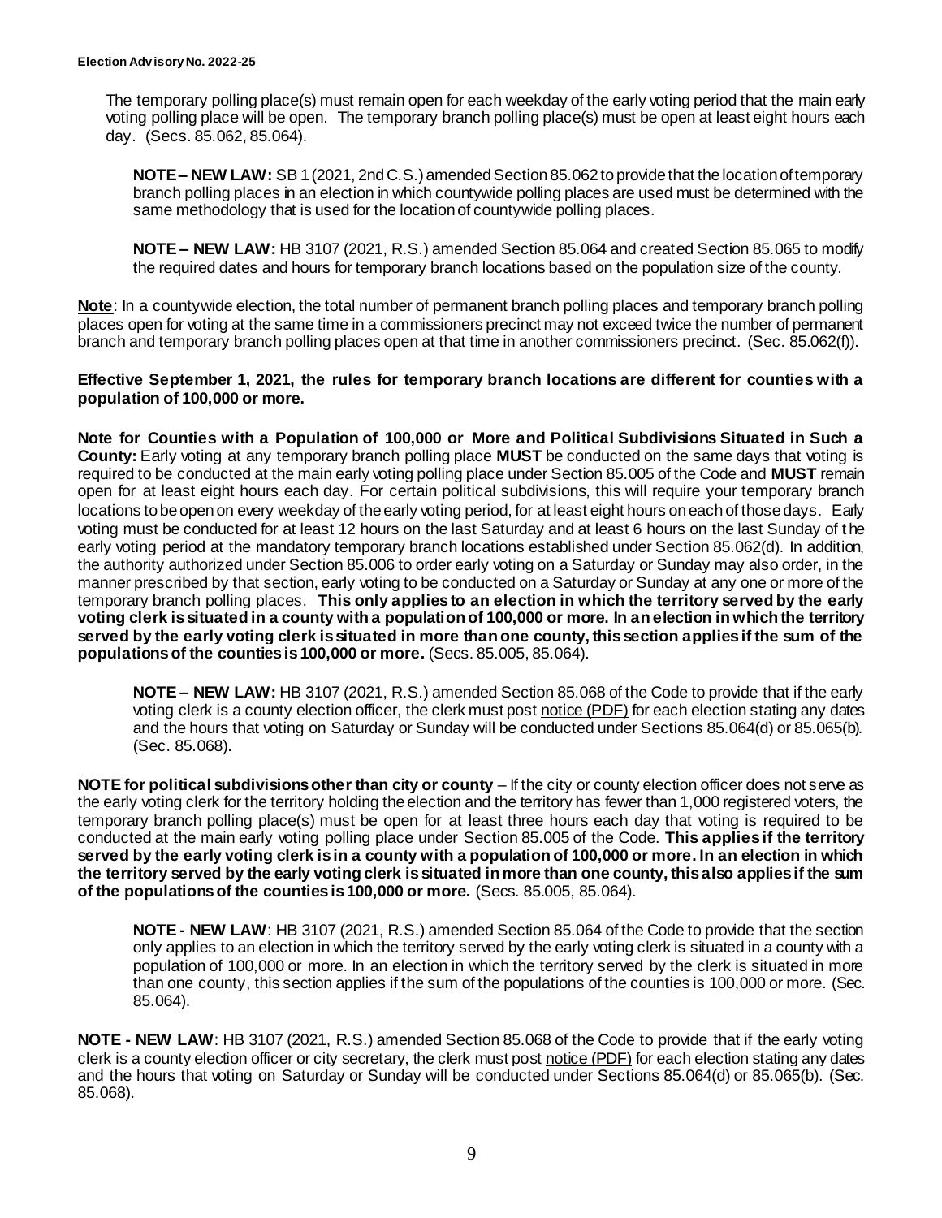The temporary polling place(s) must remain open for each weekday of the early voting period that the main early voting polling place will be open. The temporary branch polling place(s) must be open at least eight hours each day. (Secs. 85.062, 85.064).

> **NOTE – NEW LAW:** SB 1 (2021, 2nd C.S.) amended Section 85.062 to provide that the location of temporary branch polling places in an election in which countywide polling places are used must be determined with the same methodology that is used for the location of countywide polling places.

> **NOTE – NEW LAW:** HB 3107 (2021, R.S.) amended Section 85.064 and created Section 85.065 to modify the required dates and hours for temporary branch locations based on the population size of the county.

**Note**: In a countywide election, the total number of permanent branch polling places and temporary branch polling places open for voting at the same time in a commissioners precinct may not exceed twice the number of permanent branch and temporary branch polling places open at that time in another commissioners precinct. (Sec. 85.062(f)).

**Effective September 1, 2021, the rules for temporary branch locations are different for counties with a population of 100,000 or more.**

**Note for Counties with a Population of 100,000 or More and Political Subdivisions Situated in Such a County:** Early voting at any temporary branch polling place **MUST** be conducted on the same days that voting is required to be conducted at the main early voting polling place under Section 85.005 of the Code and **MUST** remain open for at least eight hours each day. For certain political subdivisions, this will require your temporary branch locations to be open on every weekday of the early voting period, for at least eight hours on each of those days. Early voting must be conducted for at least 12 hours on the last Saturday and at least 6 hours on the last Sunday of the early voting period at the mandatory temporary branch locations established under Section 85.062(d). In addition, the authority authorized under Section 85.006 to order early voting on a Saturday or Sunday may also order, in the manner prescribed by that section, early voting to be conducted on a Saturday or Sunday at any one or more of the temporary branch polling places. **This only applies to an election in which the territory served by the early voting clerk is situated in a county with a population of 100,000 or more. In an election in which the territory served by the early voting clerk is situated in more than one county, this section applies if the sum of the populations of the counties is 100,000 or more.** (Secs. 85.005, 85.064).

> **NOTE – NEW LAW:** HB 3107 (2021, R.S.) amended Section 85.068 of the Code to provide that if the early voting clerk is a county election officer, the clerk must post notice (PDF) for each election stating any dates and the hours that voting on Saturday or Sunday will be conducted under Sections 85.064(d) or 85.065(b). (Sec. 85.068).

**NOTE for political subdivisions other than city or county** – If the city or county election officer does not serve as the early voting clerk for the territory holding the election and the territory has fewer than 1,000 registered voters, the temporary branch polling place(s) must be open for at least three hours each day that voting is required to be conducted at the main early voting polling place under Section 85.005 of the Code. **This applies if the territory served by the early voting clerk is in a county with a population of 100,000 or more. In an election in which the territory served by the early voting clerk is situated in more than one county, this also applies if the sum of the populations of the counties is 100,000 or more.** (Secs. 85.005, 85.064).

> **NOTE - NEW LAW**: HB 3107 (2021, R.S.) amended Section 85.064 of the Code to provide that the section only applies to an election in which the territory served by the early voting clerk is situated in a county with a population of 100,000 or more. In an election in which the territory served by the clerk is situated in more than one county, this section applies if the sum of the populations of the counties is 100,000 or more. (Sec. 85.064).

**NOTE - NEW LAW**: HB 3107 (2021, R.S.) amended Section 85.068 of the Code to provide that if the early voting clerk is a county election officer or city secretary, the clerk must post notice (PDF) for each election stating any dates and the hours that voting on Saturday or Sunday will be conducted under Sections 85.064(d) or 85.065(b). (Sec. 85.068).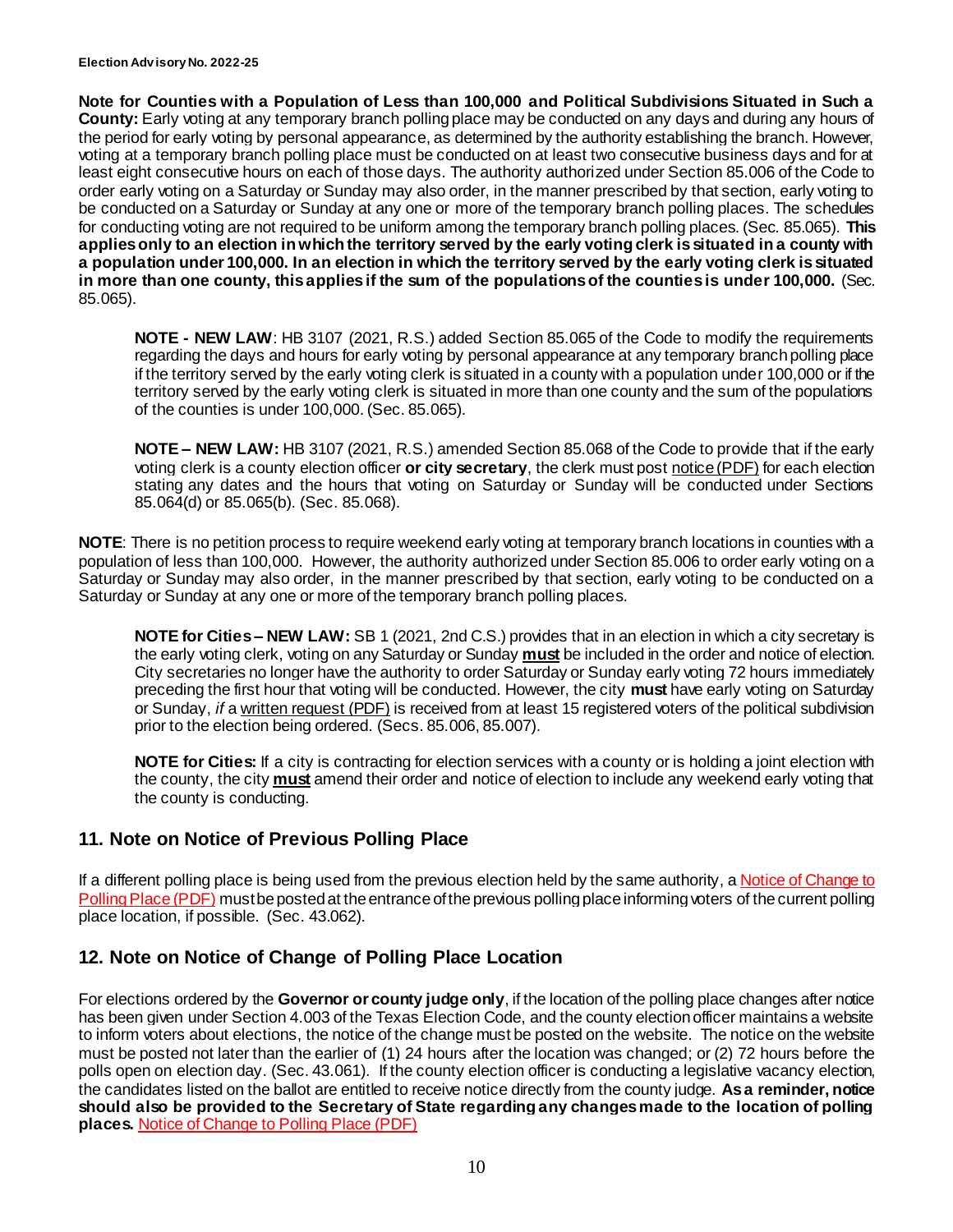**Note for Counties with a Population of Less than 100,000 and Political Subdivisions Situated in Such a County:** Early voting at any temporary branch polling place may be conducted on any days and during any hours of the period for early voting by personal appearance, as determined by the authority establishing the branch. However, voting at a temporary branch polling place must be conducted on at least two consecutive business days and for at least eight consecutive hours on each of those days. The authority authorized under Section 85.006 of the Code to order early voting on a Saturday or Sunday may also order, in the manner prescribed by that section, early voting to be conducted on a Saturday or Sunday at any one or more of the temporary branch polling places. The schedules for conducting voting are not required to be uniform among the temporary branch polling places. (Sec. 85.065). **This applies only to an election in which the territory served by the early voting clerk is situated in a county with a population under 100,000. In an election in which the territory served by the early voting clerk is situated in more than one county, this applies if the sum of the populations of the counties is under 100,000.** (Sec. 85.065).

> **NOTE - NEW LAW**: HB 3107 (2021, R.S.) added Section 85.065 of the Code to modify the requirements regarding the days and hours for early voting by personal appearance at any temporary branch polling place if the territory served by the early voting clerk is situated in a county with a population under 100,000 or if the territory served by the early voting clerk is situated in more than one county and the sum of the populations of the counties is under 100,000. (Sec. 85.065).
>
> **NOTE – NEW LAW:** HB 3107 (2021, R.S.) amended Section 85.068 of the Code to provide that if the early voting clerk is a county election officer **or city secretary**, the clerk must post notice (PDF) for each election stating any dates and the hours that voting on Saturday or Sunday will be conducted under Sections 85.064(d) or 85.065(b). (Sec. 85.068).

**NOTE**: There is no petition process to require weekend early voting at temporary branch locations in counties with a population of less than 100,000. However, the authority authorized under Section 85.006 to order early voting on a Saturday or Sunday may also order, in the manner prescribed by that section, early voting to be conducted on a Saturday or Sunday at any one or more of the temporary branch polling places.

> **NOTE for Cities – NEW LAW:** SB 1 (2021, 2nd C.S.) provides that in an election in which a city secretary is the early voting clerk, voting on any Saturday or Sunday **must** be included in the order and notice of election. City secretaries no longer have the authority to order Saturday or Sunday early voting 72 hours immediately preceding the first hour that voting will be conducted. However, the city **must** have early voting on Saturday or Sunday, *if* a written request (PDF) is received from at least 15 registered voters of the political subdivision prior to the election being ordered. (Secs. 85.006, 85.007).
>
> **NOTE for Cities:** If a city is contracting for election services with a county or is holding a joint election with the county, the city **must** amend their order and notice of election to include any weekend early voting that the county is conducting.

## 11. Note on Notice of Previous Polling Place

If a different polling place is being used from the previous election held by the same authority, a Notice of Change to Polling Place (PDF) must be posted at the entrance of the previous polling place informing voters of the current polling place location, if possible. (Sec. 43.062).

## 12. Note on Notice of Change of Polling Place Location

For elections ordered by the **Governor or county judge only**, if the location of the polling place changes after notice has been given under Section 4.003 of the Texas Election Code, and the county election officer maintains a website to inform voters about elections, the notice of the change must be posted on the website. The notice on the website must be posted not later than the earlier of (1) 24 hours after the location was changed; or (2) 72 hours before the polls open on election day. (Sec. 43.061). If the county election officer is conducting a legislative vacancy election, the candidates listed on the ballot are entitled to receive notice directly from the county judge. **As a reminder, notice should also be provided to the Secretary of State regarding any changes made to the location of polling places.** Notice of Change to Polling Place (PDF)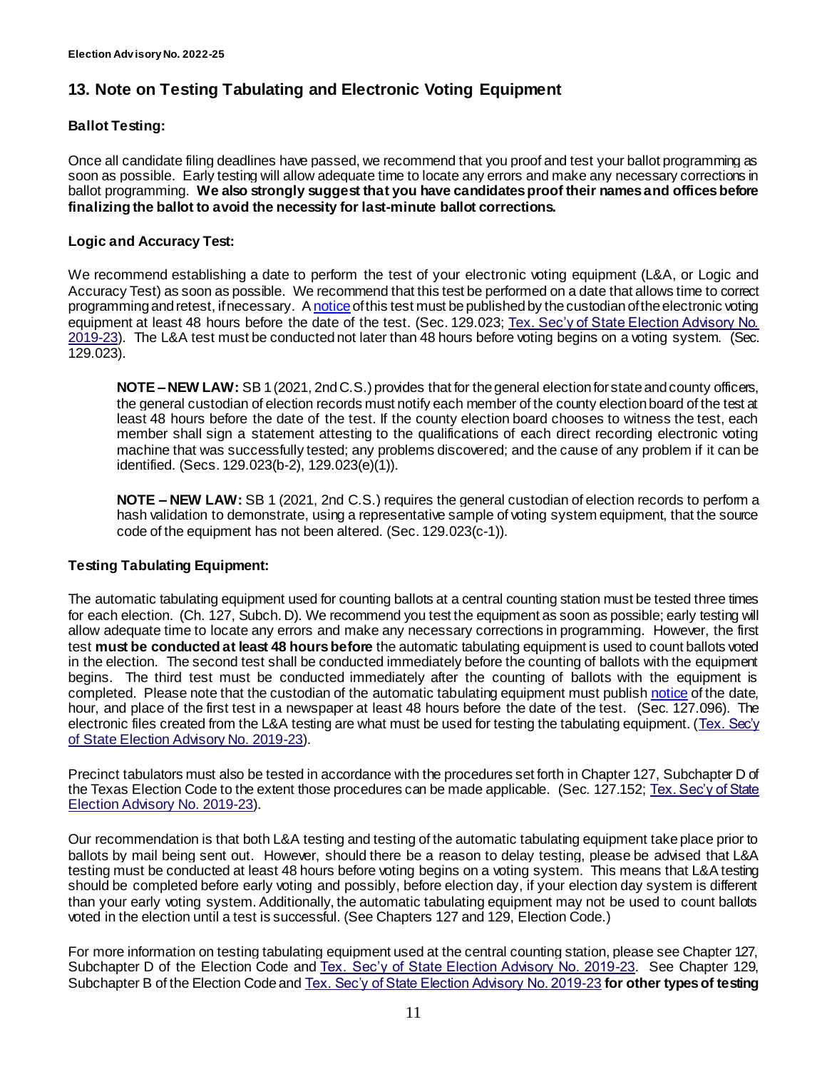## 13. Note on Testing Tabulating and Electronic Voting Equipment

### Ballot Testing:

Once all candidate filing deadlines have passed, we recommend that you proof and test your ballot programming as soon as possible. Early testing will allow adequate time to locate any errors and make any necessary corrections in ballot programming. **We also strongly suggest that you have candidates proof their names and offices before finalizing the ballot to avoid the necessity for last-minute ballot corrections.**

### Logic and Accuracy Test:

We recommend establishing a date to perform the test of your electronic voting equipment (L&A, or Logic and Accuracy Test) as soon as possible. We recommend that this test be performed on a date that allows time to correct programming and retest, if necessary. A notice of this test must be published by the custodian of the electronic voting equipment at least 48 hours before the date of the test. (Sec. 129.023; Tex. Sec'y of State Election Advisory No. 2019-23). The L&A test must be conducted not later than 48 hours before voting begins on a voting system. (Sec. 129.023).

> **NOTE – NEW LAW:** SB 1 (2021, 2nd C.S.) provides that for the general election for state and county officers, the general custodian of election records must notify each member of the county election board of the test at least 48 hours before the date of the test. If the county election board chooses to witness the test, each member shall sign a statement attesting to the qualifications of each direct recording electronic voting machine that was successfully tested; any problems discovered; and the cause of any problem if it can be identified. (Secs. 129.023(b-2), 129.023(e)(1)).
>
> **NOTE – NEW LAW:** SB 1 (2021, 2nd C.S.) requires the general custodian of election records to perform a hash validation to demonstrate, using a representative sample of voting system equipment, that the source code of the equipment has not been altered. (Sec. 129.023(c-1)).

### Testing Tabulating Equipment:

The automatic tabulating equipment used for counting ballots at a central counting station must be tested three times for each election. (Ch. 127, Subch. D). We recommend you test the equipment as soon as possible; early testing will allow adequate time to locate any errors and make any necessary corrections in programming. However, the first test **must be conducted at least 48 hours before** the automatic tabulating equipment is used to count ballots voted in the election. The second test shall be conducted immediately before the counting of ballots with the equipment begins. The third test must be conducted immediately after the counting of ballots with the equipment is completed. Please note that the custodian of the automatic tabulating equipment must publish notice of the date, hour, and place of the first test in a newspaper at least 48 hours before the date of the test. (Sec. 127.096). The electronic files created from the L&A testing are what must be used for testing the tabulating equipment. (Tex. Sec'y of State Election Advisory No. 2019-23).

Precinct tabulators must also be tested in accordance with the procedures set forth in Chapter 127, Subchapter D of the Texas Election Code to the extent those procedures can be made applicable. (Sec. 127.152; Tex. Sec'y of State Election Advisory No. 2019-23).

Our recommendation is that both L&A testing and testing of the automatic tabulating equipment take place prior to ballots by mail being sent out. However, should there be a reason to delay testing, please be advised that L&A testing must be conducted at least 48 hours before voting begins on a voting system. This means that L&A testing should be completed before early voting and possibly, before election day, if your election day system is different than your early voting system. Additionally, the automatic tabulating equipment may not be used to count ballots voted in the election until a test is successful. (See Chapters 127 and 129, Election Code.)

For more information on testing tabulating equipment used at the central counting station, please see Chapter 127, Subchapter D of the Election Code and Tex. Sec'y of State Election Advisory No. 2019-23. See Chapter 129, Subchapter B of the Election Code and Tex. Sec'y of State Election Advisory No. 2019-23 **for other types of testing**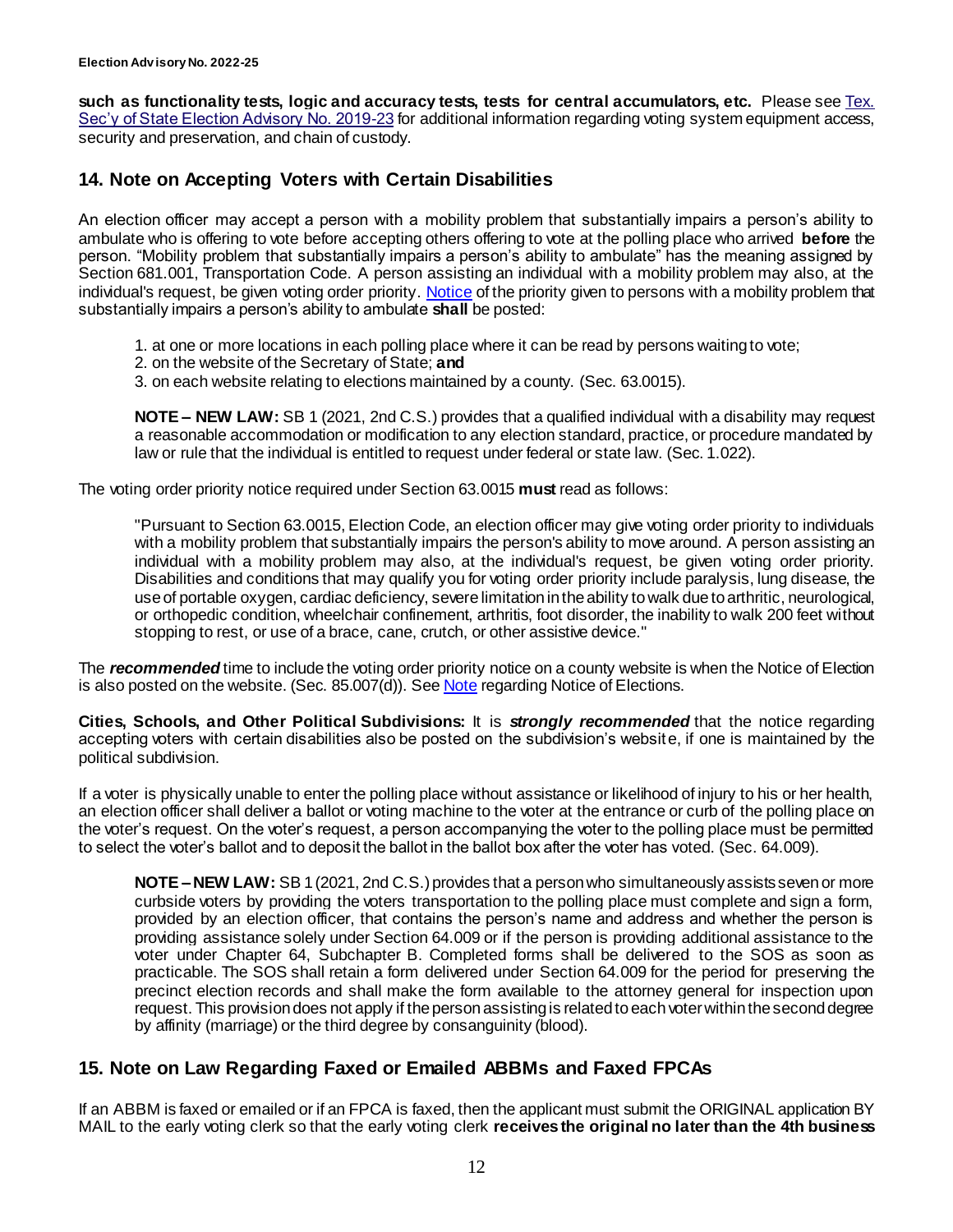**such as functionality tests, logic and accuracy tests, tests for central accumulators, etc.** Please see Tex. Sec'y of State Election Advisory No. 2019-23 for additional information regarding voting system equipment access, security and preservation, and chain of custody.

## 14. Note on Accepting Voters with Certain Disabilities

An election officer may accept a person with a mobility problem that substantially impairs a person's ability to ambulate who is offering to vote before accepting others offering to vote at the polling place who arrived **before** the person. "Mobility problem that substantially impairs a person's ability to ambulate" has the meaning assigned by Section 681.001, Transportation Code. A person assisting an individual with a mobility problem may also, at the individual's request, be given voting order priority. Notice of the priority given to persons with a mobility problem that substantially impairs a person's ability to ambulate **shall** be posted:

1. at one or more locations in each polling place where it can be read by persons waiting to vote;
2. on the website of the Secretary of State; **and**
3. on each website relating to elections maintained by a county. (Sec. 63.0015).

> **NOTE – NEW LAW:** SB 1 (2021, 2nd C.S.) provides that a qualified individual with a disability may request a reasonable accommodation or modification to any election standard, practice, or procedure mandated by law or rule that the individual is entitled to request under federal or state law. (Sec. 1.022).

The voting order priority notice required under Section 63.0015 **must** read as follows:

> "Pursuant to Section 63.0015, Election Code, an election officer may give voting order priority to individuals with a mobility problem that substantially impairs the person's ability to move around. A person assisting an individual with a mobility problem may also, at the individual's request, be given voting order priority. Disabilities and conditions that may qualify you for voting order priority include paralysis, lung disease, the use of portable oxygen, cardiac deficiency, severe limitation in the ability to walk due to arthritic, neurological, or orthopedic condition, wheelchair confinement, arthritis, foot disorder, the inability to walk 200 feet without stopping to rest, or use of a brace, cane, crutch, or other assistive device."

The ***recommended*** time to include the voting order priority notice on a county website is when the Notice of Election is also posted on the website. (Sec. 85.007(d)). See Note regarding Notice of Elections.

**Cities, Schools, and Other Political Subdivisions:** It is ***strongly recommended*** that the notice regarding accepting voters with certain disabilities also be posted on the subdivision's website, if one is maintained by the political subdivision.

If a voter is physically unable to enter the polling place without assistance or likelihood of injury to his or her health, an election officer shall deliver a ballot or voting machine to the voter at the entrance or curb of the polling place on the voter's request. On the voter's request, a person accompanying the voter to the polling place must be permitted to select the voter's ballot and to deposit the ballot in the ballot box after the voter has voted. (Sec. 64.009).

> **NOTE – NEW LAW:** SB 1 (2021, 2nd C.S.) provides that a person who simultaneously assists seven or more curbside voters by providing the voters transportation to the polling place must complete and sign a form, provided by an election officer, that contains the person's name and address and whether the person is providing assistance solely under Section 64.009 or if the person is providing additional assistance to the voter under Chapter 64, Subchapter B. Completed forms shall be delivered to the SOS as soon as practicable. The SOS shall retain a form delivered under Section 64.009 for the period for preserving the precinct election records and shall make the form available to the attorney general for inspection upon request. This provision does not apply if the person assisting is related to each voter within the second degree by affinity (marriage) or the third degree by consanguinity (blood).

## 15. Note on Law Regarding Faxed or Emailed ABBMs and Faxed FPCAs

If an ABBM is faxed or emailed or if an FPCA is faxed, then the applicant must submit the ORIGINAL application BY MAIL to the early voting clerk so that the early voting clerk **receives the original no later than the 4th business**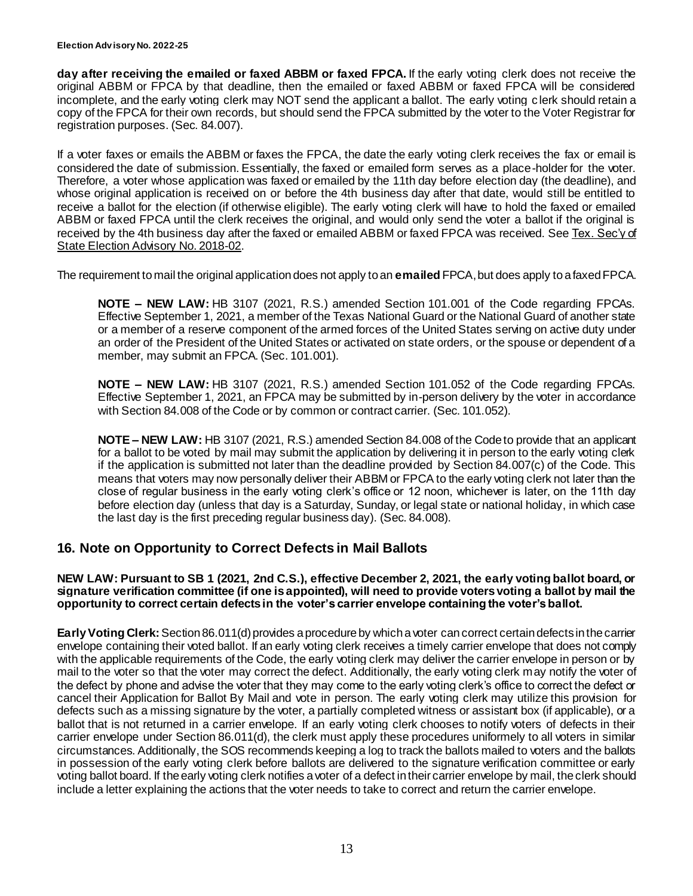**day after receiving the emailed or faxed ABBM or faxed FPCA.** If the early voting clerk does not receive the original ABBM or FPCA by that deadline, then the emailed or faxed ABBM or faxed FPCA will be considered incomplete, and the early voting clerk may NOT send the applicant a ballot. The early voting clerk should retain a copy of the FPCA for their own records, but should send the FPCA submitted by the voter to the Voter Registrar for registration purposes. (Sec. 84.007).

If a voter faxes or emails the ABBM or faxes the FPCA, the date the early voting clerk receives the fax or email is considered the date of submission. Essentially, the faxed or emailed form serves as a place-holder for the voter. Therefore, a voter whose application was faxed or emailed by the 11th day before election day (the deadline), and whose original application is received on or before the 4th business day after that date, would still be entitled to receive a ballot for the election (if otherwise eligible). The early voting clerk will have to hold the faxed or emailed ABBM or faxed FPCA until the clerk receives the original, and would only send the voter a ballot if the original is received by the 4th business day after the faxed or emailed ABBM or faxed FPCA was received. See Tex. Sec'y of State Election Advisory No. 2018-02.

The requirement to mail the original application does not apply to an **emailed** FPCA, but does apply to a faxed FPCA.

> **NOTE – NEW LAW:** HB 3107 (2021, R.S.) amended Section 101.001 of the Code regarding FPCAs. Effective September 1, 2021, a member of the Texas National Guard or the National Guard of another state or a member of a reserve component of the armed forces of the United States serving on active duty under an order of the President of the United States or activated on state orders, or the spouse or dependent of a member, may submit an FPCA. (Sec. 101.001).
>
> **NOTE – NEW LAW:** HB 3107 (2021, R.S.) amended Section 101.052 of the Code regarding FPCAs. Effective September 1, 2021, an FPCA may be submitted by in-person delivery by the voter in accordance with Section 84.008 of the Code or by common or contract carrier. (Sec. 101.052).
>
> **NOTE – NEW LAW:** HB 3107 (2021, R.S.) amended Section 84.008 of the Code to provide that an applicant for a ballot to be voted by mail may submit the application by delivering it in person to the early voting clerk if the application is submitted not later than the deadline provided by Section 84.007(c) of the Code. This means that voters may now personally deliver their ABBM or FPCA to the early voting clerk not later than the close of regular business in the early voting clerk's office or 12 noon, whichever is later, on the 11th day before election day (unless that day is a Saturday, Sunday, or legal state or national holiday, in which case the last day is the first preceding regular business day). (Sec. 84.008).

## 16. Note on Opportunity to Correct Defects in Mail Ballots

**NEW LAW: Pursuant to SB 1 (2021, 2nd C.S.), effective December 2, 2021, the early voting ballot board, or signature verification committee (if one is appointed), will need to provide voters voting a ballot by mail the opportunity to correct certain defects in the voter's carrier envelope containing the voter's ballot.**

**Early Voting Clerk:** Section 86.011(d) provides a procedure by which a voter can correct certain defects in the carrier envelope containing their voted ballot. If an early voting clerk receives a timely carrier envelope that does not comply with the applicable requirements of the Code, the early voting clerk may deliver the carrier envelope in person or by mail to the voter so that the voter may correct the defect. Additionally, the early voting clerk may notify the voter of the defect by phone and advise the voter that they may come to the early voting clerk's office to correct the defect or cancel their Application for Ballot By Mail and vote in person. The early voting clerk may utilize this provision for defects such as a missing signature by the voter, a partially completed witness or assistant box (if applicable), or a ballot that is not returned in a carrier envelope. If an early voting clerk chooses to notify voters of defects in their carrier envelope under Section 86.011(d), the clerk must apply these procedures uniformely to all voters in similar circumstances. Additionally, the SOS recommends keeping a log to track the ballots mailed to voters and the ballots in possession of the early voting clerk before ballots are delivered to the signature verification committee or early voting ballot board. If the early voting clerk notifies a voter of a defect in their carrier envelope by mail, the clerk should include a letter explaining the actions that the voter needs to take to correct and return the carrier envelope.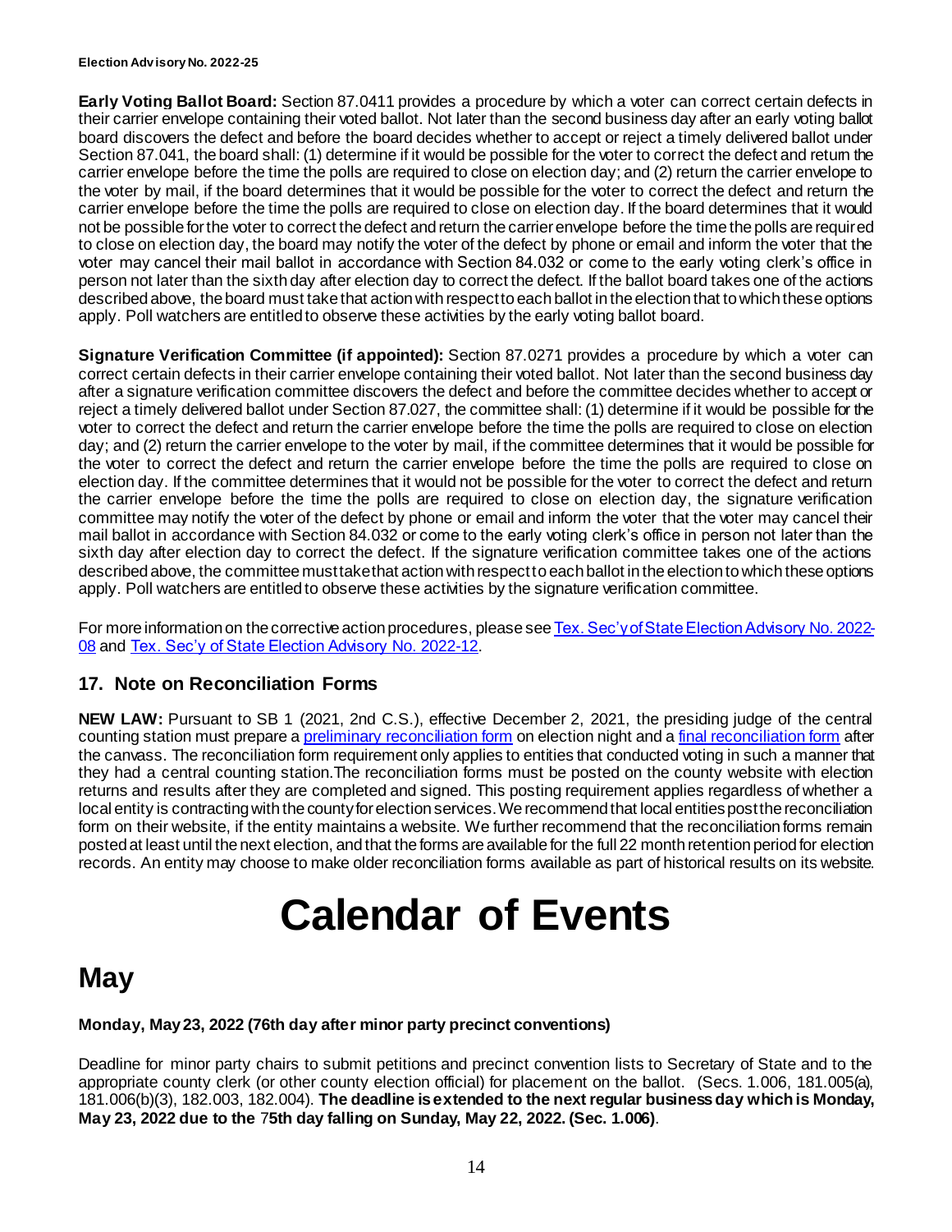**Early Voting Ballot Board:** Section 87.0411 provides a procedure by which a voter can correct certain defects in their carrier envelope containing their voted ballot. Not later than the second business day after an early voting ballot board discovers the defect and before the board decides whether to accept or reject a timely delivered ballot under Section 87.041, the board shall: (1) determine if it would be possible for the voter to correct the defect and return the carrier envelope before the time the polls are required to close on election day; and (2) return the carrier envelope to the voter by mail, if the board determines that it would be possible for the voter to correct the defect and return the carrier envelope before the time the polls are required to close on election day. If the board determines that it would not be possible for the voter to correct the defect and return the carrier envelope before the time the polls are required to close on election day, the board may notify the voter of the defect by phone or email and inform the voter that the voter may cancel their mail ballot in accordance with Section 84.032 or come to the early voting clerk's office in person not later than the sixth day after election day to correct the defect. If the ballot board takes one of the actions described above, the board must take that action with respect to each ballot in the election that to which these options apply. Poll watchers are entitled to observe these activities by the early voting ballot board.

**Signature Verification Committee (if appointed):** Section 87.0271 provides a procedure by which a voter can correct certain defects in their carrier envelope containing their voted ballot. Not later than the second business day after a signature verification committee discovers the defect and before the committee decides whether to accept or reject a timely delivered ballot under Section 87.027, the committee shall: (1) determine if it would be possible for the voter to correct the defect and return the carrier envelope before the time the polls are required to close on election day; and (2) return the carrier envelope to the voter by mail, if the committee determines that it would be possible for the voter to correct the defect and return the carrier envelope before the time the polls are required to close on election day. If the committee determines that it would not be possible for the voter to correct the defect and return the carrier envelope before the time the polls are required to close on election day, the signature verification committee may notify the voter of the defect by phone or email and inform the voter that the voter may cancel their mail ballot in accordance with Section 84.032 or come to the early voting clerk's office in person not later than the sixth day after election day to correct the defect. If the signature verification committee takes one of the actions described above, the committee must take that action with respect to each ballot in the election to which these options apply. Poll watchers are entitled to observe these activities by the signature verification committee.

For more information on the corrective action procedures, please see Tex. Sec'y of State Election Advisory No. 2022-08 and Tex. Sec'y of State Election Advisory No. 2022-12.

## 17. Note on Reconciliation Forms

**NEW LAW:** Pursuant to SB 1 (2021, 2nd C.S.), effective December 2, 2021, the presiding judge of the central counting station must prepare a preliminary reconciliation form on election night and a final reconciliation form after the canvass. The reconciliation form requirement only applies to entities that conducted voting in such a manner that they had a central counting station.The reconciliation forms must be posted on the county website with election returns and results after they are completed and signed. This posting requirement applies regardless of whether a local entity is contracting with the county for election services. We recommend that local entities post the reconciliation form on their website, if the entity maintains a website. We further recommend that the reconciliation forms remain posted at least until the next election, and that the forms are available for the full 22 month retention period for election records. An entity may choose to make older reconciliation forms available as part of historical results on its website.

# Calendar of Events

# May

**Monday, May 23, 2022 (76th day after minor party precinct conventions)**

Deadline for minor party chairs to submit petitions and precinct convention lists to Secretary of State and to the appropriate county clerk (or other county election official) for placement on the ballot. (Secs. 1.006, 181.005(a), 181.006(b)(3), 182.003, 182.004). **The deadline is extended to the next regular business day which is Monday, May 23, 2022 due to the 75th day falling on Sunday, May 22, 2022. (Sec. 1.006)**.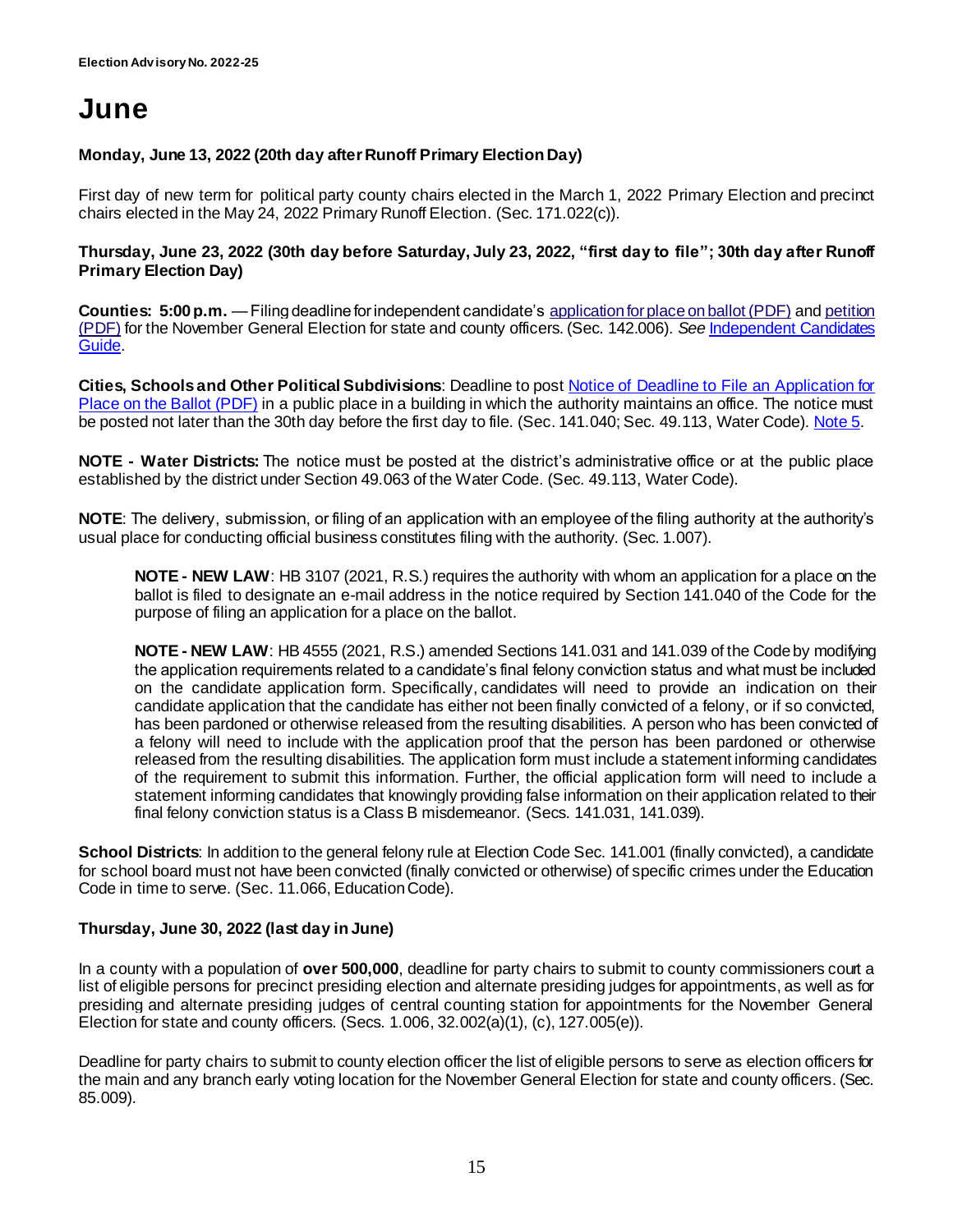# June

**Monday, June 13, 2022 (20th day after Runoff Primary Election Day)**

First day of new term for political party county chairs elected in the March 1, 2022 Primary Election and precinct chairs elected in the May 24, 2022 Primary Runoff Election. (Sec. 171.022(c)).

**Thursday, June 23, 2022 (30th day before Saturday, July 23, 2022, "first day to file"; 30th day after Runoff Primary Election Day)**

**Counties: 5:00 p.m.** — Filing deadline for independent candidate's application for place on ballot (PDF) and petition (PDF) for the November General Election for state and county officers. (Sec. 142.006). *See* Independent Candidates Guide.

**Cities, Schools and Other Political Subdivisions**: Deadline to post Notice of Deadline to File an Application for Place on the Ballot (PDF) in a public place in a building in which the authority maintains an office. The notice must be posted not later than the 30th day before the first day to file. (Sec. 141.040; Sec. 49.113, Water Code). Note 5.

**NOTE - Water Districts:** The notice must be posted at the district's administrative office or at the public place established by the district under Section 49.063 of the Water Code. (Sec. 49.113, Water Code).

**NOTE**: The delivery, submission, or filing of an application with an employee of the filing authority at the authority's usual place for conducting official business constitutes filing with the authority. (Sec. 1.007).

> **NOTE - NEW LAW**: HB 3107 (2021, R.S.) requires the authority with whom an application for a place on the ballot is filed to designate an e-mail address in the notice required by Section 141.040 of the Code for the purpose of filing an application for a place on the ballot.
>
> **NOTE - NEW LAW**: HB 4555 (2021, R.S.) amended Sections 141.031 and 141.039 of the Code by modifying the application requirements related to a candidate's final felony conviction status and what must be included on the candidate application form. Specifically, candidates will need to provide an indication on their candidate application that the candidate has either not been finally convicted of a felony, or if so convicted, has been pardoned or otherwise released from the resulting disabilities. A person who has been convicted of a felony will need to include with the application proof that the person has been pardoned or otherwise released from the resulting disabilities. The application form must include a statement informing candidates of the requirement to submit this information. Further, the official application form will need to include a statement informing candidates that knowingly providing false information on their application related to their final felony conviction status is a Class B misdemeanor. (Secs. 141.031, 141.039).

**School Districts**: In addition to the general felony rule at Election Code Sec. 141.001 (finally convicted), a candidate for school board must not have been convicted (finally convicted or otherwise) of specific crimes under the Education Code in time to serve. (Sec. 11.066, Education Code).

**Thursday, June 30, 2022 (last day in June)**

In a county with a population of **over 500,000**, deadline for party chairs to submit to county commissioners court a list of eligible persons for precinct presiding election and alternate presiding judges for appointments, as well as for presiding and alternate presiding judges of central counting station for appointments for the November General Election for state and county officers. (Secs. 1.006, 32.002(a)(1), (c), 127.005(e)).

Deadline for party chairs to submit to county election officer the list of eligible persons to serve as election officers for the main and any branch early voting location for the November General Election for state and county officers. (Sec. 85.009).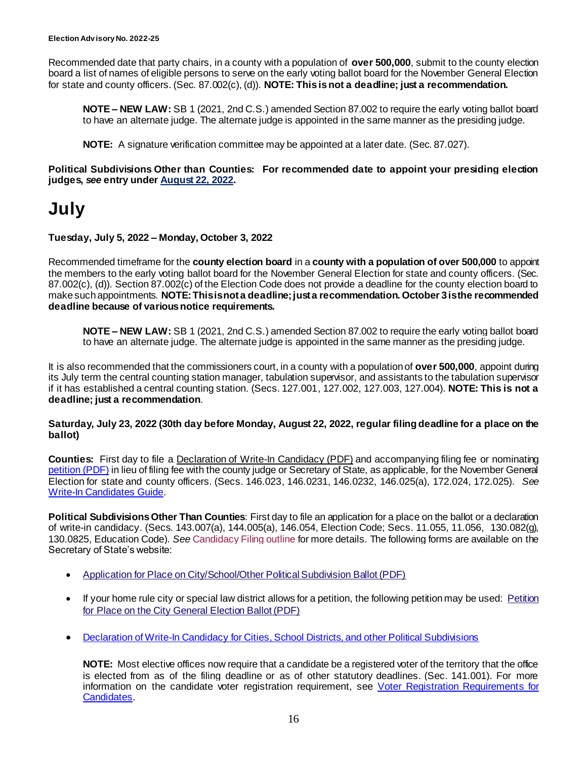Recommended date that party chairs, in a county with a population of **over 500,000**, submit to the county election board a list of names of eligible persons to serve on the early voting ballot board for the November General Election for state and county officers. (Sec. 87.002(c), (d)). **NOTE: This is not a deadline; just a recommendation.**

> **NOTE – NEW LAW:** SB 1 (2021, 2nd C.S.) amended Section 87.002 to require the early voting ballot board to have an alternate judge. The alternate judge is appointed in the same manner as the presiding judge.
>
> **NOTE:** A signature verification committee may be appointed at a later date. (Sec. 87.027).

**Political Subdivisions Other than Counties: For recommended date to appoint your presiding election judges, *see* entry under August 22, 2022.**

# July

**Tuesday, July 5, 2022 – Monday, October 3, 2022**

Recommended timeframe for the **county election board** in a **county with a population of over 500,000** to appoint the members to the early voting ballot board for the November General Election for state and county officers. (Sec. 87.002(c), (d)). Section 87.002(c) of the Election Code does not provide a deadline for the county election board to make such appointments. **NOTE: This is not a deadline; just a recommendation. October 3 is the recommended deadline because of various notice requirements.**

> **NOTE – NEW LAW:** SB 1 (2021, 2nd C.S.) amended Section 87.002 to require the early voting ballot board to have an alternate judge. The alternate judge is appointed in the same manner as the presiding judge.

It is also recommended that the commissioners court, in a county with a population of **over 500,000**, appoint during its July term the central counting station manager, tabulation supervisor, and assistants to the tabulation supervisor if it has established a central counting station. (Secs. 127.001, 127.002, 127.003, 127.004). **NOTE: This is not a deadline; just a recommendation**.

**Saturday, July 23, 2022 (30th day before Monday, August 22, 2022, regular filing deadline for a place on the ballot)**

**Counties:** First day to file a Declaration of Write-In Candidacy (PDF) and accompanying filing fee or nominating petition (PDF) in lieu of filing fee with the county judge or Secretary of State, as applicable, for the November General Election for state and county officers. (Secs. 146.023, 146.0231, 146.0232, 146.025(a), 172.024, 172.025). *See* Write-In Candidates Guide.

**Political Subdivisions Other Than Counties**: First day to file an application for a place on the ballot or a declaration of write-in candidacy. (Secs. 143.007(a), 144.005(a), 146.054, Election Code; Secs. 11.055, 11.056, 130.082(g), 130.0825, Education Code). *See* Candidacy Filing outline for more details. The following forms are available on the Secretary of State's website:

- Application for Place on City/School/Other Political Subdivision Ballot (PDF)
- If your home rule city or special law district allows for a petition, the following petition may be used: Petition for Place on the City General Election Ballot (PDF)
- Declaration of Write-In Candidacy for Cities, School Districts, and other Political Subdivisions

> **NOTE:** Most elective offices now require that a candidate be a registered voter of the territory that the office is elected from as of the filing deadline or as of other statutory deadlines. (Sec. 141.001). For more information on the candidate voter registration requirement, see Voter Registration Requirements for Candidates.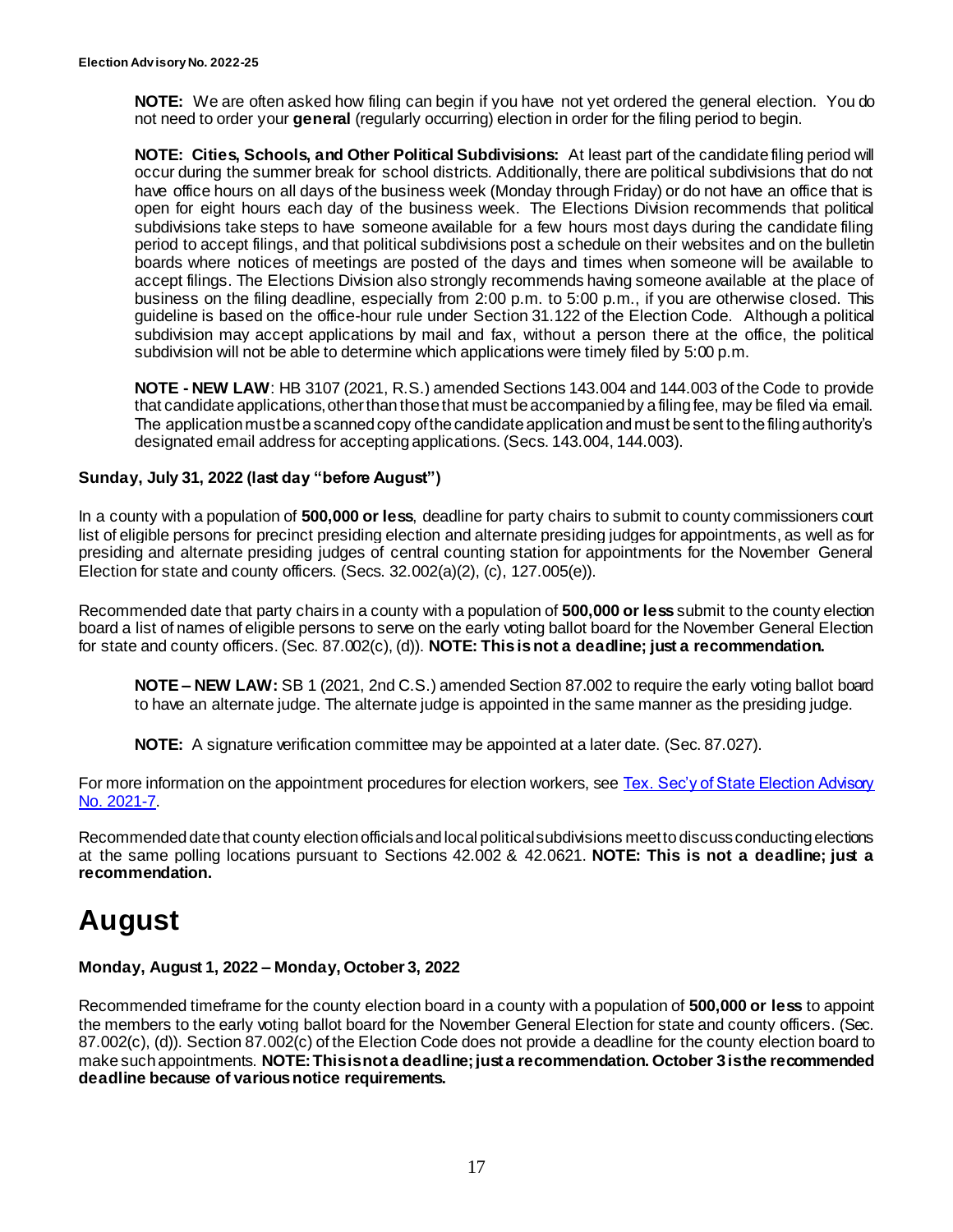**NOTE:** We are often asked how filing can begin if you have not yet ordered the general election. You do not need to order your **general** (regularly occurring) election in order for the filing period to begin.

**NOTE: Cities, Schools, and Other Political Subdivisions:** At least part of the candidate filing period will occur during the summer break for school districts. Additionally, there are political subdivisions that do not have office hours on all days of the business week (Monday through Friday) or do not have an office that is open for eight hours each day of the business week. The Elections Division recommends that political subdivisions take steps to have someone available for a few hours most days during the candidate filing period to accept filings, and that political subdivisions post a schedule on their websites and on the bulletin boards where notices of meetings are posted of the days and times when someone will be available to accept filings. The Elections Division also strongly recommends having someone available at the place of business on the filing deadline, especially from 2:00 p.m. to 5:00 p.m., if you are otherwise closed. This guideline is based on the office-hour rule under Section 31.122 of the Election Code. Although a political subdivision may accept applications by mail and fax, without a person there at the office, the political subdivision will not be able to determine which applications were timely filed by 5:00 p.m.

**NOTE - NEW LAW**: HB 3107 (2021, R.S.) amended Sections 143.004 and 144.003 of the Code to provide that candidate applications, other than those that must be accompanied by a filing fee, may be filed via email. The application must be a scanned copy of the candidate application and must be sent to the filing authority's designated email address for accepting applications. (Secs. 143.004, 144.003).

### Sunday, July 31, 2022 (last day "before August")

In a county with a population of **500,000 or less**, deadline for party chairs to submit to county commissioners court list of eligible persons for precinct presiding election and alternate presiding judges for appointments, as well as for presiding and alternate presiding judges of central counting station for appointments for the November General Election for state and county officers. (Secs. 32.002(a)(2), (c), 127.005(e)).

Recommended date that party chairs in a county with a population of **500,000 or less** submit to the county election board a list of names of eligible persons to serve on the early voting ballot board for the November General Election for state and county officers. (Sec. 87.002(c), (d)). **NOTE: This is not a deadline; just a recommendation.**

**NOTE – NEW LAW:** SB 1 (2021, 2nd C.S.) amended Section 87.002 to require the early voting ballot board to have an alternate judge. The alternate judge is appointed in the same manner as the presiding judge.

**NOTE:** A signature verification committee may be appointed at a later date. (Sec. 87.027).

For more information on the appointment procedures for election workers, see [Tex. Sec'y of State Election Advisory No. 2021-7](#).

Recommended date that county election officials and local political subdivisions meet to discuss conducting elections at the same polling locations pursuant to Sections 42.002 & 42.0621. **NOTE: This is not a deadline; just a recommendation.**

# August

### Monday, August 1, 2022 – Monday, October 3, 2022

Recommended timeframe for the county election board in a county with a population of **500,000 or less** to appoint the members to the early voting ballot board for the November General Election for state and county officers. (Sec. 87.002(c), (d)). Section 87.002(c) of the Election Code does not provide a deadline for the county election board to make such appointments. **NOTE: This is not a deadline; just a recommendation. October 3 is the recommended deadline because of various notice requirements.**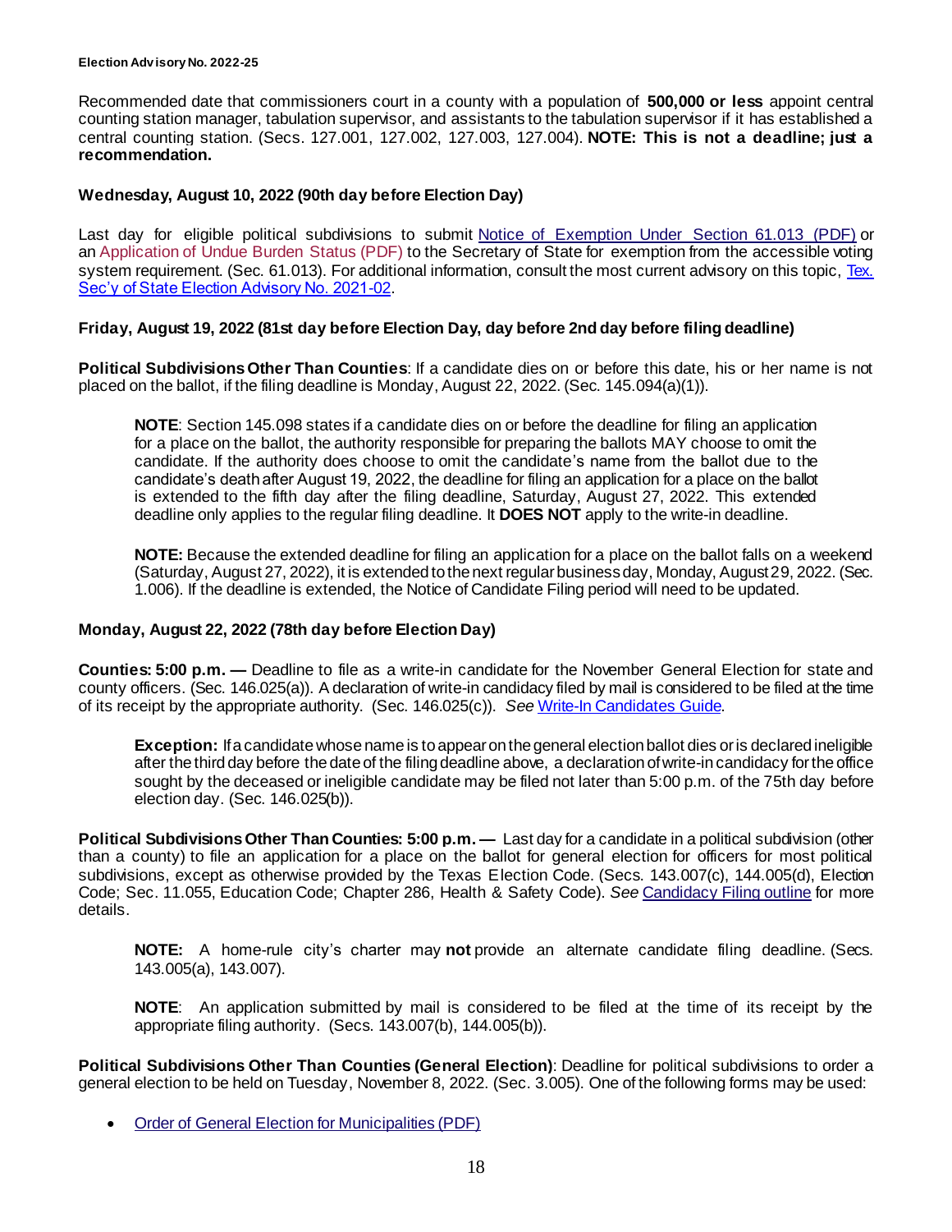Recommended date that commissioners court in a county with a population of **500,000 or less** appoint central counting station manager, tabulation supervisor, and assistants to the tabulation supervisor if it has established a central counting station. (Secs. 127.001, 127.002, 127.003, 127.004). **NOTE: This is not a deadline; just a recommendation.**

### Wednesday, August 10, 2022 (90th day before Election Day)

Last day for eligible political subdivisions to submit Notice of Exemption Under Section 61.013 (PDF) or an Application of Undue Burden Status (PDF) to the Secretary of State for exemption from the accessible voting system requirement. (Sec. 61.013). For additional information, consult the most current advisory on this topic, Tex. Sec'y of State Election Advisory No. 2021-02.

### Friday, August 19, 2022 (81st day before Election Day, day before 2nd day before filing deadline)

**Political Subdivisions Other Than Counties**: If a candidate dies on or before this date, his or her name is not placed on the ballot, if the filing deadline is Monday, August 22, 2022. (Sec. 145.094(a)(1)).

> **NOTE**: Section 145.098 states if a candidate dies on or before the deadline for filing an application for a place on the ballot, the authority responsible for preparing the ballots MAY choose to omit the candidate. If the authority does choose to omit the candidate's name from the ballot due to the candidate's death after August 19, 2022, the deadline for filing an application for a place on the ballot is extended to the fifth day after the filing deadline, Saturday, August 27, 2022. This extended deadline only applies to the regular filing deadline. It **DOES NOT** apply to the write-in deadline.
>
> **NOTE:** Because the extended deadline for filing an application for a place on the ballot falls on a weekend (Saturday, August 27, 2022), it is extended to the next regular business day, Monday, August 29, 2022. (Sec. 1.006). If the deadline is extended, the Notice of Candidate Filing period will need to be updated.

### Monday, August 22, 2022 (78th day before Election Day)

**Counties: 5:00 p.m. —** Deadline to file as a write-in candidate for the November General Election for state and county officers. (Sec. 146.025(a)). A declaration of write-in candidacy filed by mail is considered to be filed at the time of its receipt by the appropriate authority. (Sec. 146.025(c)). *See* Write-In Candidates Guide.

> **Exception:** If a candidate whose name is to appear on the general election ballot dies or is declared ineligible after the third day before the date of the filing deadline above, a declaration of write-in candidacy for the office sought by the deceased or ineligible candidate may be filed not later than 5:00 p.m. of the 75th day before election day. (Sec. 146.025(b)).

**Political Subdivisions Other Than Counties: 5:00 p.m. —** Last day for a candidate in a political subdivision (other than a county) to file an application for a place on the ballot for general election for officers for most political subdivisions, except as otherwise provided by the Texas Election Code. (Secs. 143.007(c), 144.005(d), Election Code; Sec. 11.055, Education Code; Chapter 286, Health & Safety Code). *See* Candidacy Filing outline for more details.

> **NOTE:** A home-rule city's charter may **not** provide an alternate candidate filing deadline. (Secs. 143.005(a), 143.007).
>
> **NOTE**: An application submitted by mail is considered to be filed at the time of its receipt by the appropriate filing authority. (Secs. 143.007(b), 144.005(b)).

**Political Subdivisions Other Than Counties (General Election)**: Deadline for political subdivisions to order a general election to be held on Tuesday, November 8, 2022. (Sec. 3.005). One of the following forms may be used:

- Order of General Election for Municipalities (PDF)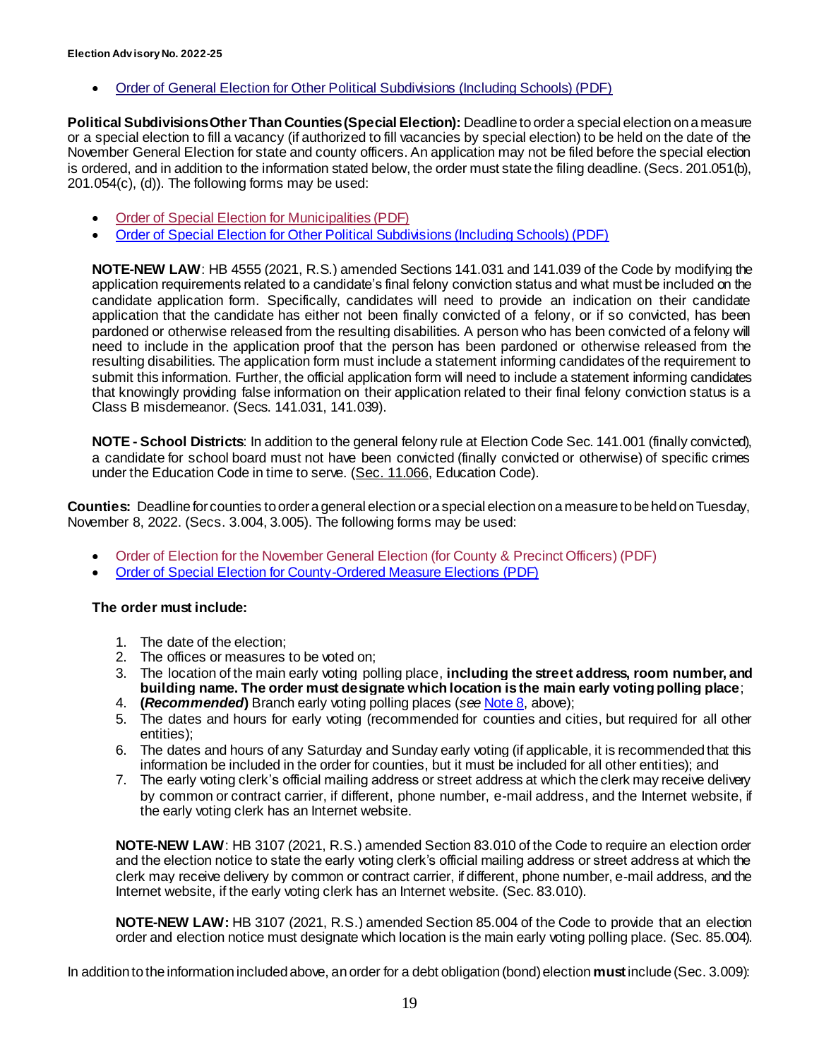- Order of General Election for Other Political Subdivisions (Including Schools) (PDF)

**Political Subdivisions Other Than Counties (Special Election):** Deadline to order a special election on a measure or a special election to fill a vacancy (if authorized to fill vacancies by special election) to be held on the date of the November General Election for state and county officers. An application may not be filed before the special election is ordered, and in addition to the information stated below, the order must state the filing deadline. (Secs. 201.051(b), 201.054(c), (d)). The following forms may be used:

- Order of Special Election for Municipalities (PDF)
- Order of Special Election for Other Political Subdivisions (Including Schools) (PDF)

**NOTE-NEW LAW**: HB 4555 (2021, R.S.) amended Sections 141.031 and 141.039 of the Code by modifying the application requirements related to a candidate's final felony conviction status and what must be included on the candidate application form. Specifically, candidates will need to provide an indication on their candidate application that the candidate has either not been finally convicted of a felony, or if so convicted, has been pardoned or otherwise released from the resulting disabilities. A person who has been convicted of a felony will need to include in the application proof that the person has been pardoned or otherwise released from the resulting disabilities. The application form must include a statement informing candidates of the requirement to submit this information. Further, the official application form will need to include a statement informing candidates that knowingly providing false information on their application related to their final felony conviction status is a Class B misdemeanor. (Secs. 141.031, 141.039).

**NOTE - School Districts**: In addition to the general felony rule at Election Code Sec. 141.001 (finally convicted), a candidate for school board must not have been convicted (finally convicted or otherwise) of specific crimes under the Education Code in time to serve. (Sec. 11.066, Education Code).

**Counties:** Deadline for counties to order a general election or a special election on a measure to be held on Tuesday, November 8, 2022. (Secs. 3.004, 3.005). The following forms may be used:

- Order of Election for the November General Election (for County & Precinct Officers) (PDF)
- Order of Special Election for County-Ordered Measure Elections (PDF)

**The order must include:**

1. The date of the election;
2. The offices or measures to be voted on;
3. The location of the main early voting polling place, **including the street address, room number, and building name. The order must designate which location is the main early voting polling place**;
4. **(*Recommended*)** Branch early voting polling places (*see* Note 8, above);
5. The dates and hours for early voting (recommended for counties and cities, but required for all other entities);
6. The dates and hours of any Saturday and Sunday early voting (if applicable, it is recommended that this information be included in the order for counties, but it must be included for all other entities); and
7. The early voting clerk's official mailing address or street address at which the clerk may receive delivery by common or contract carrier, if different, phone number, e-mail address, and the Internet website, if the early voting clerk has an Internet website.

**NOTE-NEW LAW**: HB 3107 (2021, R.S.) amended Section 83.010 of the Code to require an election order and the election notice to state the early voting clerk's official mailing address or street address at which the clerk may receive delivery by common or contract carrier, if different, phone number, e-mail address, and the Internet website, if the early voting clerk has an Internet website. (Sec. 83.010).

**NOTE-NEW LAW:** HB 3107 (2021, R.S.) amended Section 85.004 of the Code to provide that an election order and election notice must designate which location is the main early voting polling place. (Sec. 85.004).

In addition to the information included above, an order for a debt obligation (bond) election **must** include (Sec. 3.009):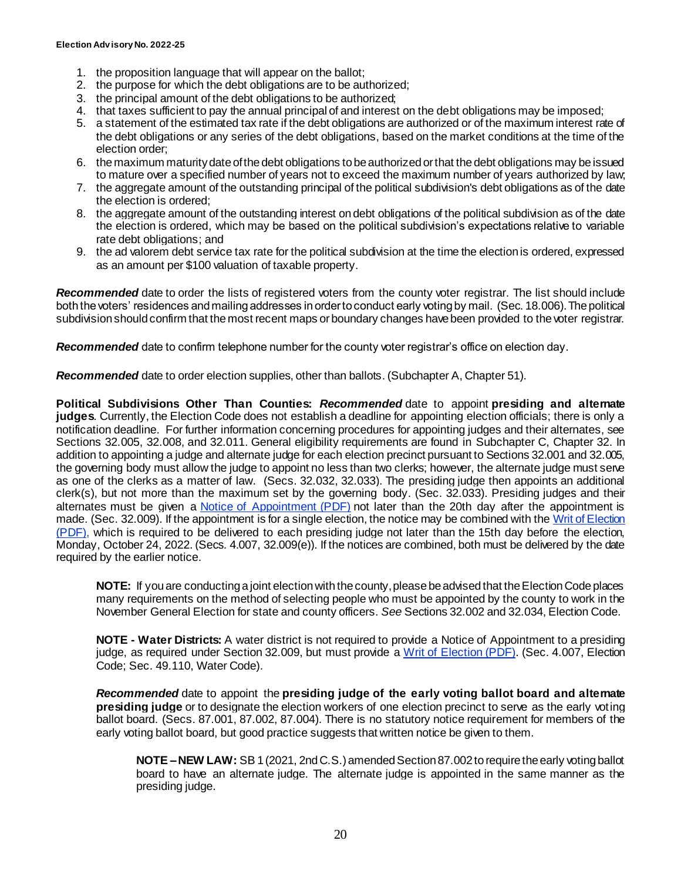1. the proposition language that will appear on the ballot;
2. the purpose for which the debt obligations are to be authorized;
3. the principal amount of the debt obligations to be authorized;
4. that taxes sufficient to pay the annual principal of and interest on the debt obligations may be imposed;
5. a statement of the estimated tax rate if the debt obligations are authorized or of the maximum interest rate of the debt obligations or any series of the debt obligations, based on the market conditions at the time of the election order;
6. the maximum maturity date of the debt obligations to be authorized or that the debt obligations may be issued to mature over a specified number of years not to exceed the maximum number of years authorized by law;
7. the aggregate amount of the outstanding principal of the political subdivision's debt obligations as of the date the election is ordered;
8. the aggregate amount of the outstanding interest on debt obligations of the political subdivision as of the date the election is ordered, which may be based on the political subdivision's expectations relative to variable rate debt obligations; and
9. the ad valorem debt service tax rate for the political subdivision at the time the election is ordered, expressed as an amount per $100 valuation of taxable property.

***Recommended*** date to order the lists of registered voters from the county voter registrar. The list should include both the voters' residences and mailing addresses in order to conduct early voting by mail. (Sec. 18.006). The political subdivision should confirm that the most recent maps or boundary changes have been provided to the voter registrar.

***Recommended*** date to confirm telephone number for the county voter registrar's office on election day.

***Recommended*** date to order election supplies, other than ballots. (Subchapter A, Chapter 51).

**Political Subdivisions Other Than Counties:** ***Recommended*** date to appoint **presiding and alternate judges**. Currently, the Election Code does not establish a deadline for appointing election officials; there is only a notification deadline. For further information concerning procedures for appointing judges and their alternates, see Sections 32.005, 32.008, and 32.011. General eligibility requirements are found in Subchapter C, Chapter 32. In addition to appointing a judge and alternate judge for each election precinct pursuant to Sections 32.001 and 32.005, the governing body must allow the judge to appoint no less than two clerks; however, the alternate judge must serve as one of the clerks as a matter of law. (Secs. 32.032, 32.033). The presiding judge then appoints an additional clerk(s), but not more than the maximum set by the governing body. (Sec. 32.033). Presiding judges and their alternates must be given a [Notice of Appointment (PDF)] not later than the 20th day after the appointment is made. (Sec. 32.009). If the appointment is for a single election, the notice may be combined with the [Writ of Election (PDF)], which is required to be delivered to each presiding judge not later than the 15th day before the election, Monday, October 24, 2022. (Secs. 4.007, 32.009(e)). If the notices are combined, both must be delivered by the date required by the earlier notice.

> **NOTE:** If you are conducting a joint election with the county, please be advised that the Election Code places many requirements on the method of selecting people who must be appointed by the county to work in the November General Election for state and county officers. *See* Sections 32.002 and 32.034, Election Code.
>
> **NOTE - Water Districts:** A water district is not required to provide a Notice of Appointment to a presiding judge, as required under Section 32.009, but must provide a [Writ of Election (PDF)]. (Sec. 4.007, Election Code; Sec. 49.110, Water Code).
>
> ***Recommended*** date to appoint the **presiding judge of the early voting ballot board and alternate presiding judge** or to designate the election workers of one election precinct to serve as the early voting ballot board. (Secs. 87.001, 87.002, 87.004). There is no statutory notice requirement for members of the early voting ballot board, but good practice suggests that written notice be given to them.
>
> > **NOTE – NEW LAW:** SB 1 (2021, 2nd C.S.) amended Section 87.002 to require the early voting ballot board to have an alternate judge. The alternate judge is appointed in the same manner as the presiding judge.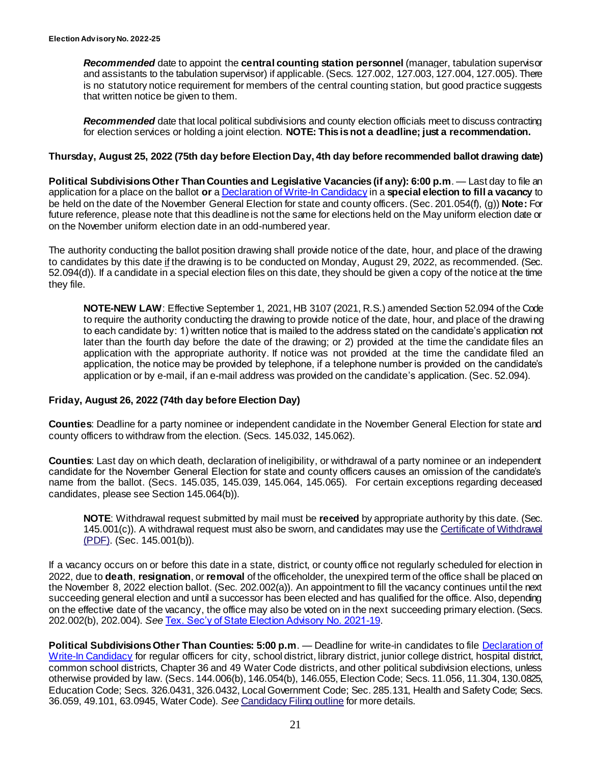***Recommended*** date to appoint the **central counting station personnel** (manager, tabulation supervisor and assistants to the tabulation supervisor) if applicable. (Secs. 127.002, 127.003, 127.004, 127.005). There is no statutory notice requirement for members of the central counting station, but good practice suggests that written notice be given to them.

***Recommended*** date that local political subdivisions and county election officials meet to discuss contracting for election services or holding a joint election. **NOTE: This is not a deadline; just a recommendation.**

**Thursday, August 25, 2022 (75th day before Election Day, 4th day before recommended ballot drawing date)**

**Political Subdivisions Other Than Counties and Legislative Vacancies (if any): 6:00 p.m**. — Last day to file an application for a place on the ballot **or** a Declaration of Write-In Candidacy in a **special election to fill a vacancy** to be held on the date of the November General Election for state and county officers. (Sec. 201.054(f), (g)) **Note:** For future reference, please note that this deadline is not the same for elections held on the May uniform election date or on the November uniform election date in an odd-numbered year.

The authority conducting the ballot position drawing shall provide notice of the date, hour, and place of the drawing to candidates by this date _if_ the drawing is to be conducted on Monday, August 29, 2022, as recommended. (Sec. 52.094(d)). If a candidate in a special election files on this date, they should be given a copy of the notice at the time they file.

> **NOTE-NEW LAW**: Effective September 1, 2021, HB 3107 (2021, R.S.) amended Section 52.094 of the Code to require the authority conducting the drawing to provide notice of the date, hour, and place of the drawing to each candidate by: 1) written notice that is mailed to the address stated on the candidate's application not later than the fourth day before the date of the drawing; or 2) provided at the time the candidate files an application with the appropriate authority. If notice was not provided at the time the candidate filed an application, the notice may be provided by telephone, if a telephone number is provided on the candidate's application or by e-mail, if an e-mail address was provided on the candidate's application. (Sec. 52.094).

**Friday, August 26, 2022 (74th day before Election Day)**

**Counties**: Deadline for a party nominee or independent candidate in the November General Election for state and county officers to withdraw from the election. (Secs. 145.032, 145.062).

**Counties**: Last day on which death, declaration of ineligibility, or withdrawal of a party nominee or an independent candidate for the November General Election for state and county officers causes an omission of the candidate's name from the ballot. (Secs. 145.035, 145.039, 145.064, 145.065). For certain exceptions regarding deceased candidates, please see Section 145.064(b)).

> **NOTE**: Withdrawal request submitted by mail must be **received** by appropriate authority by this date. (Sec. 145.001(c)). A withdrawal request must also be sworn, and candidates may use the Certificate of Withdrawal (PDF). (Sec. 145.001(b)).

If a vacancy occurs on or before this date in a state, district, or county office not regularly scheduled for election in 2022, due to **death**, **resignation**, or **removal** of the officeholder, the unexpired term of the office shall be placed on the November 8, 2022 election ballot. (Sec. 202.002(a)). An appointment to fill the vacancy continues until the next succeeding general election and until a successor has been elected and has qualified for the office. Also, depending on the effective date of the vacancy, the office may also be voted on in the next succeeding primary election. (Secs. 202.002(b), 202.004). *See* Tex. Sec'y of State Election Advisory No. 2021-19.

**Political Subdivisions Other Than Counties: 5:00 p.m**. — Deadline for write-in candidates to file Declaration of Write-In Candidacy for regular officers for city, school district, library district, junior college district, hospital district, common school districts, Chapter 36 and 49 Water Code districts, and other political subdivision elections, unless otherwise provided by law. (Secs. 144.006(b), 146.054(b), 146.055, Election Code; Secs. 11.056, 11.304, 130.0825, Education Code; Secs. 326.0431, 326.0432, Local Government Code; Sec. 285.131, Health and Safety Code; Secs. 36.059, 49.101, 63.0945, Water Code). *See* Candidacy Filing outline for more details.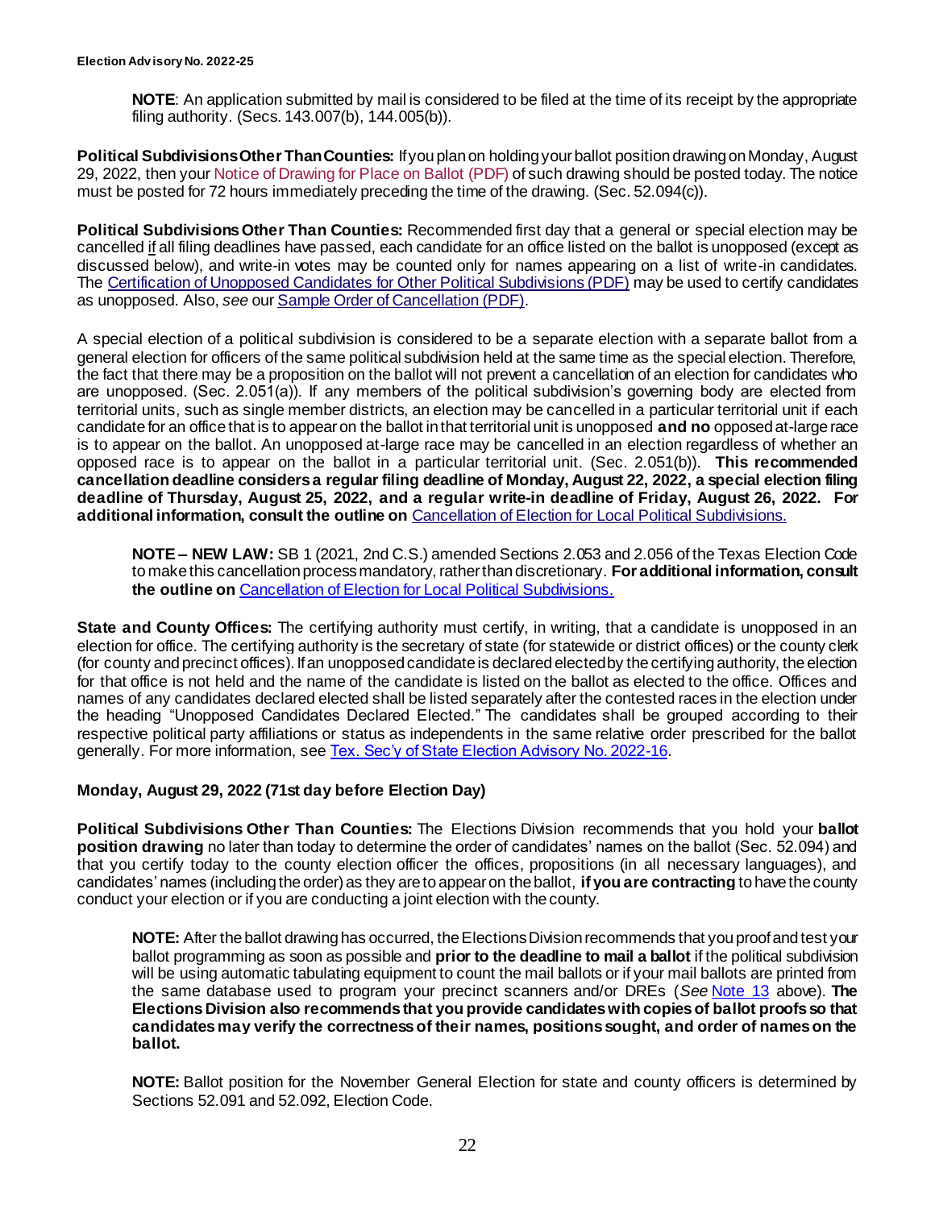**NOTE**: An application submitted by mail is considered to be filed at the time of its receipt by the appropriate filing authority. (Secs. 143.007(b), 144.005(b)).

**Political Subdivisions Other Than Counties:** If you plan on holding your ballot position drawing on Monday, August 29, 2022, then your Notice of Drawing for Place on Ballot (PDF) of such drawing should be posted today. The notice must be posted for 72 hours immediately preceding the time of the drawing. (Sec. 52.094(c)).

**Political Subdivisions Other Than Counties:** Recommended first day that a general or special election may be cancelled if all filing deadlines have passed, each candidate for an office listed on the ballot is unopposed (except as discussed below), and write-in votes may be counted only for names appearing on a list of write-in candidates. The Certification of Unopposed Candidates for Other Political Subdivisions (PDF) may be used to certify candidates as unopposed. Also, *see* our Sample Order of Cancellation (PDF).

A special election of a political subdivision is considered to be a separate election with a separate ballot from a general election for officers of the same political subdivision held at the same time as the special election. Therefore, the fact that there may be a proposition on the ballot will not prevent a cancellation of an election for candidates who are unopposed. (Sec. 2.051(a)). If any members of the political subdivision's governing body are elected from territorial units, such as single member districts, an election may be cancelled in a particular territorial unit if each candidate for an office that is to appear on the ballot in that territorial unit is unopposed **and no** opposed at-large race is to appear on the ballot. An unopposed at-large race may be cancelled in an election regardless of whether an opposed race is to appear on the ballot in a particular territorial unit. (Sec. 2.051(b)). **This recommended cancellation deadline considers a regular filing deadline of Monday, August 22, 2022, a special election filing deadline of Thursday, August 25, 2022, and a regular write-in deadline of Friday, August 26, 2022. For additional information, consult the outline on** Cancellation of Election for Local Political Subdivisions.

> **NOTE – NEW LAW:** SB 1 (2021, 2nd C.S.) amended Sections 2.053 and 2.056 of the Texas Election Code to make this cancellation process mandatory, rather than discretionary. **For additional information, consult the outline on** Cancellation of Election for Local Political Subdivisions.

**State and County Offices:** The certifying authority must certify, in writing, that a candidate is unopposed in an election for office. The certifying authority is the secretary of state (for statewide or district offices) or the county clerk (for county and precinct offices). If an unopposed candidate is declared elected by the certifying authority, the election for that office is not held and the name of the candidate is listed on the ballot as elected to the office. Offices and names of any candidates declared elected shall be listed separately after the contested races in the election under the heading "Unopposed Candidates Declared Elected." The candidates shall be grouped according to their respective political party affiliations or status as independents in the same relative order prescribed for the ballot generally. For more information, see Tex. Sec'y of State Election Advisory No. 2022-16.

### Monday, August 29, 2022 (71st day before Election Day)

**Political Subdivisions Other Than Counties:** The Elections Division recommends that you hold your **ballot position drawing** no later than today to determine the order of candidates' names on the ballot (Sec. 52.094) and that you certify today to the county election officer the offices, propositions (in all necessary languages), and candidates' names (including the order) as they are to appear on the ballot, **if you are contracting** to have the county conduct your election or if you are conducting a joint election with the county.

> **NOTE:** After the ballot drawing has occurred, the Elections Division recommends that you proof and test your ballot programming as soon as possible and **prior to the deadline to mail a ballot** if the political subdivision will be using automatic tabulating equipment to count the mail ballots or if your mail ballots are printed from the same database used to program your precinct scanners and/or DREs (*See* Note 13 above). **The Elections Division also recommends that you provide candidates with copies of ballot proofs so that candidates may verify the correctness of their names, positions sought, and order of names on the ballot.**

> **NOTE:** Ballot position for the November General Election for state and county officers is determined by Sections 52.091 and 52.092, Election Code.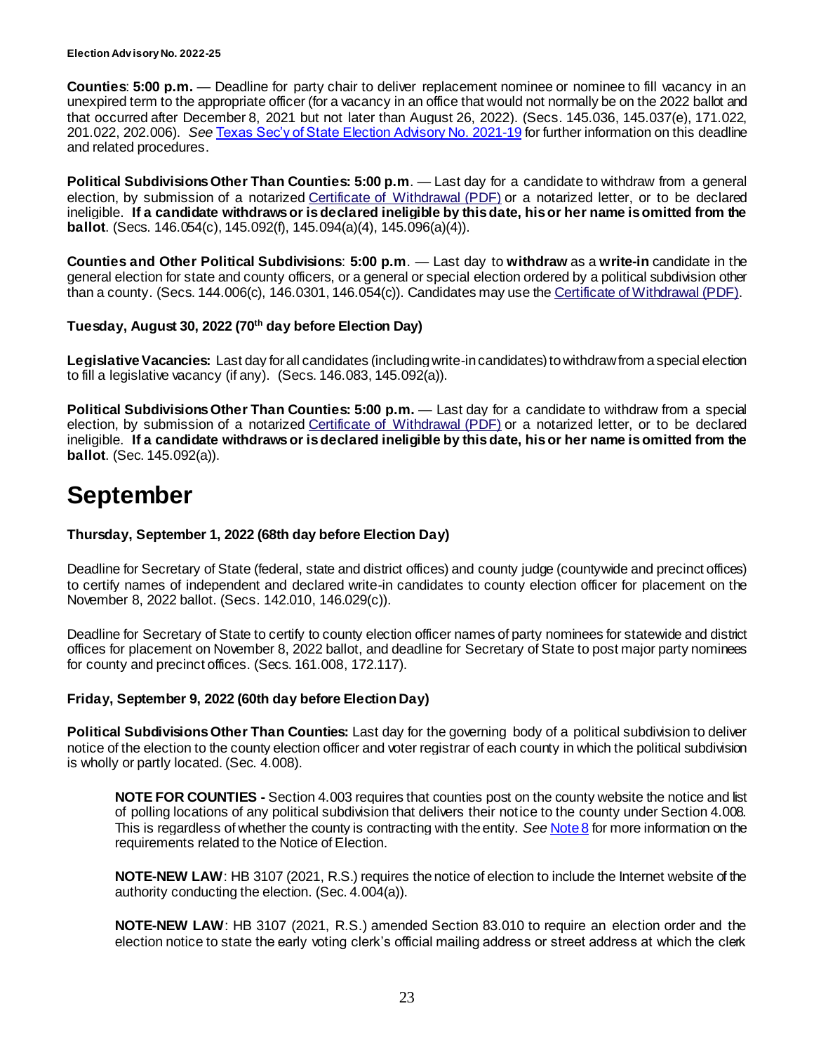**Counties**: **5:00 p.m.** — Deadline for party chair to deliver replacement nominee or nominee to fill vacancy in an unexpired term to the appropriate officer (for a vacancy in an office that would not normally be on the 2022 ballot and that occurred after December 8, 2021 but not later than August 26, 2022). (Secs. 145.036, 145.037(e), 171.022, 201.022, 202.006). *See* Texas Sec'y of State Election Advisory No. 2021-19 for further information on this deadline and related procedures.

**Political Subdivisions Other Than Counties: 5:00 p.m**. — Last day for a candidate to withdraw from a general election, by submission of a notarized Certificate of Withdrawal (PDF) or a notarized letter, or to be declared ineligible. **If a candidate withdraws or is declared ineligible by this date, his or her name is omitted from the ballot**. (Secs. 146.054(c), 145.092(f), 145.094(a)(4), 145.096(a)(4)).

**Counties and Other Political Subdivisions**: **5:00 p.m**. — Last day to **withdraw** as a **write-in** candidate in the general election for state and county officers, or a general or special election ordered by a political subdivision other than a county. (Secs. 144.006(c), 146.0301, 146.054(c)). Candidates may use the Certificate of Withdrawal (PDF).

### Tuesday, August 30, 2022 (70th day before Election Day)

**Legislative Vacancies:** Last day for all candidates (including write-in candidates) to withdraw from a special election to fill a legislative vacancy (if any). (Secs. 146.083, 145.092(a)).

**Political Subdivisions Other Than Counties: 5:00 p.m.** — Last day for a candidate to withdraw from a special election, by submission of a notarized Certificate of Withdrawal (PDF) or a notarized letter, or to be declared ineligible. **If a candidate withdraws or is declared ineligible by this date, his or her name is omitted from the ballot**. (Sec. 145.092(a)).

# September

### Thursday, September 1, 2022 (68th day before Election Day)

Deadline for Secretary of State (federal, state and district offices) and county judge (countywide and precinct offices) to certify names of independent and declared write-in candidates to county election officer for placement on the November 8, 2022 ballot. (Secs. 142.010, 146.029(c)).

Deadline for Secretary of State to certify to county election officer names of party nominees for statewide and district offices for placement on November 8, 2022 ballot, and deadline for Secretary of State to post major party nominees for county and precinct offices. (Secs. 161.008, 172.117).

### Friday, September 9, 2022 (60th day before Election Day)

**Political Subdivisions Other Than Counties:** Last day for the governing body of a political subdivision to deliver notice of the election to the county election officer and voter registrar of each county in which the political subdivision is wholly or partly located. (Sec. 4.008).

> **NOTE FOR COUNTIES -** Section 4.003 requires that counties post on the county website the notice and list of polling locations of any political subdivision that delivers their notice to the county under Section 4.008. This is regardless of whether the county is contracting with the entity. *See* Note 8 for more information on the requirements related to the Notice of Election.
>
> **NOTE-NEW LAW**: HB 3107 (2021, R.S.) requires the notice of election to include the Internet website of the authority conducting the election. (Sec. 4.004(a)).
>
> **NOTE-NEW LAW**: HB 3107 (2021, R.S.) amended Section 83.010 to require an election order and the election notice to state the early voting clerk's official mailing address or street address at which the clerk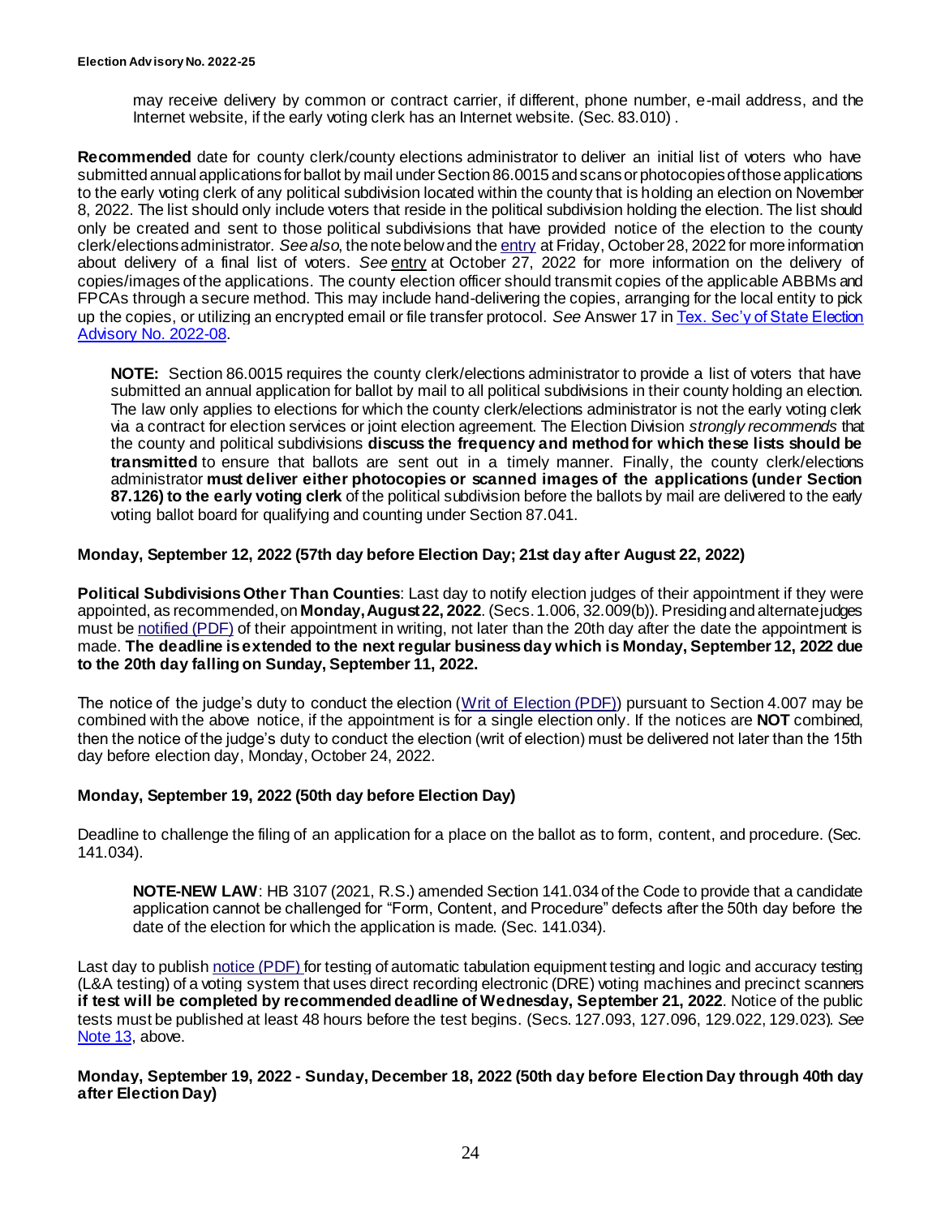may receive delivery by common or contract carrier, if different, phone number, e-mail address, and the Internet website, if the early voting clerk has an Internet website. (Sec. 83.010) .

**Recommended** date for county clerk/county elections administrator to deliver an initial list of voters who have submitted annual applications for ballot by mail under Section 86.0015 and scans or photocopies of those applications to the early voting clerk of any political subdivision located within the county that is holding an election on November 8, 2022. The list should only include voters that reside in the political subdivision holding the election. The list should only be created and sent to those political subdivisions that have provided notice of the election to the county clerk/elections administrator. *See also*, the note below and the entry at Friday, October 28, 2022 for more information about delivery of a final list of voters. *See* entry at October 27, 2022 for more information on the delivery of copies/images of the applications. The county election officer should transmit copies of the applicable ABBMs and FPCAs through a secure method. This may include hand-delivering the copies, arranging for the local entity to pick up the copies, or utilizing an encrypted email or file transfer protocol. *See* Answer 17 in Tex. Sec'y of State Election Advisory No. 2022-08.

> **NOTE:** Section 86.0015 requires the county clerk/elections administrator to provide a list of voters that have submitted an annual application for ballot by mail to all political subdivisions in their county holding an election. The law only applies to elections for which the county clerk/elections administrator is not the early voting clerk via a contract for election services or joint election agreement. The Election Division *strongly recommends* that the county and political subdivisions **discuss the frequency and method for which these lists should be transmitted** to ensure that ballots are sent out in a timely manner. Finally, the county clerk/elections administrator **must deliver either photocopies or scanned images of the applications (under Section 87.126) to the early voting clerk** of the political subdivision before the ballots by mail are delivered to the early voting ballot board for qualifying and counting under Section 87.041.

**Monday, September 12, 2022 (57th day before Election Day; 21st day after August 22, 2022)**

**Political Subdivisions Other Than Counties**: Last day to notify election judges of their appointment if they were appointed, as recommended, on **Monday, August 22, 2022**. (Secs. 1.006, 32.009(b)). Presiding and alternate judges must be notified (PDF) of their appointment in writing, not later than the 20th day after the date the appointment is made. **The deadline is extended to the next regular business day which is Monday, September 12, 2022 due to the 20th day falling on Sunday, September 11, 2022.**

The notice of the judge's duty to conduct the election (Writ of Election (PDF)) pursuant to Section 4.007 may be combined with the above notice, if the appointment is for a single election only. If the notices are **NOT** combined, then the notice of the judge's duty to conduct the election (writ of election) must be delivered not later than the 15th day before election day, Monday, October 24, 2022.

**Monday, September 19, 2022 (50th day before Election Day)**

Deadline to challenge the filing of an application for a place on the ballot as to form, content, and procedure. (Sec. 141.034).

> **NOTE-NEW LAW**: HB 3107 (2021, R.S.) amended Section 141.034 of the Code to provide that a candidate application cannot be challenged for "Form, Content, and Procedure" defects after the 50th day before the date of the election for which the application is made. (Sec. 141.034).

Last day to publish notice (PDF) for testing of automatic tabulation equipment testing and logic and accuracy testing (L&A testing) of a voting system that uses direct recording electronic (DRE) voting machines and precinct scanners **if test will be completed by recommended deadline of Wednesday, September 21, 2022**. Notice of the public tests must be published at least 48 hours before the test begins. (Secs. 127.093, 127.096, 129.022, 129.023). *See* Note 13, above.

**Monday, September 19, 2022 - Sunday, December 18, 2022 (50th day before Election Day through 40th day after Election Day)**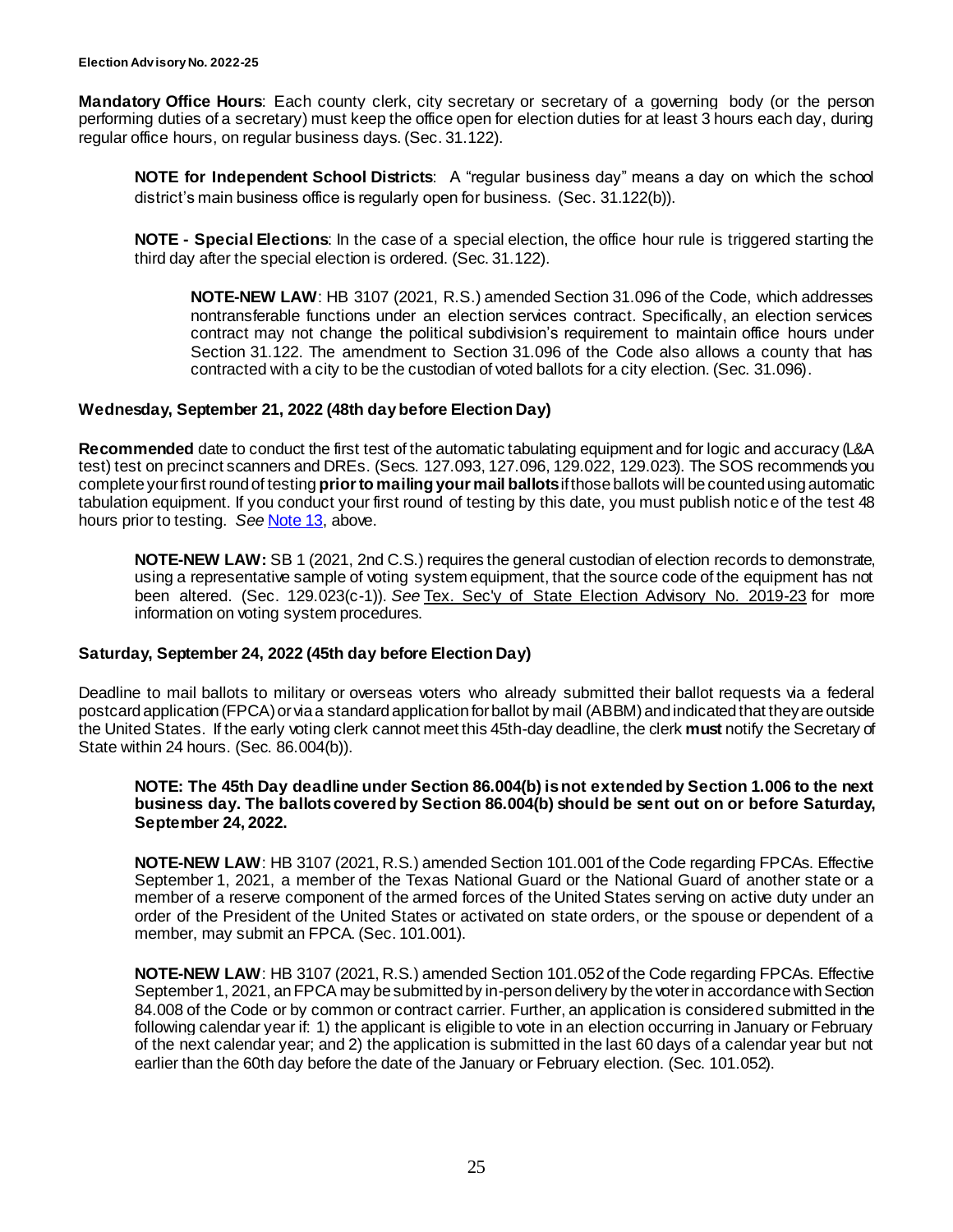**Mandatory Office Hours**: Each county clerk, city secretary or secretary of a governing body (or the person performing duties of a secretary) must keep the office open for election duties for at least 3 hours each day, during regular office hours, on regular business days. (Sec. 31.122).

> **NOTE for Independent School Districts**: A "regular business day" means a day on which the school district's main business office is regularly open for business. (Sec. 31.122(b)).
>
> **NOTE - Special Elections**: In the case of a special election, the office hour rule is triggered starting the third day after the special election is ordered. (Sec. 31.122).
>
> > **NOTE-NEW LAW**: HB 3107 (2021, R.S.) amended Section 31.096 of the Code, which addresses nontransferable functions under an election services contract. Specifically, an election services contract may not change the political subdivision's requirement to maintain office hours under Section 31.122. The amendment to Section 31.096 of the Code also allows a county that has contracted with a city to be the custodian of voted ballots for a city election. (Sec. 31.096).

### Wednesday, September 21, 2022 (48th day before Election Day)

**Recommended** date to conduct the first test of the automatic tabulating equipment and for logic and accuracy (L&A test) test on precinct scanners and DREs. (Secs. 127.093, 127.096, 129.022, 129.023). The SOS recommends you complete your first round of testing **prior to mailing your mail ballots** if those ballots will be counted using automatic tabulation equipment. If you conduct your first round of testing by this date, you must publish notice of the test 48 hours prior to testing. *See* Note 13, above.

> **NOTE-NEW LAW:** SB 1 (2021, 2nd C.S.) requires the general custodian of election records to demonstrate, using a representative sample of voting system equipment, that the source code of the equipment has not been altered. (Sec. 129.023(c-1)). *See* Tex. Sec'y of State Election Advisory No. 2019-23 for more information on voting system procedures.

### Saturday, September 24, 2022 (45th day before Election Day)

Deadline to mail ballots to military or overseas voters who already submitted their ballot requests via a federal postcard application (FPCA) or via a standard application for ballot by mail (ABBM) and indicated that they are outside the United States. If the early voting clerk cannot meet this 45th-day deadline, the clerk **must** notify the Secretary of State within 24 hours. (Sec. 86.004(b)).

> **NOTE: The 45th Day deadline under Section 86.004(b) is not extended by Section 1.006 to the next business day. The ballots covered by Section 86.004(b) should be sent out on or before Saturday, September 24, 2022.**
>
> **NOTE-NEW LAW**: HB 3107 (2021, R.S.) amended Section 101.001 of the Code regarding FPCAs. Effective September 1, 2021, a member of the Texas National Guard or the National Guard of another state or a member of a reserve component of the armed forces of the United States serving on active duty under an order of the President of the United States or activated on state orders, or the spouse or dependent of a member, may submit an FPCA. (Sec. 101.001).
>
> **NOTE-NEW LAW**: HB 3107 (2021, R.S.) amended Section 101.052 of the Code regarding FPCAs. Effective September 1, 2021, an FPCA may be submitted by in-person delivery by the voter in accordance with Section 84.008 of the Code or by common or contract carrier. Further, an application is considered submitted in the following calendar year if: 1) the applicant is eligible to vote in an election occurring in January or February of the next calendar year; and 2) the application is submitted in the last 60 days of a calendar year but not earlier than the 60th day before the date of the January or February election. (Sec. 101.052).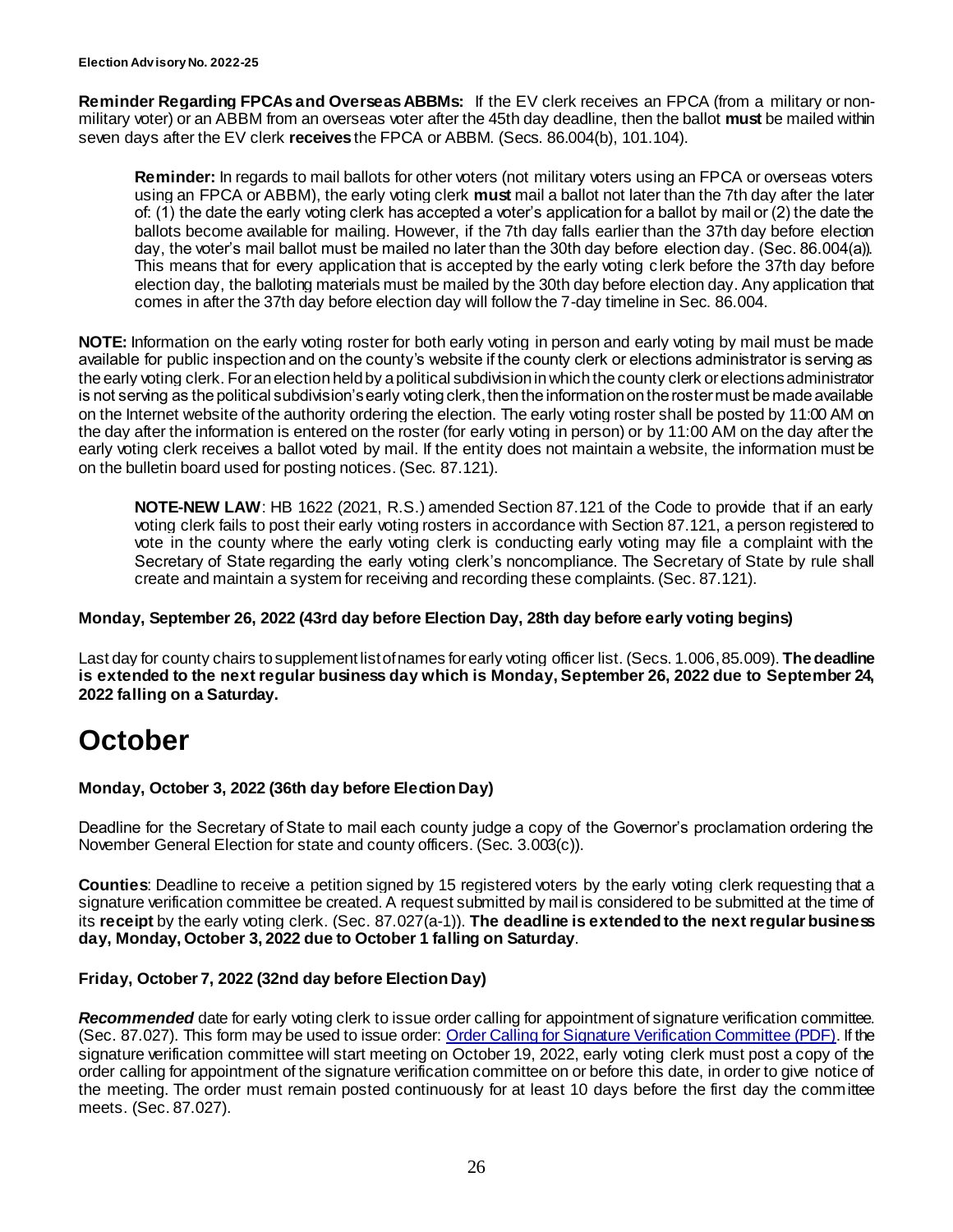**Reminder Regarding FPCAs and Overseas ABBMs:** If the EV clerk receives an FPCA (from a military or non-military voter) or an ABBM from an overseas voter after the 45th day deadline, then the ballot **must** be mailed within seven days after the EV clerk **receives** the FPCA or ABBM. (Secs. 86.004(b), 101.104).

> **Reminder:** In regards to mail ballots for other voters (not military voters using an FPCA or overseas voters using an FPCA or ABBM), the early voting clerk **must** mail a ballot not later than the 7th day after the later of: (1) the date the early voting clerk has accepted a voter's application for a ballot by mail or (2) the date the ballots become available for mailing. However, if the 7th day falls earlier than the 37th day before election day, the voter's mail ballot must be mailed no later than the 30th day before election day. (Sec. 86.004(a)). This means that for every application that is accepted by the early voting clerk before the 37th day before election day, the balloting materials must be mailed by the 30th day before election day. Any application that comes in after the 37th day before election day will follow the 7-day timeline in Sec. 86.004.

**NOTE:** Information on the early voting roster for both early voting in person and early voting by mail must be made available for public inspection and on the county's website if the county clerk or elections administrator is serving as the early voting clerk. For an election held by a political subdivision in which the county clerk or elections administrator is not serving as the political subdivision's early voting clerk, then the information on the roster must be made available on the Internet website of the authority ordering the election. The early voting roster shall be posted by 11:00 AM on the day after the information is entered on the roster (for early voting in person) or by 11:00 AM on the day after the early voting clerk receives a ballot voted by mail. If the entity does not maintain a website, the information must be on the bulletin board used for posting notices. (Sec. 87.121).

> **NOTE-NEW LAW**: HB 1622 (2021, R.S.) amended Section 87.121 of the Code to provide that if an early voting clerk fails to post their early voting rosters in accordance with Section 87.121, a person registered to vote in the county where the early voting clerk is conducting early voting may file a complaint with the Secretary of State regarding the early voting clerk's noncompliance. The Secretary of State by rule shall create and maintain a system for receiving and recording these complaints. (Sec. 87.121).

### Monday, September 26, 2022 (43rd day before Election Day, 28th day before early voting begins)

Last day for county chairs to supplement list of names for early voting officer list. (Secs. 1.006, 85.009). **The deadline is extended to the next regular business day which is Monday, September 26, 2022 due to September 24, 2022 falling on a Saturday.**

# October

### Monday, October 3, 2022 (36th day before Election Day)

Deadline for the Secretary of State to mail each county judge a copy of the Governor's proclamation ordering the November General Election for state and county officers. (Sec. 3.003(c)).

**Counties**: Deadline to receive a petition signed by 15 registered voters by the early voting clerk requesting that a signature verification committee be created. A request submitted by mail is considered to be submitted at the time of its **receipt** by the early voting clerk. (Sec. 87.027(a-1)). **The deadline is extended to the next regular business day, Monday, October 3, 2022 due to October 1 falling on Saturday**.

### Friday, October 7, 2022 (32nd day before Election Day)

***Recommended*** date for early voting clerk to issue order calling for appointment of signature verification committee. (Sec. 87.027). This form may be used to issue order: [Order Calling for Signature Verification Committee (PDF)](). If the signature verification committee will start meeting on October 19, 2022, early voting clerk must post a copy of the order calling for appointment of the signature verification committee on or before this date, in order to give notice of the meeting. The order must remain posted continuously for at least 10 days before the first day the committee meets. (Sec. 87.027).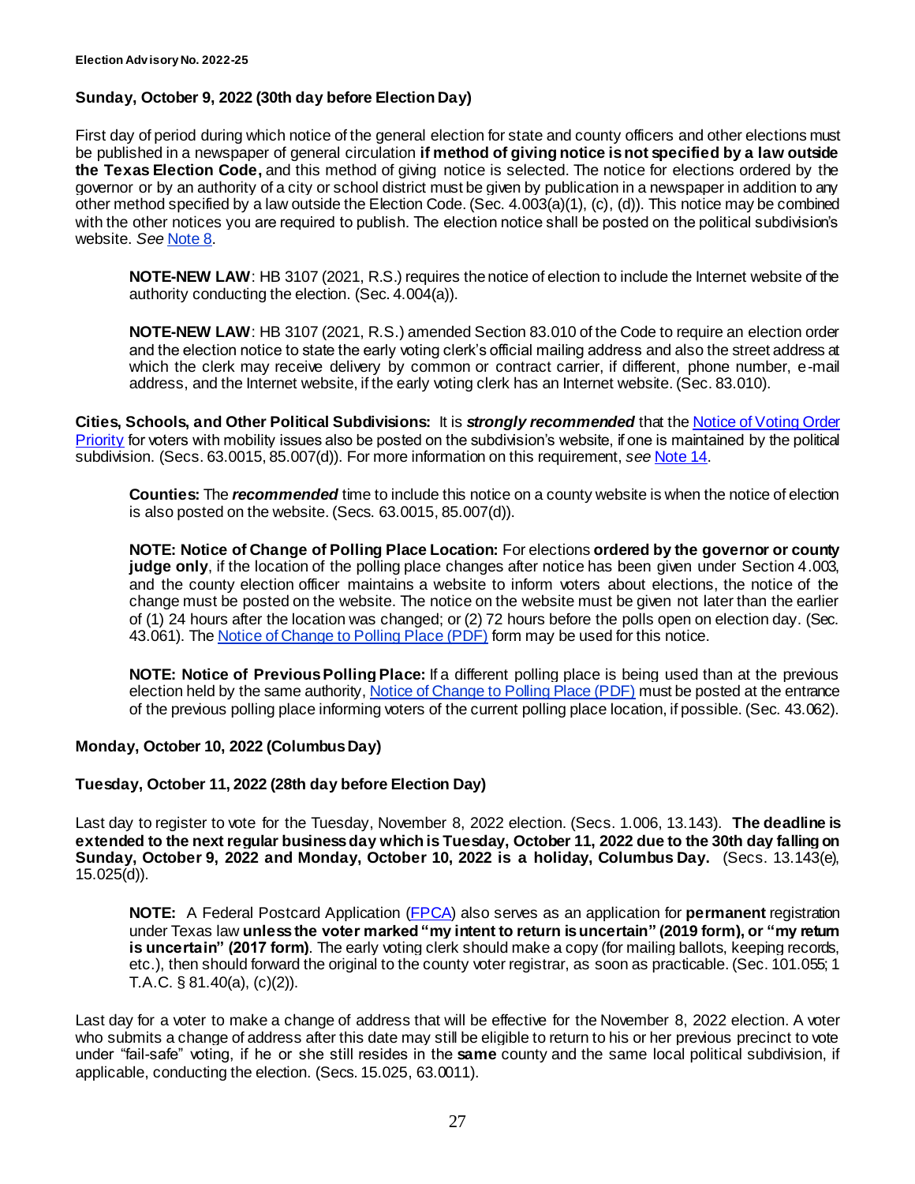**Sunday, October 9, 2022 (30th day before Election Day)**

First day of period during which notice of the general election for state and county officers and other elections must be published in a newspaper of general circulation **if method of giving notice is not specified by a law outside the Texas Election Code,** and this method of giving notice is selected. The notice for elections ordered by the governor or by an authority of a city or school district must be given by publication in a newspaper in addition to any other method specified by a law outside the Election Code. (Sec. 4.003(a)(1), (c), (d)). This notice may be combined with the other notices you are required to publish. The election notice shall be posted on the political subdivision's website. *See* Note 8.

> **NOTE-NEW LAW**: HB 3107 (2021, R.S.) requires the notice of election to include the Internet website of the authority conducting the election. (Sec. 4.004(a)).
>
> **NOTE-NEW LAW**: HB 3107 (2021, R.S.) amended Section 83.010 of the Code to require an election order and the election notice to state the early voting clerk's official mailing address and also the street address at which the clerk may receive delivery by common or contract carrier, if different, phone number, e-mail address, and the Internet website, if the early voting clerk has an Internet website. (Sec. 83.010).

**Cities, Schools, and Other Political Subdivisions:** It is ***strongly recommended*** that the Notice of Voting Order Priority for voters with mobility issues also be posted on the subdivision's website, if one is maintained by the political subdivision. (Secs. 63.0015, 85.007(d)). For more information on this requirement, *see* Note 14.

> **Counties:** The ***recommended*** time to include this notice on a county website is when the notice of election is also posted on the website. (Secs. 63.0015, 85.007(d)).
>
> **NOTE: Notice of Change of Polling Place Location:** For elections **ordered by the governor or county judge only**, if the location of the polling place changes after notice has been given under Section 4.003, and the county election officer maintains a website to inform voters about elections, the notice of the change must be posted on the website. The notice on the website must be given not later than the earlier of (1) 24 hours after the location was changed; or (2) 72 hours before the polls open on election day. (Sec. 43.061). The Notice of Change to Polling Place (PDF) form may be used for this notice.
>
> **NOTE: Notice of Previous Polling Place:** If a different polling place is being used than at the previous election held by the same authority, Notice of Change to Polling Place (PDF) must be posted at the entrance of the previous polling place informing voters of the current polling place location, if possible. (Sec. 43.062).

**Monday, October 10, 2022 (Columbus Day)**

**Tuesday, October 11, 2022 (28th day before Election Day)**

Last day to register to vote for the Tuesday, November 8, 2022 election. (Secs. 1.006, 13.143). **The deadline is extended to the next regular business day which is Tuesday, October 11, 2022 due to the 30th day falling on Sunday, October 9, 2022 and Monday, October 10, 2022 is a holiday, Columbus Day.** (Secs. 13.143(e), 15.025(d)).

> **NOTE:** A Federal Postcard Application (FPCA) also serves as an application for **permanent** registration under Texas law **unless the voter marked "my intent to return is uncertain" (2019 form), or "my return is uncertain" (2017 form)**. The early voting clerk should make a copy (for mailing ballots, keeping records, etc.), then should forward the original to the county voter registrar, as soon as practicable. (Sec. 101.055; 1 T.A.C. § 81.40(a), (c)(2)).

Last day for a voter to make a change of address that will be effective for the November 8, 2022 election. A voter who submits a change of address after this date may still be eligible to return to his or her previous precinct to vote under "fail-safe" voting, if he or she still resides in the **same** county and the same local political subdivision, if applicable, conducting the election. (Secs. 15.025, 63.0011).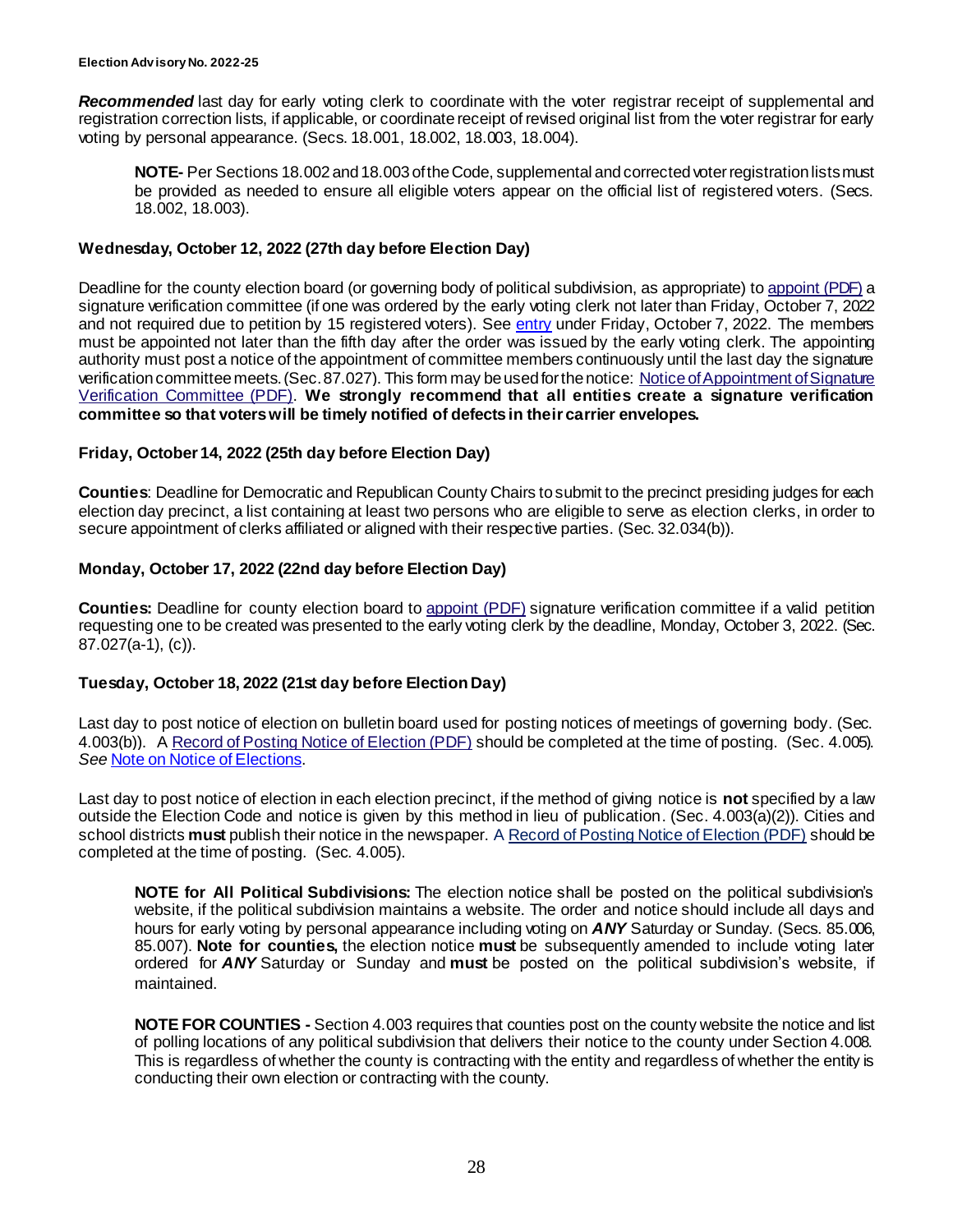***Recommended*** last day for early voting clerk to coordinate with the voter registrar receipt of supplemental and registration correction lists, if applicable, or coordinate receipt of revised original list from the voter registrar for early voting by personal appearance. (Secs. 18.001, 18.002, 18.003, 18.004).

> **NOTE-** Per Sections 18.002 and 18.003 of the Code, supplemental and corrected voter registration lists must be provided as needed to ensure all eligible voters appear on the official list of registered voters. (Secs. 18.002, 18.003).

### Wednesday, October 12, 2022 (27th day before Election Day)

Deadline for the county election board (or governing body of political subdivision, as appropriate) to appoint (PDF) a signature verification committee (if one was ordered by the early voting clerk not later than Friday, October 7, 2022 and not required due to petition by 15 registered voters). See entry under Friday, October 7, 2022. The members must be appointed not later than the fifth day after the order was issued by the early voting clerk. The appointing authority must post a notice of the appointment of committee members continuously until the last day the signature verification committee meets. (Sec. 87.027). This form may be used for the notice: Notice of Appointment of Signature Verification Committee (PDF). **We strongly recommend that all entities create a signature verification committee so that voters will be timely notified of defects in their carrier envelopes.**

### Friday, October 14, 2022 (25th day before Election Day)

**Counties**: Deadline for Democratic and Republican County Chairs to submit to the precinct presiding judges for each election day precinct, a list containing at least two persons who are eligible to serve as election clerks, in order to secure appointment of clerks affiliated or aligned with their respective parties. (Sec. 32.034(b)).

### Monday, October 17, 2022 (22nd day before Election Day)

**Counties:** Deadline for county election board to appoint (PDF) signature verification committee if a valid petition requesting one to be created was presented to the early voting clerk by the deadline, Monday, October 3, 2022. (Sec. 87.027(a-1), (c)).

### Tuesday, October 18, 2022 (21st day before Election Day)

Last day to post notice of election on bulletin board used for posting notices of meetings of governing body. (Sec. 4.003(b)). A Record of Posting Notice of Election (PDF) should be completed at the time of posting. (Sec. 4.005). *See* Note on Notice of Elections.

Last day to post notice of election in each election precinct, if the method of giving notice is **not** specified by a law outside the Election Code and notice is given by this method in lieu of publication. (Sec. 4.003(a)(2)). Cities and school districts **must** publish their notice in the newspaper. A Record of Posting Notice of Election (PDF) should be completed at the time of posting. (Sec. 4.005).

> **NOTE for All Political Subdivisions:** The election notice shall be posted on the political subdivision's website, if the political subdivision maintains a website. The order and notice should include all days and hours for early voting by personal appearance including voting on ***ANY*** Saturday or Sunday. (Secs. 85.006, 85.007). **Note for counties,** the election notice **must** be subsequently amended to include voting later ordered for ***ANY*** Saturday or Sunday and **must** be posted on the political subdivision's website, if maintained.
>
> **NOTE FOR COUNTIES -** Section 4.003 requires that counties post on the county website the notice and list of polling locations of any political subdivision that delivers their notice to the county under Section 4.008. This is regardless of whether the county is contracting with the entity and regardless of whether the entity is conducting their own election or contracting with the county.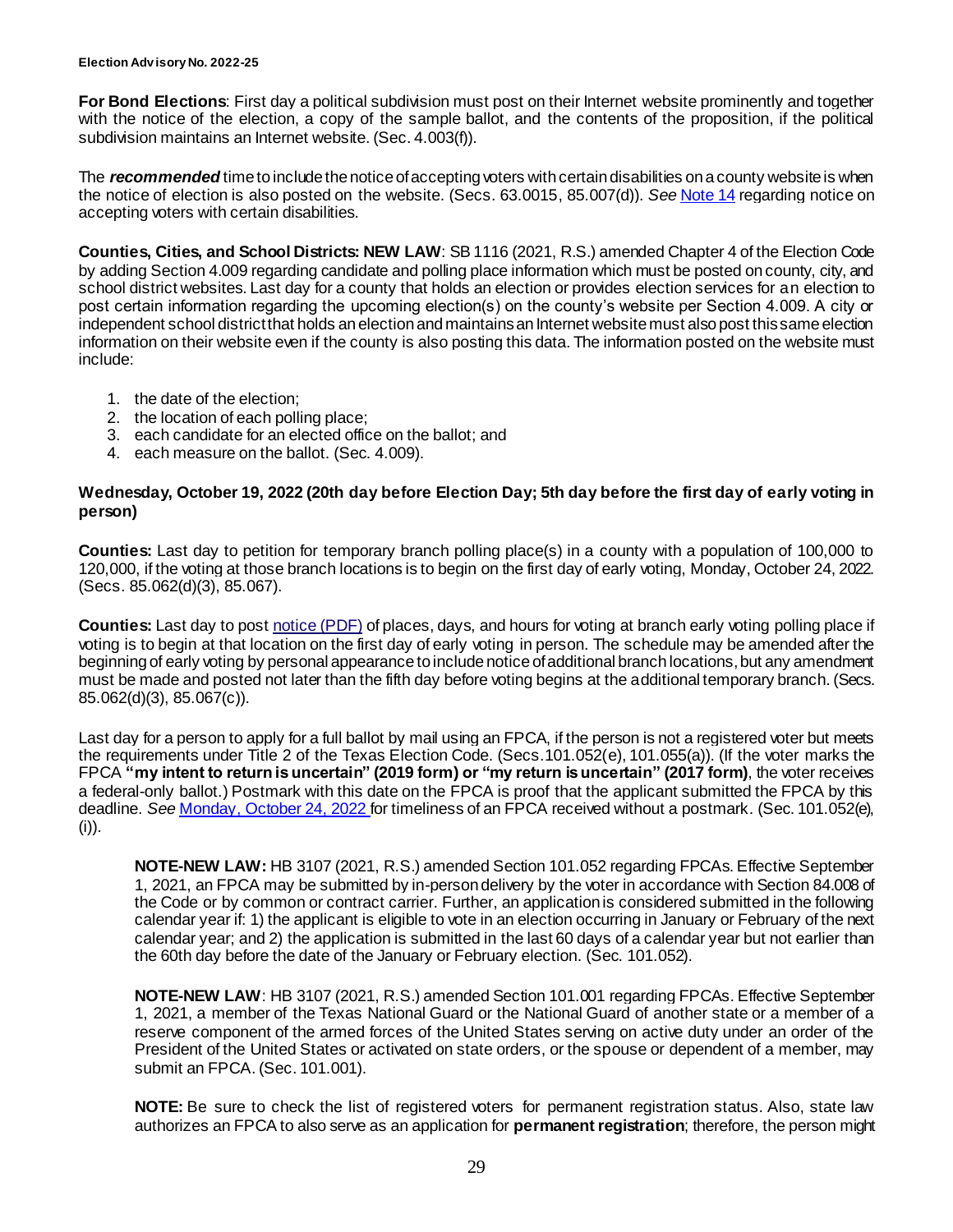**For Bond Elections**: First day a political subdivision must post on their Internet website prominently and together with the notice of the election, a copy of the sample ballot, and the contents of the proposition, if the political subdivision maintains an Internet website. (Sec. 4.003(f)).

The ***recommended*** time to include the notice of accepting voters with certain disabilities on a county website is when the notice of election is also posted on the website. (Secs. 63.0015, 85.007(d)). *See* Note 14 regarding notice on accepting voters with certain disabilities.

**Counties, Cities, and School Districts: NEW LAW**: SB 1116 (2021, R.S.) amended Chapter 4 of the Election Code by adding Section 4.009 regarding candidate and polling place information which must be posted on county, city, and school district websites. Last day for a county that holds an election or provides election services for an election to post certain information regarding the upcoming election(s) on the county's website per Section 4.009. A city or independent school district that holds an election and maintains an Internet website must also post this same election information on their website even if the county is also posting this data. The information posted on the website must include:

1. the date of the election;
2. the location of each polling place;
3. each candidate for an elected office on the ballot; and
4. each measure on the ballot. (Sec. 4.009).

### Wednesday, October 19, 2022 (20th day before Election Day; 5th day before the first day of early voting in person)

**Counties:** Last day to petition for temporary branch polling place(s) in a county with a population of 100,000 to 120,000, if the voting at those branch locations is to begin on the first day of early voting, Monday, October 24, 2022. (Secs. 85.062(d)(3), 85.067).

**Counties:** Last day to post notice (PDF) of places, days, and hours for voting at branch early voting polling place if voting is to begin at that location on the first day of early voting in person. The schedule may be amended after the beginning of early voting by personal appearance to include notice of additional branch locations, but any amendment must be made and posted not later than the fifth day before voting begins at the additional temporary branch. (Secs. 85.062(d)(3), 85.067(c)).

Last day for a person to apply for a full ballot by mail using an FPCA, if the person is not a registered voter but meets the requirements under Title 2 of the Texas Election Code. (Secs.101.052(e), 101.055(a)). (If the voter marks the FPCA **"my intent to return is uncertain" (2019 form) or "my return is uncertain" (2017 form)**, the voter receives a federal-only ballot.) Postmark with this date on the FPCA is proof that the applicant submitted the FPCA by this deadline. *See* Monday, October 24, 2022 for timeliness of an FPCA received without a postmark. (Sec. 101.052(e), (i)).

> **NOTE-NEW LAW:** HB 3107 (2021, R.S.) amended Section 101.052 regarding FPCAs. Effective September 1, 2021, an FPCA may be submitted by in-person delivery by the voter in accordance with Section 84.008 of the Code or by common or contract carrier. Further, an application is considered submitted in the following calendar year if: 1) the applicant is eligible to vote in an election occurring in January or February of the next calendar year; and 2) the application is submitted in the last 60 days of a calendar year but not earlier than the 60th day before the date of the January or February election. (Sec. 101.052).
>
> **NOTE-NEW LAW**: HB 3107 (2021, R.S.) amended Section 101.001 regarding FPCAs. Effective September 1, 2021, a member of the Texas National Guard or the National Guard of another state or a member of a reserve component of the armed forces of the United States serving on active duty under an order of the President of the United States or activated on state orders, or the spouse or dependent of a member, may submit an FPCA. (Sec. 101.001).
>
> **NOTE:** Be sure to check the list of registered voters for permanent registration status. Also, state law authorizes an FPCA to also serve as an application for **permanent registration**; therefore, the person might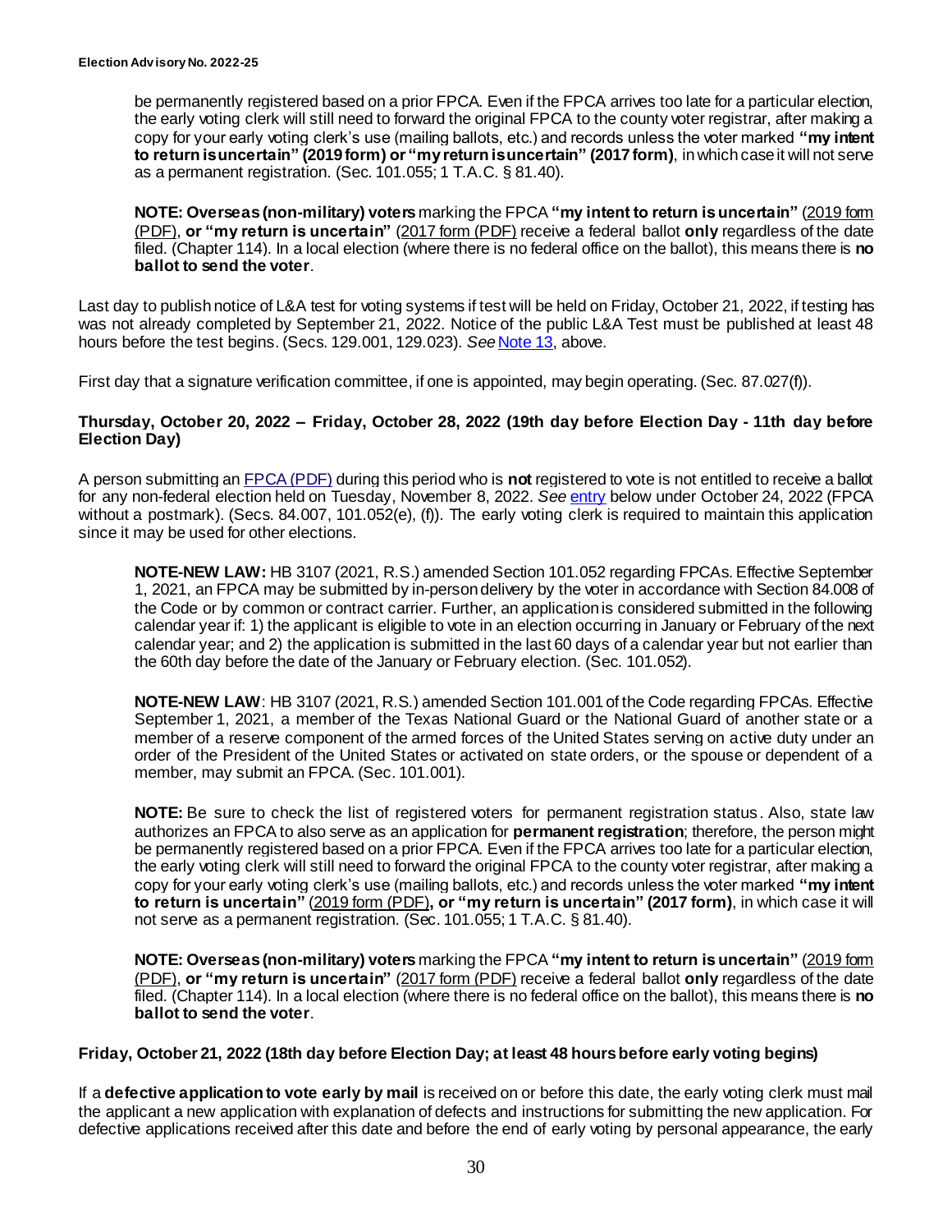be permanently registered based on a prior FPCA. Even if the FPCA arrives too late for a particular election, the early voting clerk will still need to forward the original FPCA to the county voter registrar, after making a copy for your early voting clerk's use (mailing ballots, etc.) and records unless the voter marked **"my intent to return is uncertain" (2019 form) or "my return is uncertain" (2017 form)**, in which case it will not serve as a permanent registration. (Sec. 101.055; 1 T.A.C. § 81.40).

> **NOTE: Overseas (non-military) voters** marking the FPCA **"my intent to return is uncertain"** (2019 form (PDF), **or "my return is uncertain"** (2017 form (PDF) receive a federal ballot **only** regardless of the date filed. (Chapter 114). In a local election (where there is no federal office on the ballot), this means there is **no ballot to send the voter**.

Last day to publish notice of L&A test for voting systems if test will be held on Friday, October 21, 2022, if testing has was not already completed by September 21, 2022. Notice of the public L&A Test must be published at least 48 hours before the test begins. (Secs. 129.001, 129.023). *See* Note 13, above.

First day that a signature verification committee, if one is appointed, may begin operating. (Sec. 87.027(f)).

**Thursday, October 20, 2022 – Friday, October 28, 2022 (19th day before Election Day - 11th day before Election Day)**

A person submitting an FPCA (PDF) during this period who is **not** registered to vote is not entitled to receive a ballot for any non-federal election held on Tuesday, November 8, 2022. *See* entry below under October 24, 2022 (FPCA without a postmark). (Secs. 84.007, 101.052(e), (f)). The early voting clerk is required to maintain this application since it may be used for other elections.

> **NOTE-NEW LAW:** HB 3107 (2021, R.S.) amended Section 101.052 regarding FPCAs. Effective September 1, 2021, an FPCA may be submitted by in-person delivery by the voter in accordance with Section 84.008 of the Code or by common or contract carrier. Further, an application is considered submitted in the following calendar year if: 1) the applicant is eligible to vote in an election occurring in January or February of the next calendar year; and 2) the application is submitted in the last 60 days of a calendar year but not earlier than the 60th day before the date of the January or February election. (Sec. 101.052).

> **NOTE-NEW LAW**: HB 3107 (2021, R.S.) amended Section 101.001 of the Code regarding FPCAs. Effective September 1, 2021, a member of the Texas National Guard or the National Guard of another state or a member of a reserve component of the armed forces of the United States serving on active duty under an order of the President of the United States or activated on state orders, or the spouse or dependent of a member, may submit an FPCA. (Sec. 101.001).

> **NOTE:** Be sure to check the list of registered voters for permanent registration status. Also, state law authorizes an FPCA to also serve as an application for **permanent registration**; therefore, the person might be permanently registered based on a prior FPCA. Even if the FPCA arrives too late for a particular election, the early voting clerk will still need to forward the original FPCA to the county voter registrar, after making a copy for your early voting clerk's use (mailing ballots, etc.) and records unless the voter marked **"my intent to return is uncertain"** (2019 form (PDF)**, or "my return is uncertain" (2017 form)**, in which case it will not serve as a permanent registration. (Sec. 101.055; 1 T.A.C. § 81.40).

> **NOTE: Overseas (non-military) voters** marking the FPCA **"my intent to return is uncertain"** (2019 form (PDF), **or "my return is uncertain"** (2017 form (PDF) receive a federal ballot **only** regardless of the date filed. (Chapter 114). In a local election (where there is no federal office on the ballot), this means there is **no ballot to send the voter**.

**Friday, October 21, 2022 (18th day before Election Day; at least 48 hours before early voting begins)**

If a **defective application to vote early by mail** is received on or before this date, the early voting clerk must mail the applicant a new application with explanation of defects and instructions for submitting the new application. For defective applications received after this date and before the end of early voting by personal appearance, the early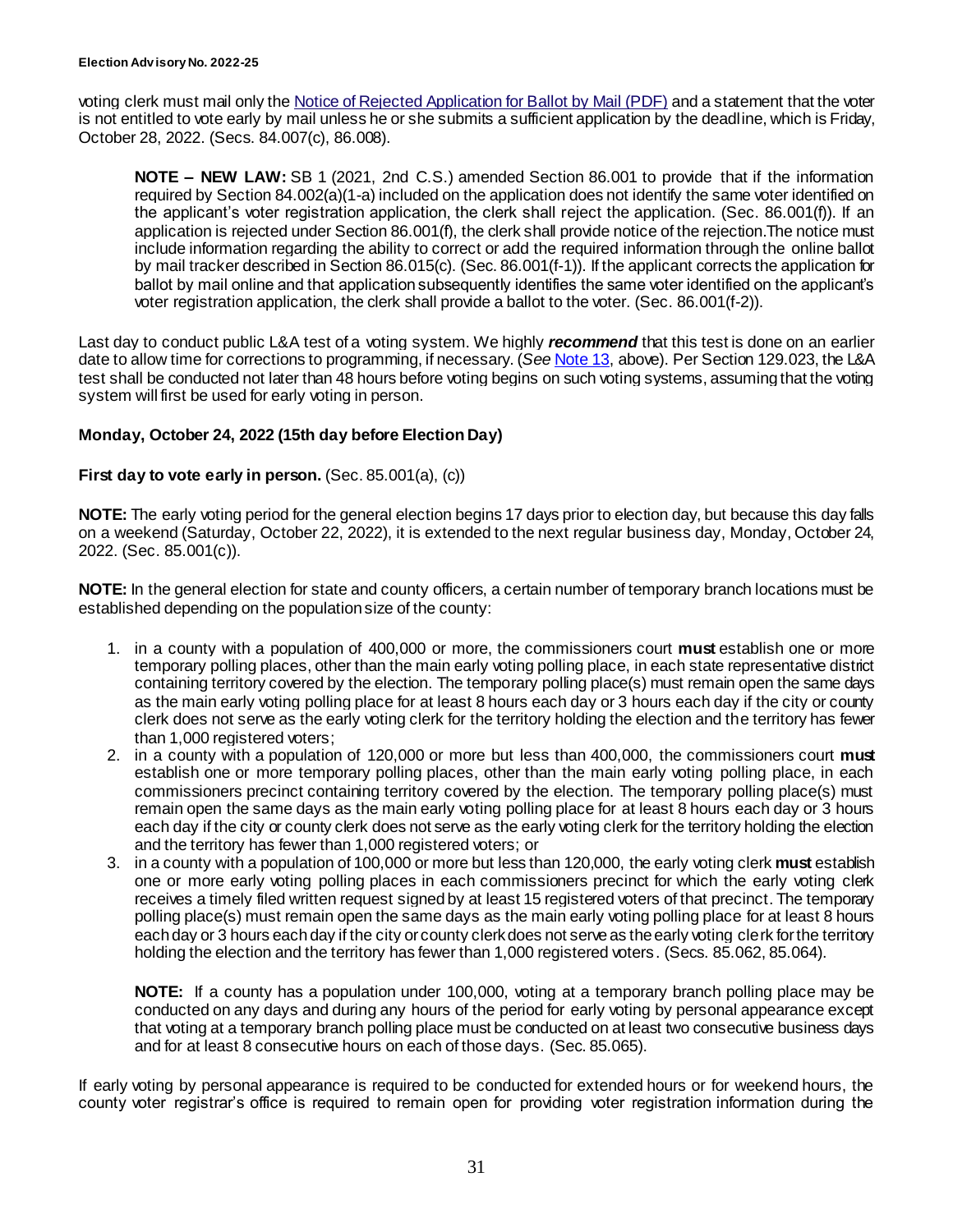voting clerk must mail only the [Notice of Rejected Application for Ballot by Mail (PDF)] and a statement that the voter is not entitled to vote early by mail unless he or she submits a sufficient application by the deadline, which is Friday, October 28, 2022. (Secs. 84.007(c), 86.008).

> **NOTE – NEW LAW:** SB 1 (2021, 2nd C.S.) amended Section 86.001 to provide that if the information required by Section 84.002(a)(1-a) included on the application does not identify the same voter identified on the applicant's voter registration application, the clerk shall reject the application. (Sec. 86.001(f)). If an application is rejected under Section 86.001(f), the clerk shall provide notice of the rejection.The notice must include information regarding the ability to correct or add the required information through the online ballot by mail tracker described in Section 86.015(c). (Sec. 86.001(f-1)). If the applicant corrects the application for ballot by mail online and that application subsequently identifies the same voter identified on the applicant's voter registration application, the clerk shall provide a ballot to the voter. (Sec. 86.001(f-2)).

Last day to conduct public L&A test of a voting system. We highly ***recommend*** that this test is done on an earlier date to allow time for corrections to programming, if necessary. (*See* Note 13, above). Per Section 129.023, the L&A test shall be conducted not later than 48 hours before voting begins on such voting systems, assuming that the voting system will first be used for early voting in person.

### Monday, October 24, 2022 (15th day before Election Day)

**First day to vote early in person.** (Sec. 85.001(a), (c))

**NOTE:** The early voting period for the general election begins 17 days prior to election day, but because this day falls on a weekend (Saturday, October 22, 2022), it is extended to the next regular business day, Monday, October 24, 2022. (Sec. 85.001(c)).

**NOTE:** In the general election for state and county officers, a certain number of temporary branch locations must be established depending on the population size of the county:

1. in a county with a population of 400,000 or more, the commissioners court **must** establish one or more temporary polling places, other than the main early voting polling place, in each state representative district containing territory covered by the election. The temporary polling place(s) must remain open the same days as the main early voting polling place for at least 8 hours each day or 3 hours each day if the city or county clerk does not serve as the early voting clerk for the territory holding the election and the territory has fewer than 1,000 registered voters;
2. in a county with a population of 120,000 or more but less than 400,000, the commissioners court **must** establish one or more temporary polling places, other than the main early voting polling place, in each commissioners precinct containing territory covered by the election. The temporary polling place(s) must remain open the same days as the main early voting polling place for at least 8 hours each day or 3 hours each day if the city or county clerk does not serve as the early voting clerk for the territory holding the election and the territory has fewer than 1,000 registered voters; or
3. in a county with a population of 100,000 or more but less than 120,000, the early voting clerk **must** establish one or more early voting polling places in each commissioners precinct for which the early voting clerk receives a timely filed written request signed by at least 15 registered voters of that precinct. The temporary polling place(s) must remain open the same days as the main early voting polling place for at least 8 hours each day or 3 hours each day if the city or county clerk does not serve as the early voting clerk for the territory holding the election and the territory has fewer than 1,000 registered voters. (Secs. 85.062, 85.064).

> **NOTE:** If a county has a population under 100,000, voting at a temporary branch polling place may be conducted on any days and during any hours of the period for early voting by personal appearance except that voting at a temporary branch polling place must be conducted on at least two consecutive business days and for at least 8 consecutive hours on each of those days. (Sec. 85.065).

If early voting by personal appearance is required to be conducted for extended hours or for weekend hours, the county voter registrar's office is required to remain open for providing voter registration information during the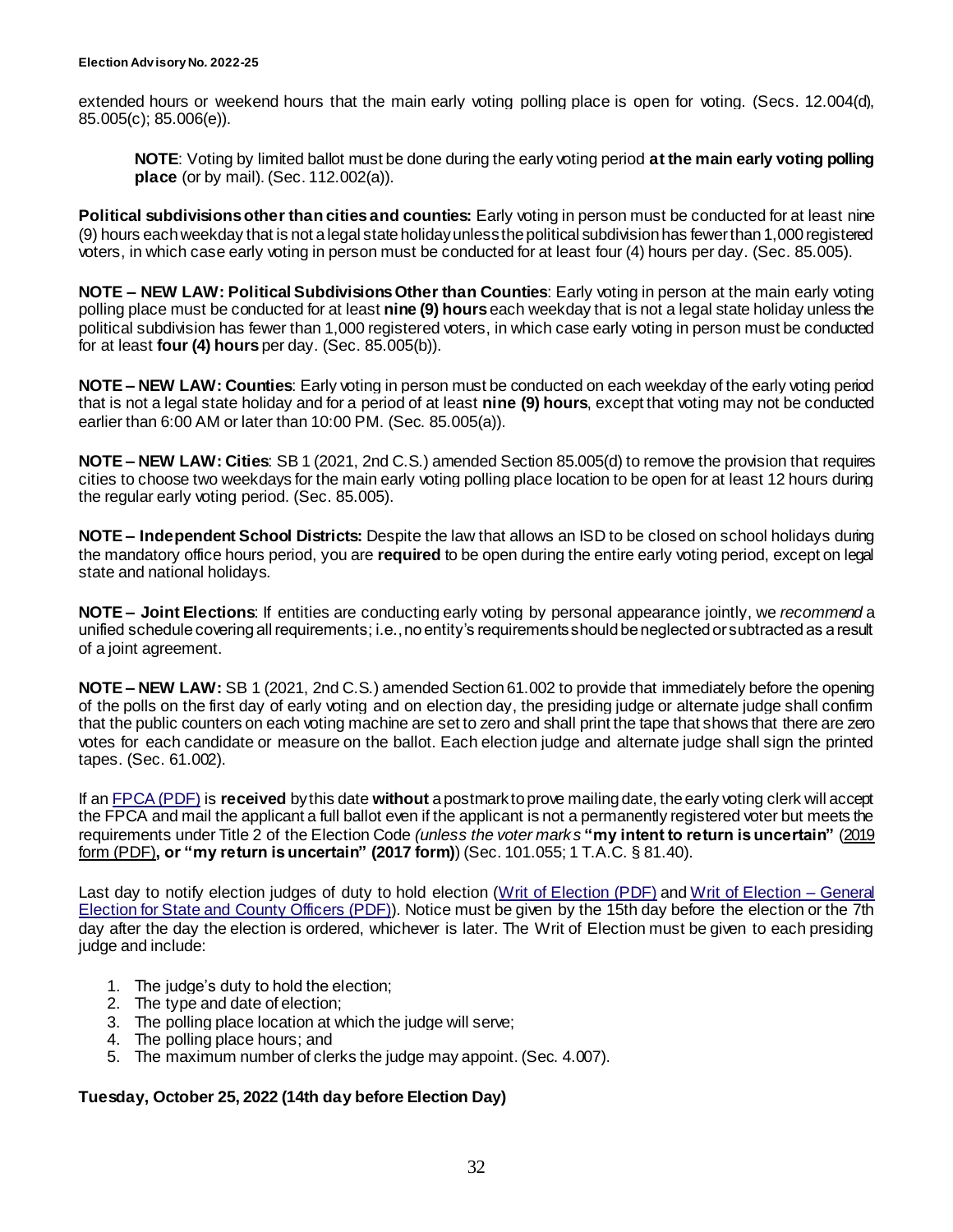extended hours or weekend hours that the main early voting polling place is open for voting. (Secs. 12.004(d), 85.005(c); 85.006(e)).

> **NOTE**: Voting by limited ballot must be done during the early voting period **at the main early voting polling place** (or by mail). (Sec. 112.002(a)).

**Political subdivisions other than cities and counties:** Early voting in person must be conducted for at least nine (9) hours each weekday that is not a legal state holiday unless the political subdivision has fewer than 1,000 registered voters, in which case early voting in person must be conducted for at least four (4) hours per day. (Sec. 85.005).

**NOTE – NEW LAW: Political Subdivisions Other than Counties**: Early voting in person at the main early voting polling place must be conducted for at least **nine (9) hours** each weekday that is not a legal state holiday unless the political subdivision has fewer than 1,000 registered voters, in which case early voting in person must be conducted for at least **four (4) hours** per day. (Sec. 85.005(b)).

**NOTE – NEW LAW: Counties**: Early voting in person must be conducted on each weekday of the early voting period that is not a legal state holiday and for a period of at least **nine (9) hours**, except that voting may not be conducted earlier than 6:00 AM or later than 10:00 PM. (Sec. 85.005(a)).

**NOTE – NEW LAW: Cities**: SB 1 (2021, 2nd C.S.) amended Section 85.005(d) to remove the provision that requires cities to choose two weekdays for the main early voting polling place location to be open for at least 12 hours during the regular early voting period. (Sec. 85.005).

**NOTE – Independent School Districts:** Despite the law that allows an ISD to be closed on school holidays during the mandatory office hours period, you are **required** to be open during the entire early voting period, except on legal state and national holidays.

**NOTE – Joint Elections**: If entities are conducting early voting by personal appearance jointly, we *recommend* a unified schedule covering all requirements; i.e., no entity's requirements should be neglected or subtracted as a result of a joint agreement.

**NOTE – NEW LAW:** SB 1 (2021, 2nd C.S.) amended Section 61.002 to provide that immediately before the opening of the polls on the first day of early voting and on election day, the presiding judge or alternate judge shall confirm that the public counters on each voting machine are set to zero and shall print the tape that shows that there are zero votes for each candidate or measure on the ballot. Each election judge and alternate judge shall sign the printed tapes. (Sec. 61.002).

If an FPCA (PDF) is **received** by this date **without** a postmark to prove mailing date, the early voting clerk will accept the FPCA and mail the applicant a full ballot even if the applicant is not a permanently registered voter but meets the requirements under Title 2 of the Election Code *(unless the voter marks* **"my intent to return is uncertain"** (2019 form (PDF)**, or "my return is uncertain" (2017 form)**) (Sec. 101.055; 1 T.A.C. § 81.40).

Last day to notify election judges of duty to hold election (Writ of Election (PDF) and Writ of Election – General Election for State and County Officers (PDF)). Notice must be given by the 15th day before the election or the 7th day after the day the election is ordered, whichever is later. The Writ of Election must be given to each presiding judge and include:

1. The judge's duty to hold the election;
2. The type and date of election;
3. The polling place location at which the judge will serve;
4. The polling place hours; and
5. The maximum number of clerks the judge may appoint. (Sec. 4.007).

**Tuesday, October 25, 2022 (14th day before Election Day)**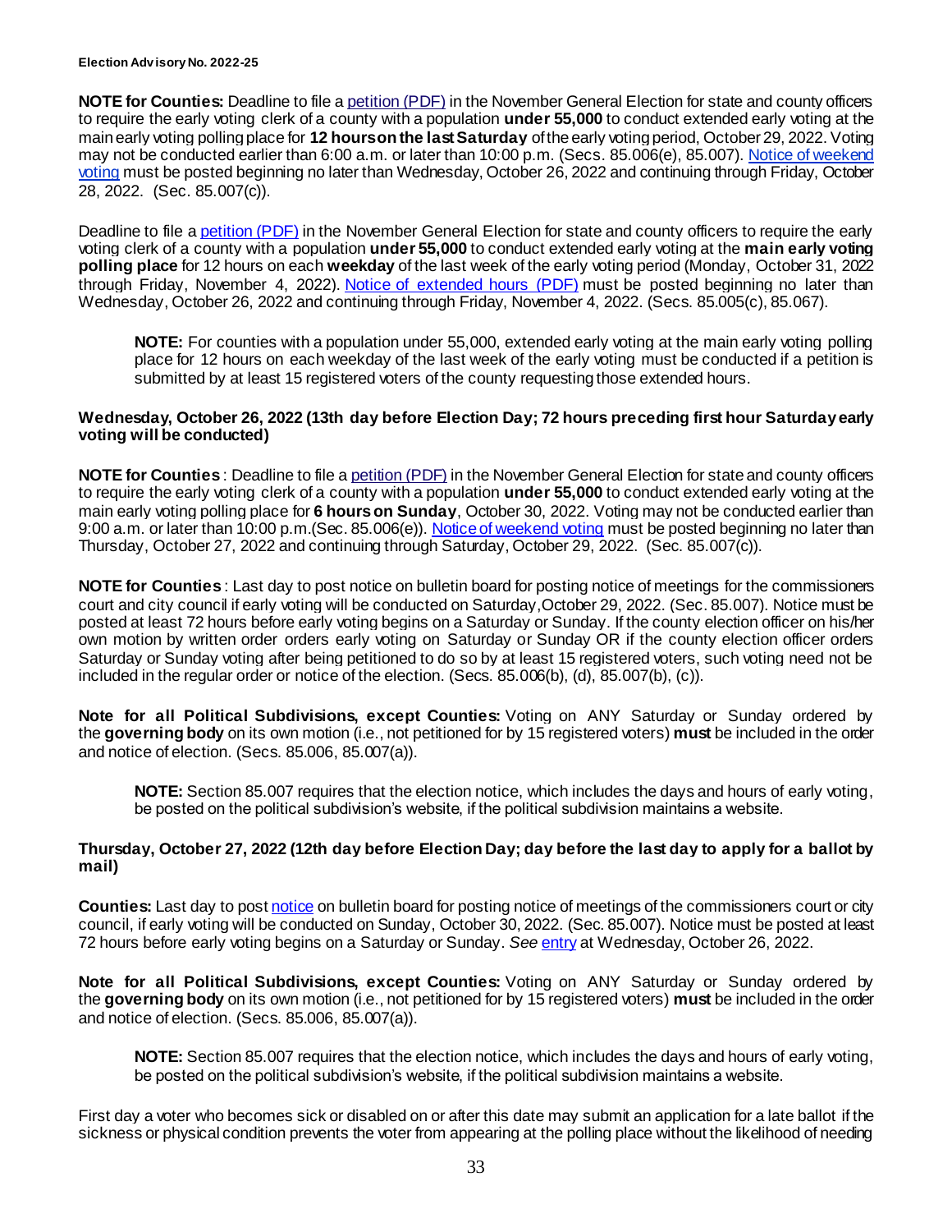**NOTE for Counties:** Deadline to file a petition (PDF) in the November General Election for state and county officers to require the early voting clerk of a county with a population **under 55,000** to conduct extended early voting at the main early voting polling place for **12 hours on the last Saturday** of the early voting period, October 29, 2022. Voting may not be conducted earlier than 6:00 a.m. or later than 10:00 p.m. (Secs. 85.006(e), 85.007). Notice of weekend voting must be posted beginning no later than Wednesday, October 26, 2022 and continuing through Friday, October 28, 2022. (Sec. 85.007(c)).

Deadline to file a petition (PDF) in the November General Election for state and county officers to require the early voting clerk of a county with a population **under 55,000** to conduct extended early voting at the **main early voting polling place** for 12 hours on each **weekday** of the last week of the early voting period (Monday, October 31, 2022 through Friday, November 4, 2022). Notice of extended hours (PDF) must be posted beginning no later than Wednesday, October 26, 2022 and continuing through Friday, November 4, 2022. (Secs. 85.005(c), 85.067).

> **NOTE:** For counties with a population under 55,000, extended early voting at the main early voting polling place for 12 hours on each weekday of the last week of the early voting must be conducted if a petition is submitted by at least 15 registered voters of the county requesting those extended hours.

### Wednesday, October 26, 2022 (13th day before Election Day; 72 hours preceding first hour Saturday early voting will be conducted)

**NOTE for Counties**: Deadline to file a petition (PDF) in the November General Election for state and county officers to require the early voting clerk of a county with a population **under 55,000** to conduct extended early voting at the main early voting polling place for **6 hours on Sunday**, October 30, 2022. Voting may not be conducted earlier than 9:00 a.m. or later than 10:00 p.m.(Sec. 85.006(e)). Notice of weekend voting must be posted beginning no later than Thursday, October 27, 2022 and continuing through Saturday, October 29, 2022. (Sec. 85.007(c)).

**NOTE for Counties**: Last day to post notice on bulletin board for posting notice of meetings for the commissioners court and city council if early voting will be conducted on Saturday,October 29, 2022. (Sec. 85.007). Notice must be posted at least 72 hours before early voting begins on a Saturday or Sunday. If the county election officer on his/her own motion by written order orders early voting on Saturday or Sunday OR if the county election officer orders Saturday or Sunday voting after being petitioned to do so by at least 15 registered voters, such voting need not be included in the regular order or notice of the election. (Secs. 85.006(b), (d), 85.007(b), (c)).

**Note for all Political Subdivisions, except Counties:** Voting on ANY Saturday or Sunday ordered by the **governing body** on its own motion (i.e., not petitioned for by 15 registered voters) **must** be included in the order and notice of election. (Secs. 85.006, 85.007(a)).

> **NOTE:** Section 85.007 requires that the election notice, which includes the days and hours of early voting, be posted on the political subdivision's website, if the political subdivision maintains a website.

### Thursday, October 27, 2022 (12th day before Election Day; day before the last day to apply for a ballot by mail)

**Counties:** Last day to post notice on bulletin board for posting notice of meetings of the commissioners court or city council, if early voting will be conducted on Sunday, October 30, 2022. (Sec. 85.007). Notice must be posted at least 72 hours before early voting begins on a Saturday or Sunday. *See* entry at Wednesday, October 26, 2022.

**Note for all Political Subdivisions, except Counties:** Voting on ANY Saturday or Sunday ordered by the **governing body** on its own motion (i.e., not petitioned for by 15 registered voters) **must** be included in the order and notice of election. (Secs. 85.006, 85.007(a)).

> **NOTE:** Section 85.007 requires that the election notice, which includes the days and hours of early voting, be posted on the political subdivision's website, if the political subdivision maintains a website.

First day a voter who becomes sick or disabled on or after this date may submit an application for a late ballot if the sickness or physical condition prevents the voter from appearing at the polling place without the likelihood of needing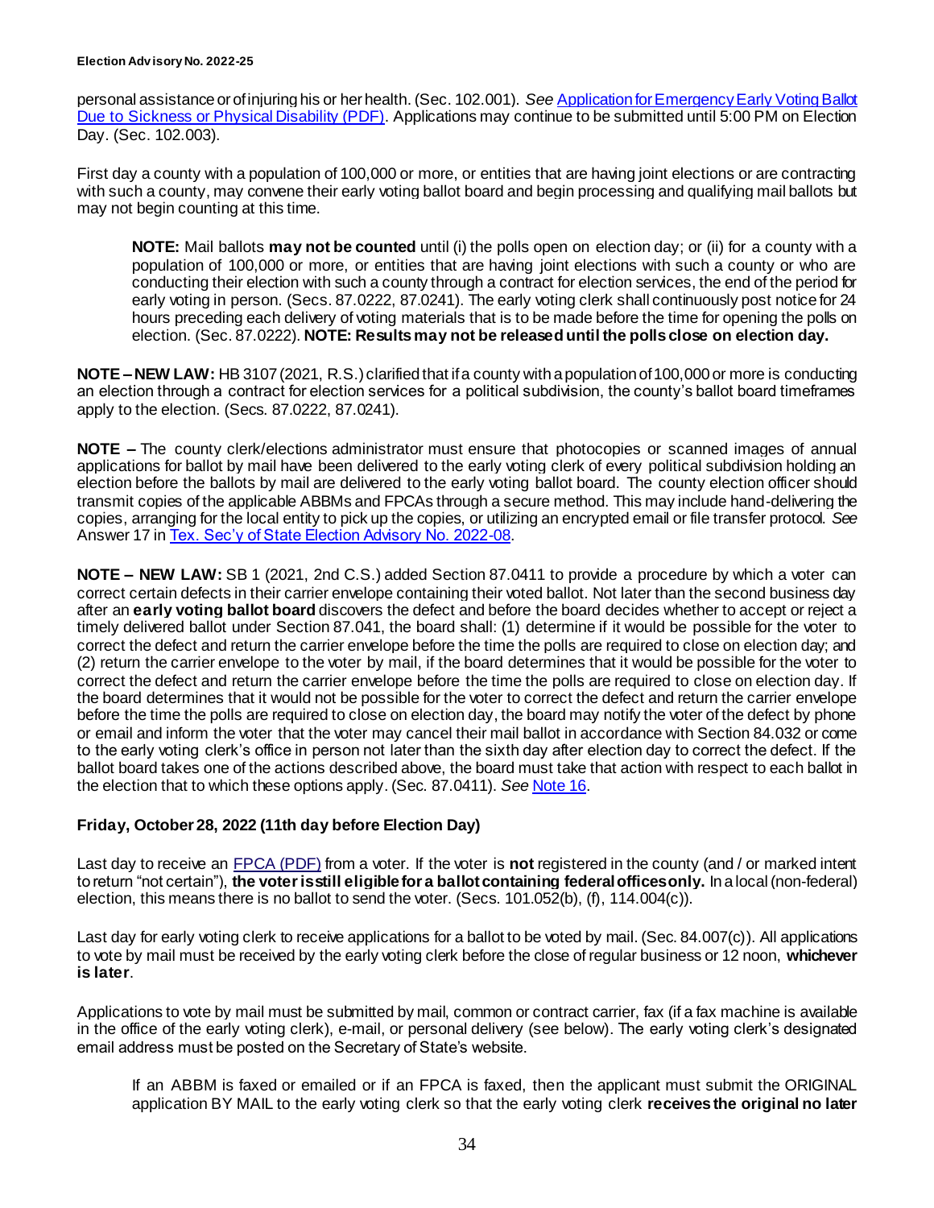personal assistance or of injuring his or her health. (Sec. 102.001). *See* [Application for Emergency Early Voting Ballot Due to Sickness or Physical Disability (PDF)](). Applications may continue to be submitted until 5:00 PM on Election Day. (Sec. 102.003).

First day a county with a population of 100,000 or more, or entities that are having joint elections or are contracting with such a county, may convene their early voting ballot board and begin processing and qualifying mail ballots but may not begin counting at this time.

> **NOTE:** Mail ballots **may not be counted** until (i) the polls open on election day; or (ii) for a county with a population of 100,000 or more, or entities that are having joint elections with such a county or who are conducting their election with such a county through a contract for election services, the end of the period for early voting in person. (Secs. 87.0222, 87.0241). The early voting clerk shall continuously post notice for 24 hours preceding each delivery of voting materials that is to be made before the time for opening the polls on election. (Sec. 87.0222). **NOTE: Results may not be released until the polls close on election day.**

**NOTE – NEW LAW:** HB 3107 (2021, R.S.) clarified that if a county with a population of 100,000 or more is conducting an election through a contract for election services for a political subdivision, the county's ballot board timeframes apply to the election. (Secs. 87.0222, 87.0241).

**NOTE –** The county clerk/elections administrator must ensure that photocopies or scanned images of annual applications for ballot by mail have been delivered to the early voting clerk of every political subdivision holding an election before the ballots by mail are delivered to the early voting ballot board. The county election officer should transmit copies of the applicable ABBMs and FPCAs through a secure method. This may include hand-delivering the copies, arranging for the local entity to pick up the copies, or utilizing an encrypted email or file transfer protocol. *See* Answer 17 in [Tex. Sec'y of State Election Advisory No. 2022-08]().

**NOTE – NEW LAW:** SB 1 (2021, 2nd C.S.) added Section 87.0411 to provide a procedure by which a voter can correct certain defects in their carrier envelope containing their voted ballot. Not later than the second business day after an **early voting ballot board** discovers the defect and before the board decides whether to accept or reject a timely delivered ballot under Section 87.041, the board shall: (1) determine if it would be possible for the voter to correct the defect and return the carrier envelope before the time the polls are required to close on election day; and (2) return the carrier envelope to the voter by mail, if the board determines that it would be possible for the voter to correct the defect and return the carrier envelope before the time the polls are required to close on election day. If the board determines that it would not be possible for the voter to correct the defect and return the carrier envelope before the time the polls are required to close on election day, the board may notify the voter of the defect by phone or email and inform the voter that the voter may cancel their mail ballot in accordance with Section 84.032 or come to the early voting clerk's office in person not later than the sixth day after election day to correct the defect. If the ballot board takes one of the actions described above, the board must take that action with respect to each ballot in the election that to which these options apply. (Sec. 87.0411). *See* [Note 16]().

### Friday, October 28, 2022 (11th day before Election Day)

Last day to receive an [FPCA (PDF)]() from a voter. If the voter is **not** registered in the county (and / or marked intent to return "not certain"), **the voter is still eligible for a ballot containing federal offices only.** In a local (non-federal) election, this means there is no ballot to send the voter. (Secs. 101.052(b), (f), 114.004(c)).

Last day for early voting clerk to receive applications for a ballot to be voted by mail. (Sec. 84.007(c)). All applications to vote by mail must be received by the early voting clerk before the close of regular business or 12 noon, **whichever is later**.

Applications to vote by mail must be submitted by mail, common or contract carrier, fax (if a fax machine is available in the office of the early voting clerk), e-mail, or personal delivery (see below). The early voting clerk's designated email address must be posted on the Secretary of State's website.

> If an ABBM is faxed or emailed or if an FPCA is faxed, then the applicant must submit the ORIGINAL application BY MAIL to the early voting clerk so that the early voting clerk **receives the original no later**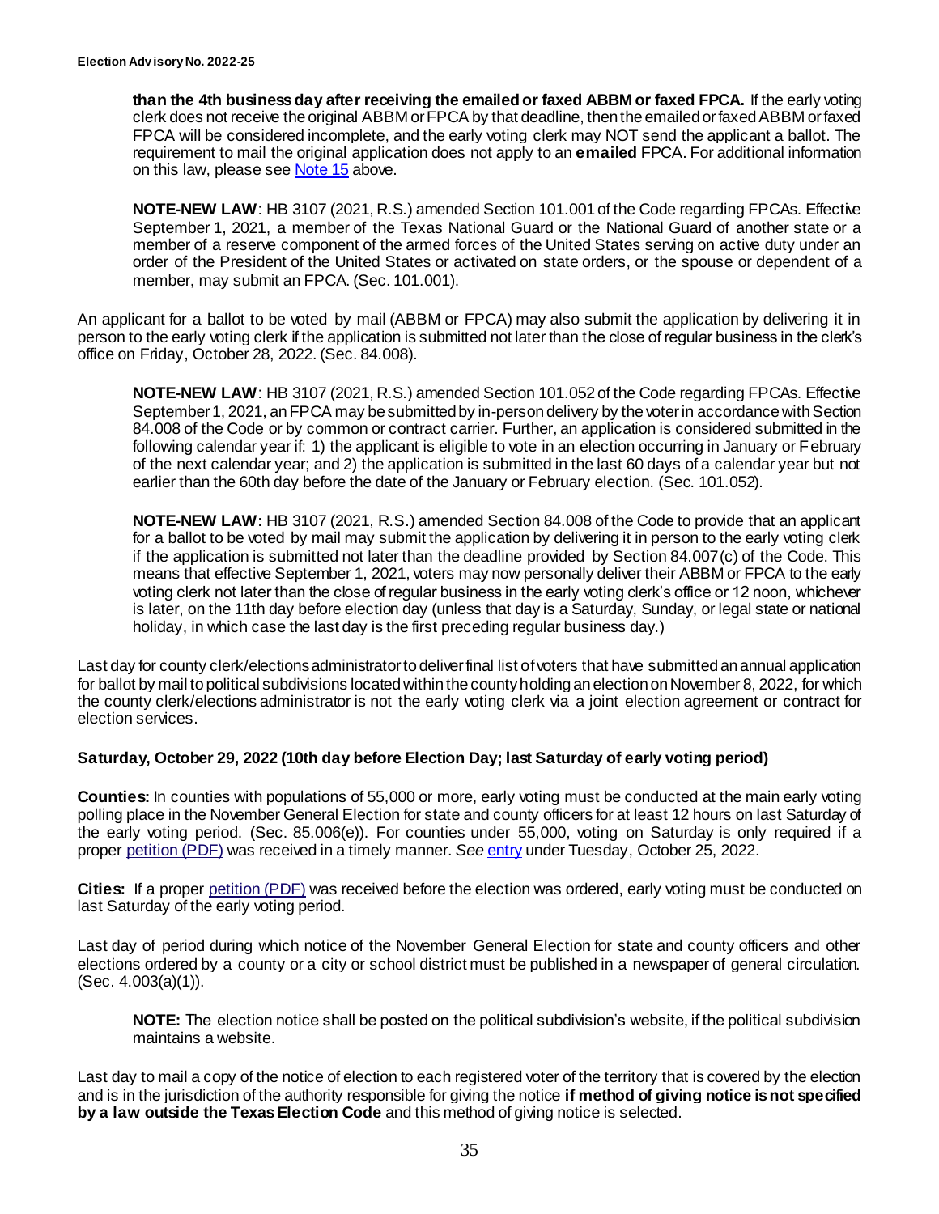**than the 4th business day after receiving the emailed or faxed ABBM or faxed FPCA.** If the early voting clerk does not receive the original ABBM or FPCA by that deadline, then the emailed or faxed ABBM or faxed FPCA will be considered incomplete, and the early voting clerk may NOT send the applicant a ballot. The requirement to mail the original application does not apply to an **emailed** FPCA. For additional information on this law, please see Note 15 above.

> **NOTE-NEW LAW**: HB 3107 (2021, R.S.) amended Section 101.001 of the Code regarding FPCAs. Effective September 1, 2021, a member of the Texas National Guard or the National Guard of another state or a member of a reserve component of the armed forces of the United States serving on active duty under an order of the President of the United States or activated on state orders, or the spouse or dependent of a member, may submit an FPCA. (Sec. 101.001).

An applicant for a ballot to be voted by mail (ABBM or FPCA) may also submit the application by delivering it in person to the early voting clerk if the application is submitted not later than the close of regular business in the clerk's office on Friday, October 28, 2022. (Sec. 84.008).

> **NOTE-NEW LAW**: HB 3107 (2021, R.S.) amended Section 101.052 of the Code regarding FPCAs. Effective September 1, 2021, an FPCA may be submitted by in-person delivery by the voter in accordance with Section 84.008 of the Code or by common or contract carrier. Further, an application is considered submitted in the following calendar year if: 1) the applicant is eligible to vote in an election occurring in January or February of the next calendar year; and 2) the application is submitted in the last 60 days of a calendar year but not earlier than the 60th day before the date of the January or February election. (Sec. 101.052).

> **NOTE-NEW LAW:** HB 3107 (2021, R.S.) amended Section 84.008 of the Code to provide that an applicant for a ballot to be voted by mail may submit the application by delivering it in person to the early voting clerk if the application is submitted not later than the deadline provided by Section 84.007(c) of the Code. This means that effective September 1, 2021, voters may now personally deliver their ABBM or FPCA to the early voting clerk not later than the close of regular business in the early voting clerk's office or 12 noon, whichever is later, on the 11th day before election day (unless that day is a Saturday, Sunday, or legal state or national holiday, in which case the last day is the first preceding regular business day.)

Last day for county clerk/elections administrator to deliver final list of voters that have submitted an annual application for ballot by mail to political subdivisions located within the county holding an election on November 8, 2022, for which the county clerk/elections administrator is not the early voting clerk via a joint election agreement or contract for election services.

### Saturday, October 29, 2022 (10th day before Election Day; last Saturday of early voting period)

**Counties:** In counties with populations of 55,000 or more, early voting must be conducted at the main early voting polling place in the November General Election for state and county officers for at least 12 hours on last Saturday of the early voting period. (Sec. 85.006(e)). For counties under 55,000, voting on Saturday is only required if a proper petition (PDF) was received in a timely manner. *See* entry under Tuesday, October 25, 2022.

**Cities:** If a proper petition (PDF) was received before the election was ordered, early voting must be conducted on last Saturday of the early voting period.

Last day of period during which notice of the November General Election for state and county officers and other elections ordered by a county or a city or school district must be published in a newspaper of general circulation. (Sec. 4.003(a)(1)).

> **NOTE:** The election notice shall be posted on the political subdivision's website, if the political subdivision maintains a website.

Last day to mail a copy of the notice of election to each registered voter of the territory that is covered by the election and is in the jurisdiction of the authority responsible for giving the notice **if method of giving notice is not specified by a law outside the Texas Election Code** and this method of giving notice is selected.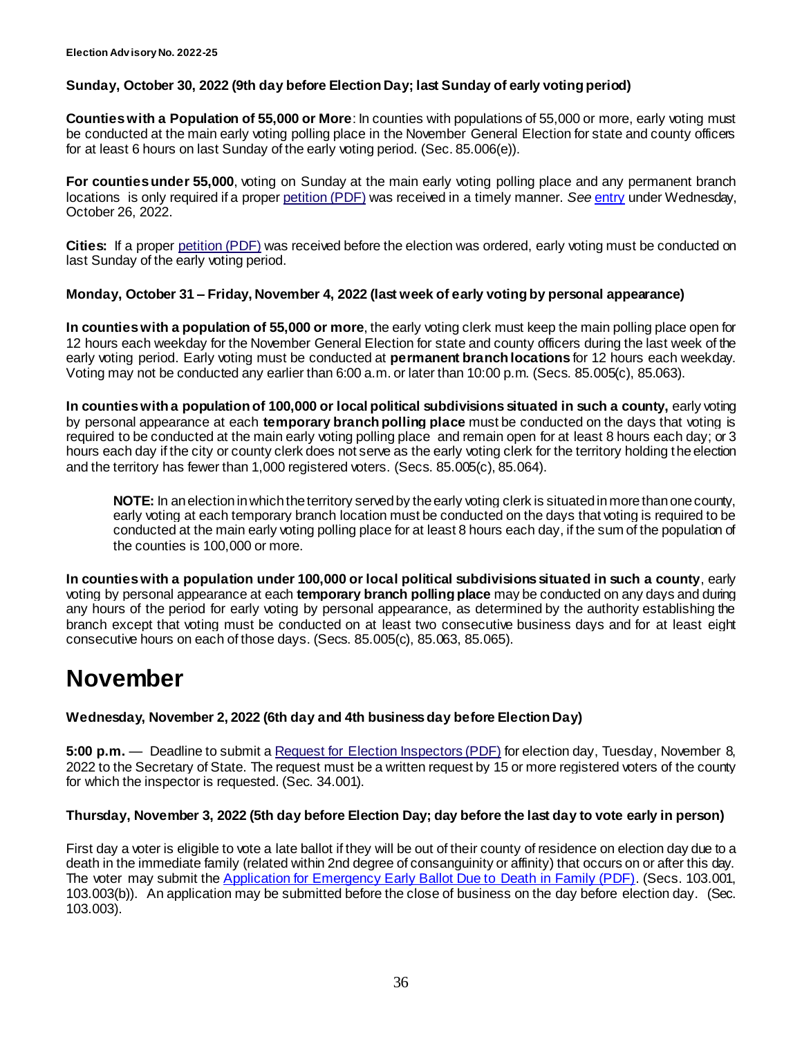**Sunday, October 30, 2022 (9th day before Election Day; last Sunday of early voting period)**

**Counties with a Population of 55,000 or More**: In counties with populations of 55,000 or more, early voting must be conducted at the main early voting polling place in the November General Election for state and county officers for at least 6 hours on last Sunday of the early voting period. (Sec. 85.006(e)).

**For counties under 55,000**, voting on Sunday at the main early voting polling place and any permanent branch locations is only required if a proper petition (PDF) was received in a timely manner. *See* entry under Wednesday, October 26, 2022.

**Cities:** If a proper petition (PDF) was received before the election was ordered, early voting must be conducted on last Sunday of the early voting period.

**Monday, October 31 – Friday, November 4, 2022 (last week of early voting by personal appearance)**

**In counties with a population of 55,000 or more**, the early voting clerk must keep the main polling place open for 12 hours each weekday for the November General Election for state and county officers during the last week of the early voting period. Early voting must be conducted at **permanent branch locations** for 12 hours each weekday. Voting may not be conducted any earlier than 6:00 a.m. or later than 10:00 p.m. (Secs. 85.005(c), 85.063).

**In counties with a population of 100,000 or local political subdivisions situated in such a county,** early voting by personal appearance at each **temporary branch polling place** must be conducted on the days that voting is required to be conducted at the main early voting polling place and remain open for at least 8 hours each day; or 3 hours each day if the city or county clerk does not serve as the early voting clerk for the territory holding the election and the territory has fewer than 1,000 registered voters. (Secs. 85.005(c), 85.064).

> **NOTE:** In an election in which the territory served by the early voting clerk is situated in more than one county, early voting at each temporary branch location must be conducted on the days that voting is required to be conducted at the main early voting polling place for at least 8 hours each day, if the sum of the population of the counties is 100,000 or more.

**In counties with a population under 100,000 or local political subdivisions situated in such a county**, early voting by personal appearance at each **temporary branch polling place** may be conducted on any days and during any hours of the period for early voting by personal appearance, as determined by the authority establishing the branch except that voting must be conducted on at least two consecutive business days and for at least eight consecutive hours on each of those days. (Secs. 85.005(c), 85.063, 85.065).

# November

**Wednesday, November 2, 2022 (6th day and 4th business day before Election Day)**

**5:00 p.m.** — Deadline to submit a Request for Election Inspectors (PDF) for election day, Tuesday, November 8, 2022 to the Secretary of State. The request must be a written request by 15 or more registered voters of the county for which the inspector is requested. (Sec. 34.001).

**Thursday, November 3, 2022 (5th day before Election Day; day before the last day to vote early in person)**

First day a voter is eligible to vote a late ballot if they will be out of their county of residence on election day due to a death in the immediate family (related within 2nd degree of consanguinity or affinity) that occurs on or after this day. The voter may submit the Application for Emergency Early Ballot Due to Death in Family (PDF). (Secs. 103.001, 103.003(b)). An application may be submitted before the close of business on the day before election day. (Sec. 103.003).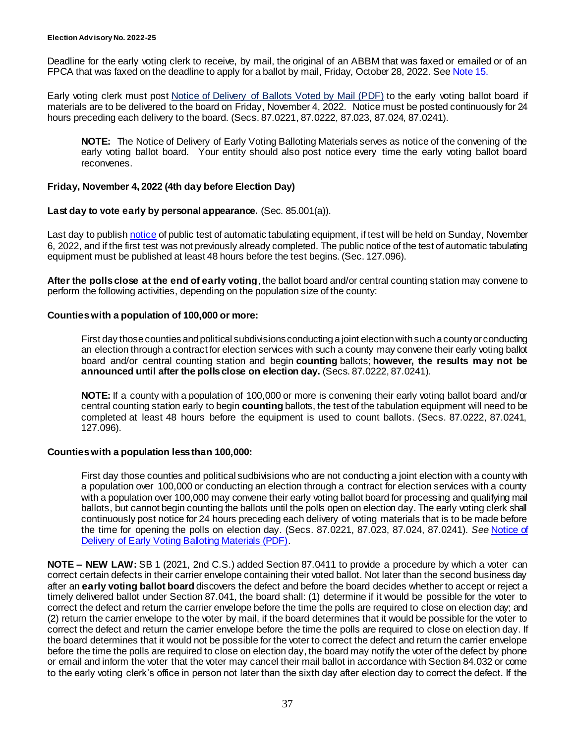Deadline for the early voting clerk to receive, by mail, the original of an ABBM that was faxed or emailed or of an FPCA that was faxed on the deadline to apply for a ballot by mail, Friday, October 28, 2022. See Note 15.

Early voting clerk must post [Notice of Delivery of Ballots Voted by Mail (PDF)] to the early voting ballot board if materials are to be delivered to the board on Friday, November 4, 2022. Notice must be posted continuously for 24 hours preceding each delivery to the board. (Secs. 87.0221, 87.0222, 87.023, 87.024, 87.0241).

> **NOTE:** The Notice of Delivery of Early Voting Balloting Materials serves as notice of the convening of the early voting ballot board. Your entity should also post notice every time the early voting ballot board reconvenes.

### Friday, November 4, 2022 (4th day before Election Day)

**Last day to vote early by personal appearance.** (Sec. 85.001(a)).

Last day to publish [notice] of public test of automatic tabulating equipment, if test will be held on Sunday, November 6, 2022, and if the first test was not previously already completed. The public notice of the test of automatic tabulating equipment must be published at least 48 hours before the test begins. (Sec. 127.096).

**After the polls close at the end of early voting**, the ballot board and/or central counting station may convene to perform the following activities, depending on the population size of the county:

**Counties with a population of 100,000 or more:**

> First day those counties and political subdivisions conducting a joint election with such a county or conducting an election through a contract for election services with such a county may convene their early voting ballot board and/or central counting station and begin **counting** ballots; **however, the results may not be announced until after the polls close on election day.** (Secs. 87.0222, 87.0241).
>
> **NOTE:** If a county with a population of 100,000 or more is convening their early voting ballot board and/or central counting station early to begin **counting** ballots, the test of the tabulation equipment will need to be completed at least 48 hours before the equipment is used to count ballots. (Secs. 87.0222, 87.0241, 127.096).

**Counties with a population less than 100,000:**

> First day those counties and political sudbivisions who are not conducting a joint election with a county with a population over 100,000 or conducting an election through a contract for election services with a county with a population over 100,000 may convene their early voting ballot board for processing and qualifying mail ballots, but cannot begin counting the ballots until the polls open on election day. The early voting clerk shall continuously post notice for 24 hours preceding each delivery of voting materials that is to be made before the time for opening the polls on election day. (Secs. 87.0221, 87.023, 87.024, 87.0241). *See* [Notice of Delivery of Early Voting Balloting Materials (PDF)].

**NOTE – NEW LAW:** SB 1 (2021, 2nd C.S.) added Section 87.0411 to provide a procedure by which a voter can correct certain defects in their carrier envelope containing their voted ballot. Not later than the second business day after an **early voting ballot board** discovers the defect and before the board decides whether to accept or reject a timely delivered ballot under Section 87.041, the board shall: (1) determine if it would be possible for the voter to correct the defect and return the carrier envelope before the time the polls are required to close on election day; and (2) return the carrier envelope to the voter by mail, if the board determines that it would be possible for the voter to correct the defect and return the carrier envelope before the time the polls are required to close on election day. If the board determines that it would not be possible for the voter to correct the defect and return the carrier envelope before the time the polls are required to close on election day, the board may notify the voter of the defect by phone or email and inform the voter that the voter may cancel their mail ballot in accordance with Section 84.032 or come to the early voting clerk's office in person not later than the sixth day after election day to correct the defect. If the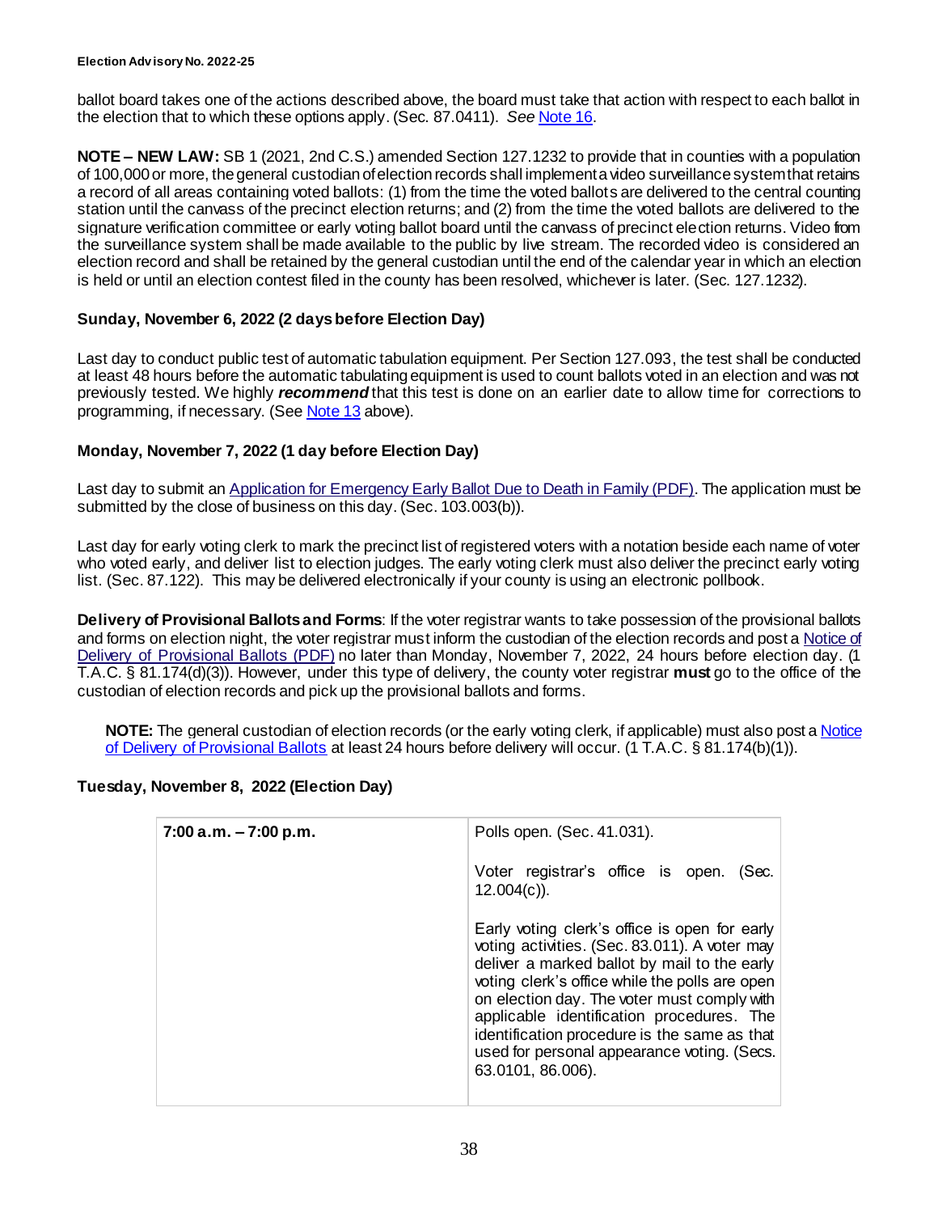ballot board takes one of the actions described above, the board must take that action with respect to each ballot in the election that to which these options apply. (Sec. 87.0411). *See* Note 16.

**NOTE – NEW LAW:** SB 1 (2021, 2nd C.S.) amended Section 127.1232 to provide that in counties with a population of 100,000 or more, the general custodian of election records shall implement a video surveillance system that retains a record of all areas containing voted ballots: (1) from the time the voted ballots are delivered to the central counting station until the canvass of the precinct election returns; and (2) from the time the voted ballots are delivered to the signature verification committee or early voting ballot board until the canvass of precinct election returns. Video from the surveillance system shall be made available to the public by live stream. The recorded video is considered an election record and shall be retained by the general custodian until the end of the calendar year in which an election is held or until an election contest filed in the county has been resolved, whichever is later. (Sec. 127.1232).

### Sunday, November 6, 2022 (2 days before Election Day)

Last day to conduct public test of automatic tabulation equipment. Per Section 127.093, the test shall be conducted at least 48 hours before the automatic tabulating equipment is used to count ballots voted in an election and was not previously tested. We highly ***recommend*** that this test is done on an earlier date to allow time for corrections to programming, if necessary. (See Note 13 above).

### Monday, November 7, 2022 (1 day before Election Day)

Last day to submit an Application for Emergency Early Ballot Due to Death in Family (PDF). The application must be submitted by the close of business on this day. (Sec. 103.003(b)).

Last day for early voting clerk to mark the precinct list of registered voters with a notation beside each name of voter who voted early, and deliver list to election judges. The early voting clerk must also deliver the precinct early voting list. (Sec. 87.122). This may be delivered electronically if your county is using an electronic pollbook.

**Delivery of Provisional Ballots and Forms**: If the voter registrar wants to take possession of the provisional ballots and forms on election night, the voter registrar must inform the custodian of the election records and post a Notice of Delivery of Provisional Ballots (PDF) no later than Monday, November 7, 2022, 24 hours before election day. (1 T.A.C. § 81.174(d)(3)). However, under this type of delivery, the county voter registrar **must** go to the office of the custodian of election records and pick up the provisional ballots and forms.

> **NOTE:** The general custodian of election records (or the early voting clerk, if applicable) must also post a Notice of Delivery of Provisional Ballots at least 24 hours before delivery will occur. (1 T.A.C. § 81.174(b)(1)).

### Tuesday, November 8, 2022 (Election Day)

| | |
|---|---|
| **7:00 a.m. – 7:00 p.m.** | Polls open. (Sec. 41.031).<br><br>Voter registrar's office is open. (Sec. 12.004(c)).<br><br>Early voting clerk's office is open for early voting activities. (Sec. 83.011). A voter may deliver a marked ballot by mail to the early voting clerk's office while the polls are open on election day. The voter must comply with applicable identification procedures. The identification procedure is the same as that used for personal appearance voting. (Secs. 63.0101, 86.006). |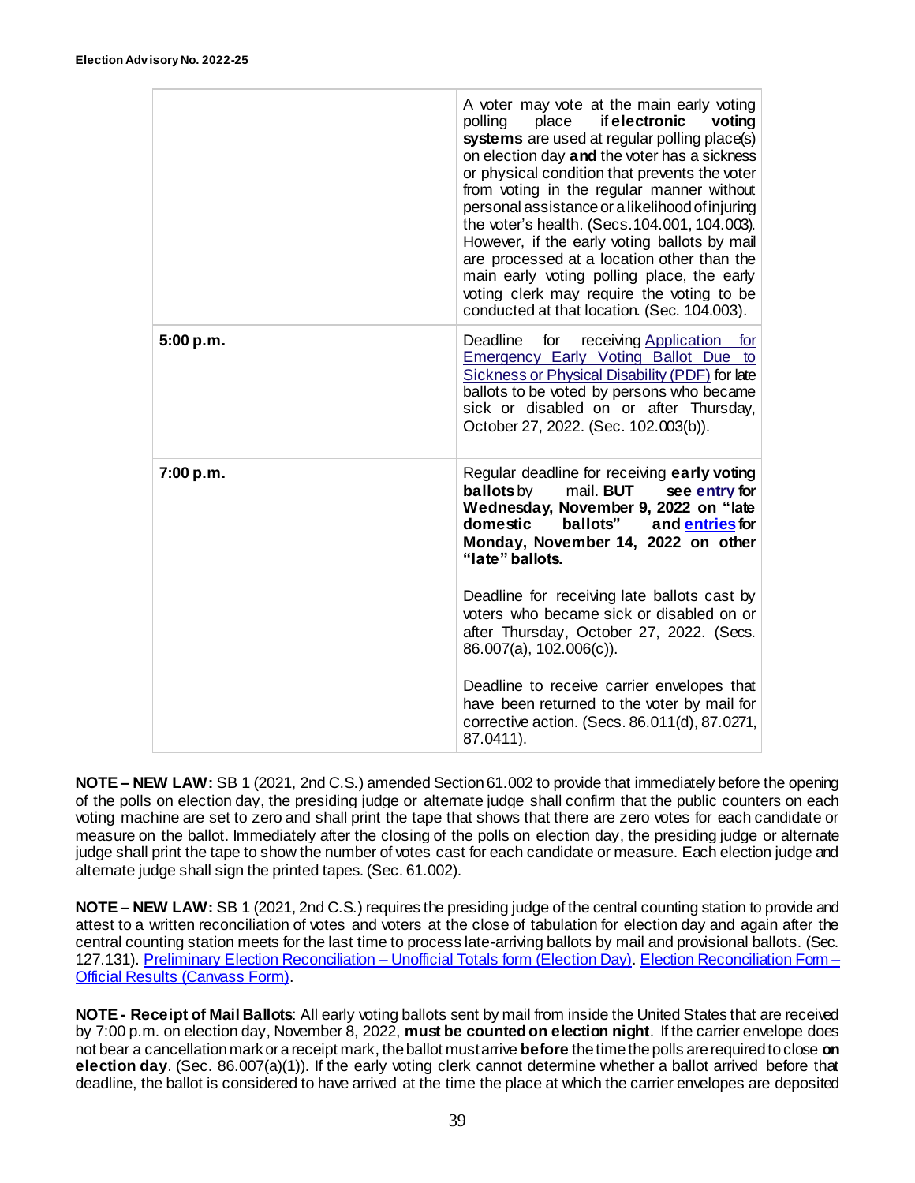| | |
|---|---|
| | A voter may vote at the main early voting polling place if **electronic voting systems** are used at regular polling place(s) on election day **and** the voter has a sickness or physical condition that prevents the voter from voting in the regular manner without personal assistance or a likelihood of injuring the voter's health. (Secs. 104.001, 104.003). However, if the early voting ballots by mail are processed at a location other than the main early voting polling place, the early voting clerk may require the voting to be conducted at that location. (Sec. 104.003). |
| **5:00 p.m.** | Deadline for receiving Application for Emergency Early Voting Ballot Due to Sickness or Physical Disability (PDF) for late ballots to be voted by persons who became sick or disabled on or after Thursday, October 27, 2022. (Sec. 102.003(b)). |
| **7:00 p.m.** | Regular deadline for receiving **early voting ballots** by mail. **BUT see entry for Wednesday, November 9, 2022 on "late domestic ballots" and entries for Monday, November 14, 2022 on other "late" ballots.**<br><br>Deadline for receiving late ballots cast by voters who became sick or disabled on or after Thursday, October 27, 2022. (Secs. 86.007(a), 102.006(c)).<br><br>Deadline to receive carrier envelopes that have been returned to the voter by mail for corrective action. (Secs. 86.011(d), 87.0271, 87.0411). |

**NOTE – NEW LAW:** SB 1 (2021, 2nd C.S.) amended Section 61.002 to provide that immediately before the opening of the polls on election day, the presiding judge or alternate judge shall confirm that the public counters on each voting machine are set to zero and shall print the tape that shows that there are zero votes for each candidate or measure on the ballot. Immediately after the closing of the polls on election day, the presiding judge or alternate judge shall print the tape to show the number of votes cast for each candidate or measure. Each election judge and alternate judge shall sign the printed tapes. (Sec. 61.002).

**NOTE – NEW LAW:** SB 1 (2021, 2nd C.S.) requires the presiding judge of the central counting station to provide and attest to a written reconciliation of votes and voters at the close of tabulation for election day and again after the central counting station meets for the last time to process late-arriving ballots by mail and provisional ballots. (Sec. 127.131). Preliminary Election Reconciliation – Unofficial Totals form (Election Day). Election Reconciliation Form – Official Results (Canvass Form).

**NOTE - Receipt of Mail Ballots**: All early voting ballots sent by mail from inside the United States that are received by 7:00 p.m. on election day, November 8, 2022, **must be counted on election night**. If the carrier envelope does not bear a cancellation mark or a receipt mark, the ballot must arrive **before** the time the polls are required to close **on election day**. (Sec. 86.007(a)(1)). If the early voting clerk cannot determine whether a ballot arrived before that deadline, the ballot is considered to have arrived at the time the place at which the carrier envelopes are deposited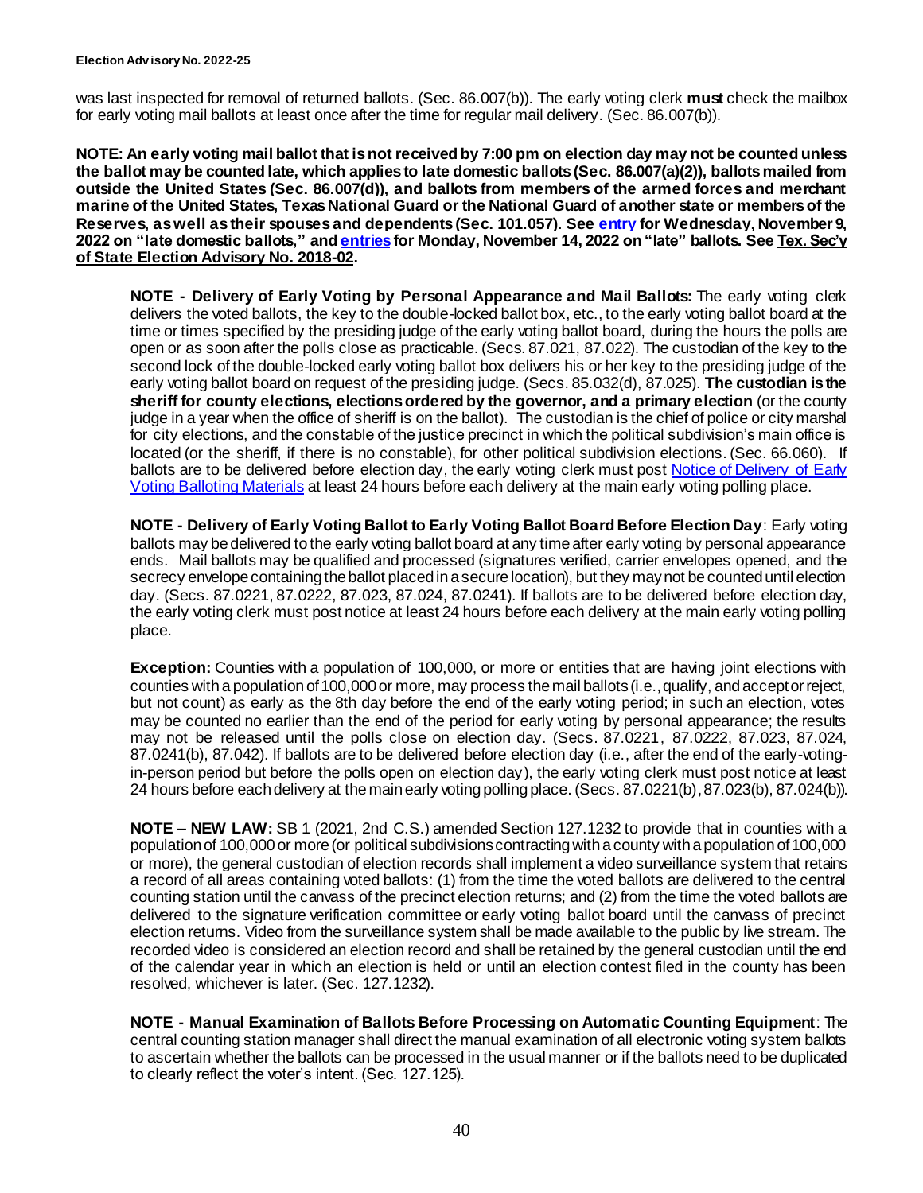was last inspected for removal of returned ballots. (Sec. 86.007(b)). The early voting clerk **must** check the mailbox for early voting mail ballots at least once after the time for regular mail delivery. (Sec. 86.007(b)).

**NOTE: An early voting mail ballot that is not received by 7:00 pm on election day may not be counted unless the ballot may be counted late, which applies to late domestic ballots (Sec. 86.007(a)(2)), ballots mailed from outside the United States (Sec. 86.007(d)), and ballots from members of the armed forces and merchant marine of the United States, Texas National Guard or the National Guard of another state or members of the Reserves, as well as their spouses and dependents (Sec. 101.057). See entry for Wednesday, November 9, 2022 on "late domestic ballots," and entries for Monday, November 14, 2022 on "late" ballots. See Tex. Sec'y of State Election Advisory No. 2018-02.**

> **NOTE - Delivery of Early Voting by Personal Appearance and Mail Ballots:** The early voting clerk delivers the voted ballots, the key to the double-locked ballot box, etc., to the early voting ballot board at the time or times specified by the presiding judge of the early voting ballot board, during the hours the polls are open or as soon after the polls close as practicable. (Secs. 87.021, 87.022). The custodian of the key to the second lock of the double-locked early voting ballot box delivers his or her key to the presiding judge of the early voting ballot board on request of the presiding judge. (Secs. 85.032(d), 87.025). **The custodian is the sheriff for county elections, elections ordered by the governor, and a primary election** (or the county judge in a year when the office of sheriff is on the ballot). The custodian is the chief of police or city marshal for city elections, and the constable of the justice precinct in which the political subdivision's main office is located (or the sheriff, if there is no constable), for other political subdivision elections. (Sec. 66.060). If ballots are to be delivered before election day, the early voting clerk must post Notice of Delivery of Early Voting Balloting Materials at least 24 hours before each delivery at the main early voting polling place.
>
> **NOTE - Delivery of Early Voting Ballot to Early Voting Ballot Board Before Election Day**: Early voting ballots may be delivered to the early voting ballot board at any time after early voting by personal appearance ends. Mail ballots may be qualified and processed (signatures verified, carrier envelopes opened, and the secrecy envelope containing the ballot placed in a secure location), but they may not be counted until election day. (Secs. 87.0221, 87.0222, 87.023, 87.024, 87.0241). If ballots are to be delivered before election day, the early voting clerk must post notice at least 24 hours before each delivery at the main early voting polling place.
>
> **Exception:** Counties with a population of 100,000, or more or entities that are having joint elections with counties with a population of 100,000 or more, may process the mail ballots (i.e., qualify, and accept or reject, but not count) as early as the 8th day before the end of the early voting period; in such an election, votes may be counted no earlier than the end of the period for early voting by personal appearance; the results may not be released until the polls close on election day. (Secs. 87.0221, 87.0222, 87.023, 87.024, 87.0241(b), 87.042). If ballots are to be delivered before election day (i.e., after the end of the early-voting-in-person period but before the polls open on election day), the early voting clerk must post notice at least 24 hours before each delivery at the main early voting polling place. (Secs. 87.0221(b), 87.023(b), 87.024(b)).
>
> **NOTE – NEW LAW:** SB 1 (2021, 2nd C.S.) amended Section 127.1232 to provide that in counties with a population of 100,000 or more (or political subdivisions contracting with a county with a population of 100,000 or more), the general custodian of election records shall implement a video surveillance system that retains a record of all areas containing voted ballots: (1) from the time the voted ballots are delivered to the central counting station until the canvass of the precinct election returns; and (2) from the time the voted ballots are delivered to the signature verification committee or early voting ballot board until the canvass of precinct election returns. Video from the surveillance system shall be made available to the public by live stream. The recorded video is considered an election record and shall be retained by the general custodian until the end of the calendar year in which an election is held or until an election contest filed in the county has been resolved, whichever is later. (Sec. 127.1232).
>
> **NOTE - Manual Examination of Ballots Before Processing on Automatic Counting Equipment**: The central counting station manager shall direct the manual examination of all electronic voting system ballots to ascertain whether the ballots can be processed in the usual manner or if the ballots need to be duplicated to clearly reflect the voter's intent. (Sec. 127.125).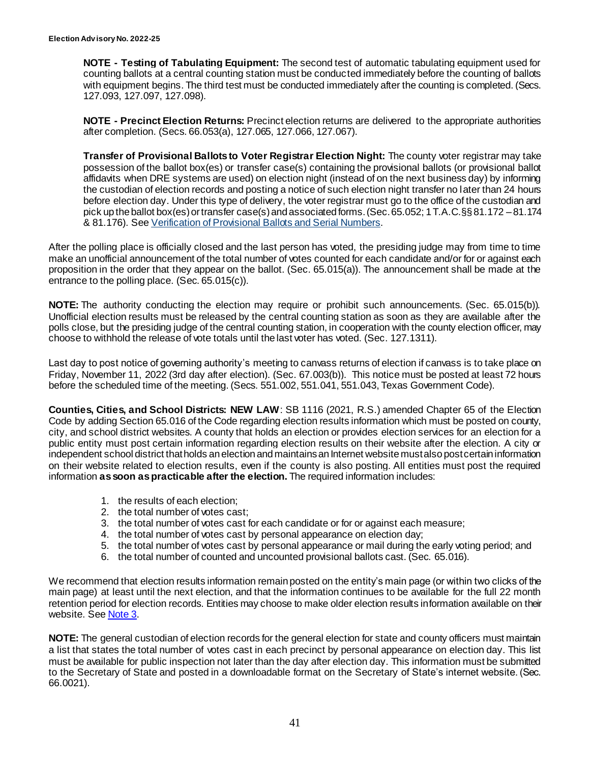**NOTE - Testing of Tabulating Equipment:** The second test of automatic tabulating equipment used for counting ballots at a central counting station must be conducted immediately before the counting of ballots with equipment begins. The third test must be conducted immediately after the counting is completed. (Secs. 127.093, 127.097, 127.098).

**NOTE - Precinct Election Returns:** Precinct election returns are delivered to the appropriate authorities after completion. (Secs. 66.053(a), 127.065, 127.066, 127.067).

**Transfer of Provisional Ballots to Voter Registrar Election Night:** The county voter registrar may take possession of the ballot box(es) or transfer case(s) containing the provisional ballots (or provisional ballot affidavits when DRE systems are used) on election night (instead of on the next business day) by informing the custodian of election records and posting a notice of such election night transfer no later than 24 hours before election day. Under this type of delivery, the voter registrar must go to the office of the custodian and pick up the ballot box(es) or transfer case(s) and associated forms. (Sec. 65.052; 1 T.A.C. §§ 81.172 – 81.174 & 81.176). See [Verification of Provisional Ballots and Serial Numbers](#).

After the polling place is officially closed and the last person has voted, the presiding judge may from time to time make an unofficial announcement of the total number of votes counted for each candidate and/or for or against each proposition in the order that they appear on the ballot. (Sec. 65.015(a)). The announcement shall be made at the entrance to the polling place. (Sec. 65.015(c)).

**NOTE:** The authority conducting the election may require or prohibit such announcements. (Sec. 65.015(b)). Unofficial election results must be released by the central counting station as soon as they are available after the polls close, but the presiding judge of the central counting station, in cooperation with the county election officer, may choose to withhold the release of vote totals until the last voter has voted. (Sec. 127.1311).

Last day to post notice of governing authority's meeting to canvass returns of election if canvass is to take place on Friday, November 11, 2022 (3rd day after election). (Sec. 67.003(b)). This notice must be posted at least 72 hours before the scheduled time of the meeting. (Secs. 551.002, 551.041, 551.043, Texas Government Code).

**Counties, Cities, and School Districts: NEW LAW**: SB 1116 (2021, R.S.) amended Chapter 65 of the Election Code by adding Section 65.016 of the Code regarding election results information which must be posted on county, city, and school district websites. A county that holds an election or provides election services for an election for a public entity must post certain information regarding election results on their website after the election. A city or independent school district that holds an election and maintains an Internet website must also post certain information on their website related to election results, even if the county is also posting. All entities must post the required information **as soon as practicable after the election.** The required information includes:

1. the results of each election;
2. the total number of votes cast;
3. the total number of votes cast for each candidate or for or against each measure;
4. the total number of votes cast by personal appearance on election day;
5. the total number of votes cast by personal appearance or mail during the early voting period; and
6. the total number of counted and uncounted provisional ballots cast. (Sec. 65.016).

We recommend that election results information remain posted on the entity's main page (or within two clicks of the main page) at least until the next election, and that the information continues to be available for the full 22 month retention period for election records. Entities may choose to make older election results information available on their website. See [Note 3](#).

**NOTE:** The general custodian of election records for the general election for state and county officers must maintain a list that states the total number of votes cast in each precinct by personal appearance on election day. This list must be available for public inspection not later than the day after election day. This information must be submitted to the Secretary of State and posted in a downloadable format on the Secretary of State's internet website. (Sec. 66.0021).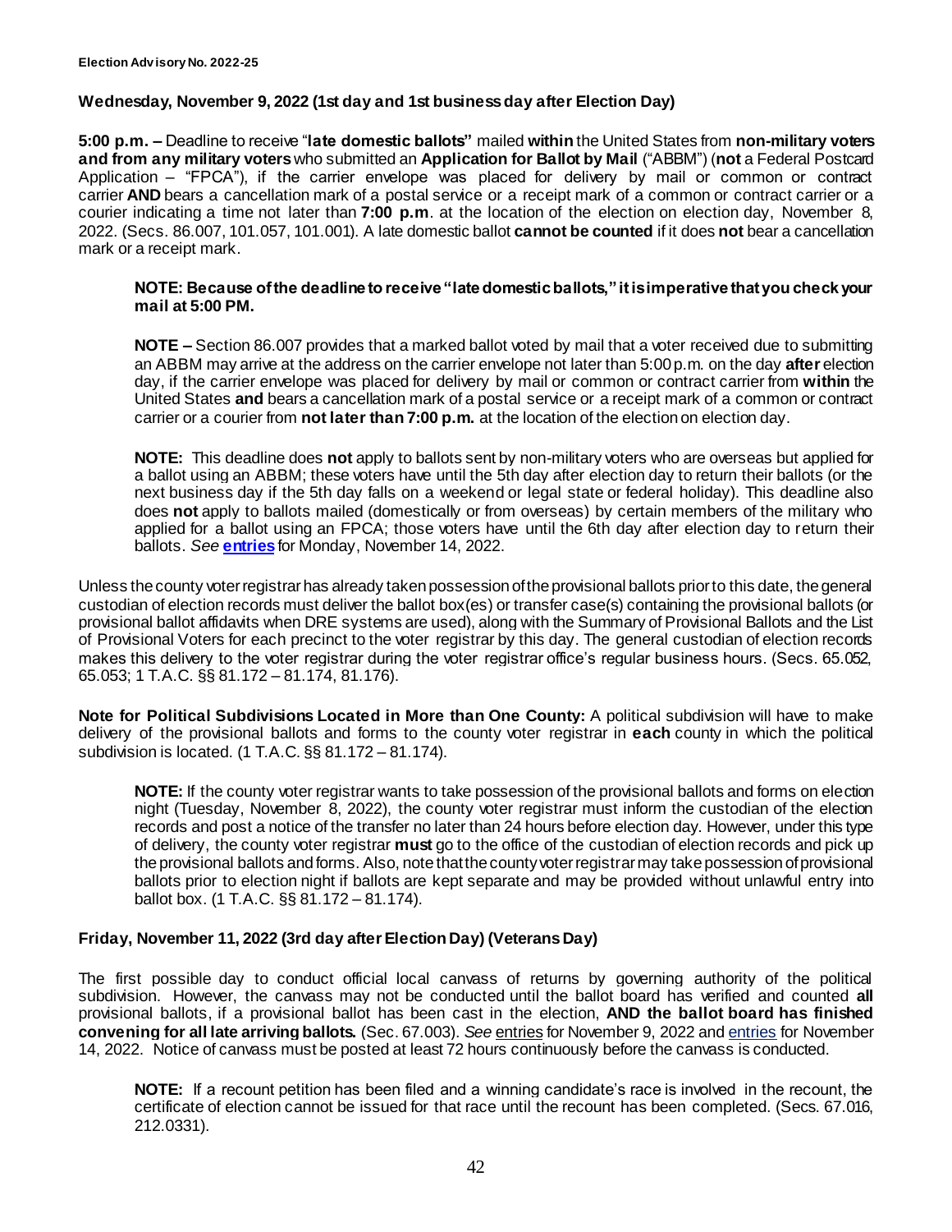**Wednesday, November 9, 2022 (1st day and 1st business day after Election Day)**

**5:00 p.m. –** Deadline to receive "**late domestic ballots"** mailed **within** the United States from **non-military voters and from any military voters** who submitted an **Application for Ballot by Mail** ("ABBM") (**not** a Federal Postcard Application – "FPCA"), if the carrier envelope was placed for delivery by mail or common or contract carrier **AND** bears a cancellation mark of a postal service or a receipt mark of a common or contract carrier or a courier indicating a time not later than **7:00 p.m**. at the location of the election on election day, November 8, 2022. (Secs. 86.007, 101.057, 101.001). A late domestic ballot **cannot be counted** if it does **not** bear a cancellation mark or a receipt mark.

> **NOTE: Because of the deadline to receive "late domestic ballots," it is imperative that you check your mail at 5:00 PM.**
>
> **NOTE –** Section 86.007 provides that a marked ballot voted by mail that a voter received due to submitting an ABBM may arrive at the address on the carrier envelope not later than 5:00 p.m. on the day **after** election day, if the carrier envelope was placed for delivery by mail or common or contract carrier from **within** the United States **and** bears a cancellation mark of a postal service or a receipt mark of a common or contract carrier or a courier from **not later than 7:00 p.m.** at the location of the election on election day.
>
> **NOTE:** This deadline does **not** apply to ballots sent by non-military voters who are overseas but applied for a ballot using an ABBM; these voters have until the 5th day after election day to return their ballots (or the next business day if the 5th day falls on a weekend or legal state or federal holiday). This deadline also does **not** apply to ballots mailed (domestically or from overseas) by certain members of the military who applied for a ballot using an FPCA; those voters have until the 6th day after election day to return their ballots. *See* **entries** for Monday, November 14, 2022.

Unless the county voter registrar has already taken possession of the provisional ballots prior to this date, the general custodian of election records must deliver the ballot box(es) or transfer case(s) containing the provisional ballots (or provisional ballot affidavits when DRE systems are used), along with the Summary of Provisional Ballots and the List of Provisional Voters for each precinct to the voter registrar by this day. The general custodian of election records makes this delivery to the voter registrar during the voter registrar office's regular business hours. (Secs. 65.052, 65.053; 1 T.A.C. §§ 81.172 – 81.174, 81.176).

**Note for Political Subdivisions Located in More than One County:** A political subdivision will have to make delivery of the provisional ballots and forms to the county voter registrar in **each** county in which the political subdivision is located. (1 T.A.C. §§ 81.172 – 81.174).

> **NOTE:** If the county voter registrar wants to take possession of the provisional ballots and forms on election night (Tuesday, November 8, 2022), the county voter registrar must inform the custodian of the election records and post a notice of the transfer no later than 24 hours before election day. However, under this type of delivery, the county voter registrar **must** go to the office of the custodian of election records and pick up the provisional ballots and forms. Also, note that the county voter registrar may take possession of provisional ballots prior to election night if ballots are kept separate and may be provided without unlawful entry into ballot box. (1 T.A.C. §§ 81.172 – 81.174).

**Friday, November 11, 2022 (3rd day after Election Day) (Veterans Day)**

The first possible day to conduct official local canvass of returns by governing authority of the political subdivision. However, the canvass may not be conducted until the ballot board has verified and counted **all** provisional ballots, if a provisional ballot has been cast in the election, **AND the ballot board has finished convening for all late arriving ballots.** (Sec. 67.003). *See* entries for November 9, 2022 and entries for November 14, 2022. Notice of canvass must be posted at least 72 hours continuously before the canvass is conducted.

> **NOTE:** If a recount petition has been filed and a winning candidate's race is involved in the recount, the certificate of election cannot be issued for that race until the recount has been completed. (Secs. 67.016, 212.0331).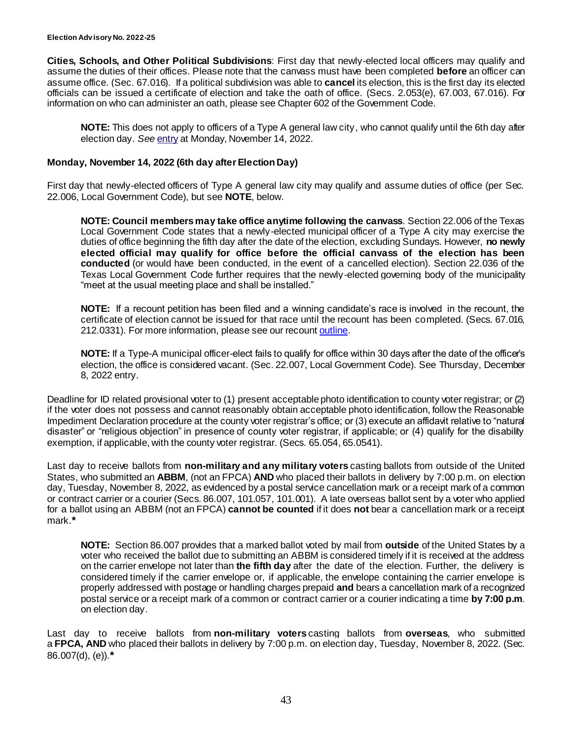**Cities, Schools, and Other Political Subdivisions**: First day that newly-elected local officers may qualify and assume the duties of their offices. Please note that the canvass must have been completed **before** an officer can assume office. (Sec. 67.016). If a political subdivision was able to **cancel** its election, this is the first day its elected officials can be issued a certificate of election and take the oath of office. (Secs. 2.053(e), 67.003, 67.016). For information on who can administer an oath, please see Chapter 602 of the Government Code.

> **NOTE:** This does not apply to officers of a Type A general law city, who cannot qualify until the 6th day after election day. *See* entry at Monday, November 14, 2022.

**Monday, November 14, 2022 (6th day after Election Day)**

First day that newly-elected officers of Type A general law city may qualify and assume duties of office (per Sec. 22.006, Local Government Code), but see **NOTE**, below.

> **NOTE: Council members may take office anytime following the canvass**. Section 22.006 of the Texas Local Government Code states that a newly-elected municipal officer of a Type A city may exercise the duties of office beginning the fifth day after the date of the election, excluding Sundays. However, **no newly elected official may qualify for office before the official canvass of the election has been conducted** (or would have been conducted, in the event of a cancelled election). Section 22.036 of the Texas Local Government Code further requires that the newly-elected governing body of the municipality "meet at the usual meeting place and shall be installed."

> **NOTE:** If a recount petition has been filed and a winning candidate's race is involved in the recount, the certificate of election cannot be issued for that race until the recount has been completed. (Secs. 67.016, 212.0331). For more information, please see our recount outline.

> **NOTE:** If a Type-A municipal officer-elect fails to qualify for office within 30 days after the date of the officer's election, the office is considered vacant. (Sec. 22.007, Local Government Code). See Thursday, December 8, 2022 entry.

Deadline for ID related provisional voter to (1) present acceptable photo identification to county voter registrar; or (2) if the voter does not possess and cannot reasonably obtain acceptable photo identification, follow the Reasonable Impediment Declaration procedure at the county voter registrar's office; or (3) execute an affidavit relative to "natural disaster" or "religious objection" in presence of county voter registrar, if applicable; or (4) qualify for the disability exemption, if applicable, with the county voter registrar. (Secs. 65.054, 65.0541).

Last day to receive ballots from **non-military and any military voters** casting ballots from outside of the United States, who submitted an **ABBM**, (not an FPCA) **AND** who placed their ballots in delivery by 7:00 p.m. on election day, Tuesday, November 8, 2022, as evidenced by a postal service cancellation mark or a receipt mark of a common or contract carrier or a courier (Secs. 86.007, 101.057, 101.001). A late overseas ballot sent by a voter who applied for a ballot using an ABBM (not an FPCA) **cannot be counted** if it does **not** bear a cancellation mark or a receipt mark.*****

> **NOTE:** Section 86.007 provides that a marked ballot voted by mail from **outside** of the United States by a voter who received the ballot due to submitting an ABBM is considered timely if it is received at the address on the carrier envelope not later than **the fifth day** after the date of the election. Further, the delivery is considered timely if the carrier envelope or, if applicable, the envelope containing the carrier envelope is properly addressed with postage or handling charges prepaid **and** bears a cancellation mark of a recognized postal service or a receipt mark of a common or contract carrier or a courier indicating a time **by 7:00 p.m**. on election day.

Last day to receive ballots from **non-military voters** casting ballots from **overseas**, who submitted a **FPCA, AND** who placed their ballots in delivery by 7:00 p.m. on election day, Tuesday, November 8, 2022. (Sec. 86.007(d), (e)).*****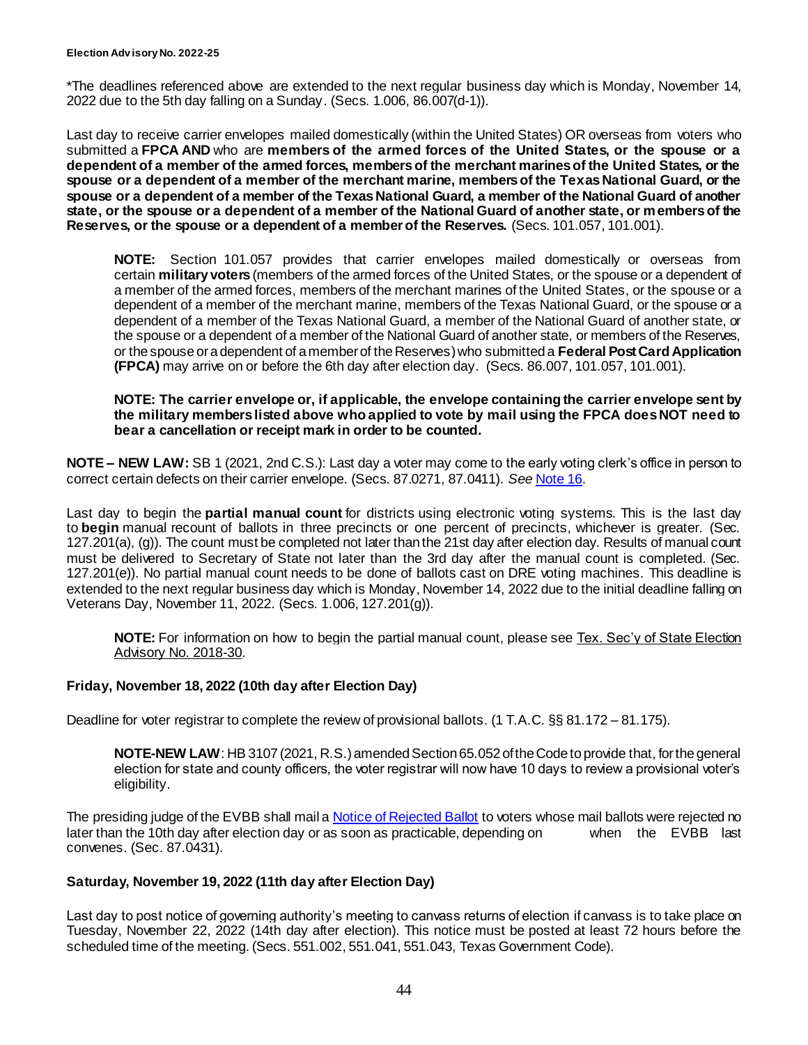*The deadlines referenced above are extended to the next regular business day which is Monday, November 14, 2022 due to the 5th day falling on a Sunday. (Secs. 1.006, 86.007(d-1)).

Last day to receive carrier envelopes mailed domestically (within the United States) OR overseas from voters who submitted a **FPCA AND** who are **members of the armed forces of the United States, or the spouse or a dependent of a member of the armed forces, members of the merchant marines of the United States, or the spouse or a dependent of a member of the merchant marine, members of the Texas National Guard, or the spouse or a dependent of a member of the Texas National Guard, a member of the National Guard of another state, or the spouse or a dependent of a member of the National Guard of another state, or members of the Reserves, or the spouse or a dependent of a member of the Reserves.** (Secs. 101.057, 101.001).

> **NOTE:** Section 101.057 provides that carrier envelopes mailed domestically or overseas from certain **military voters** (members of the armed forces of the United States, or the spouse or a dependent of a member of the armed forces, members of the merchant marines of the United States, or the spouse or a dependent of a member of the merchant marine, members of the Texas National Guard, or the spouse or a dependent of a member of the Texas National Guard, a member of the National Guard of another state, or the spouse or a dependent of a member of the National Guard of another state, or members of the Reserves, or the spouse or a dependent of a member of the Reserves) who submitted a **Federal Post Card Application (FPCA)** may arrive on or before the 6th day after election day. (Secs. 86.007, 101.057, 101.001).
>
> **NOTE: The carrier envelope or, if applicable, the envelope containing the carrier envelope sent by the military members listed above who applied to vote by mail using the FPCA does NOT need to bear a cancellation or receipt mark in order to be counted.**

**NOTE – NEW LAW:** SB 1 (2021, 2nd C.S.): Last day a voter may come to the early voting clerk's office in person to correct certain defects on their carrier envelope. (Secs. 87.0271, 87.0411). *See* Note 16.

Last day to begin the **partial manual count** for districts using electronic voting systems. This is the last day to **begin** manual recount of ballots in three precincts or one percent of precincts, whichever is greater. (Sec. 127.201(a), (g)). The count must be completed not later than the 21st day after election day. Results of manual count must be delivered to Secretary of State not later than the 3rd day after the manual count is completed. (Sec. 127.201(e)). No partial manual count needs to be done of ballots cast on DRE voting machines. This deadline is extended to the next regular business day which is Monday, November 14, 2022 due to the initial deadline falling on Veterans Day, November 11, 2022. (Secs. 1.006, 127.201(g)).

> **NOTE:** For information on how to begin the partial manual count, please see Tex. Sec'y of State Election Advisory No. 2018-30.

### Friday, November 18, 2022 (10th day after Election Day)

Deadline for voter registrar to complete the review of provisional ballots. (1 T.A.C. §§ 81.172 – 81.175).

> **NOTE-NEW LAW**: HB 3107 (2021, R.S.) amended Section 65.052 of the Code to provide that, for the general election for state and county officers, the voter registrar will now have 10 days to review a provisional voter's eligibility.

The presiding judge of the EVBB shall mail a Notice of Rejected Ballot to voters whose mail ballots were rejected no later than the 10th day after election day or as soon as practicable, depending on when the EVBB last convenes. (Sec. 87.0431).

### Saturday, November 19, 2022 (11th day after Election Day)

Last day to post notice of governing authority's meeting to canvass returns of election if canvass is to take place on Tuesday, November 22, 2022 (14th day after election). This notice must be posted at least 72 hours before the scheduled time of the meeting. (Secs. 551.002, 551.041, 551.043, Texas Government Code).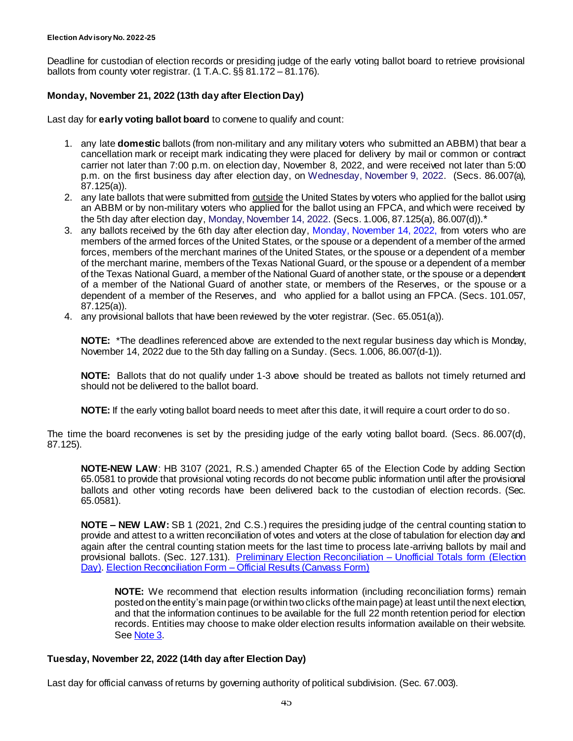Deadline for custodian of election records or presiding judge of the early voting ballot board to retrieve provisional ballots from county voter registrar. (1 T.A.C. §§ 81.172 – 81.176).

**Monday, November 21, 2022 (13th day after Election Day)**

Last day for **early voting ballot board** to convene to qualify and count:

1. any late **domestic** ballots (from non-military and any military voters who submitted an ABBM) that bear a cancellation mark or receipt mark indicating they were placed for delivery by mail or common or contract carrier not later than 7:00 p.m. on election day, November 8, 2022, and were received not later than 5:00 p.m. on the first business day after election day, on Wednesday, November 9, 2022. (Secs. 86.007(a), 87.125(a)).
2. any late ballots that were submitted from outside the United States by voters who applied for the ballot using an ABBM or by non-military voters who applied for the ballot using an FPCA, and which were received by the 5th day after election day, Monday, November 14, 2022. (Secs. 1.006, 87.125(a), 86.007(d)).*
3. any ballots received by the 6th day after election day, Monday, November 14, 2022, from voters who are members of the armed forces of the United States, or the spouse or a dependent of a member of the armed forces, members of the merchant marines of the United States, or the spouse or a dependent of a member of the merchant marine, members of the Texas National Guard, or the spouse or a dependent of a member of the Texas National Guard, a member of the National Guard of another state, or the spouse or a dependent of a member of the National Guard of another state, or members of the Reserves, or the spouse or a dependent of a member of the Reserves, and who applied for a ballot using an FPCA. (Secs. 101.057, 87.125(a)).
4. any provisional ballots that have been reviewed by the voter registrar. (Sec. 65.051(a)).

**NOTE:** *The deadlines referenced above are extended to the next regular business day which is Monday, November 14, 2022 due to the 5th day falling on a Sunday. (Secs. 1.006, 86.007(d-1)).

**NOTE:** Ballots that do not qualify under 1-3 above should be treated as ballots not timely returned and should not be delivered to the ballot board.

**NOTE:** If the early voting ballot board needs to meet after this date, it will require a court order to do so.

The time the board reconvenes is set by the presiding judge of the early voting ballot board. (Secs. 86.007(d), 87.125).

**NOTE-NEW LAW**: HB 3107 (2021, R.S.) amended Chapter 65 of the Election Code by adding Section 65.0581 to provide that provisional voting records do not become public information until after the provisional ballots and other voting records have been delivered back to the custodian of election records. (Sec. 65.0581).

**NOTE – NEW LAW:** SB 1 (2021, 2nd C.S.) requires the presiding judge of the central counting station to provide and attest to a written reconciliation of votes and voters at the close of tabulation for election day and again after the central counting station meets for the last time to process late-arriving ballots by mail and provisional ballots. (Sec. 127.131). Preliminary Election Reconciliation – Unofficial Totals form (Election Day). Election Reconciliation Form – Official Results (Canvass Form)

**NOTE:** We recommend that election results information (including reconciliation forms) remain posted on the entity's main page (or within two clicks of the main page) at least until the next election, and that the information continues to be available for the full 22 month retention period for election records. Entities may choose to make older election results information available on their website. See Note 3.

**Tuesday, November 22, 2022 (14th day after Election Day)**

Last day for official canvass of returns by governing authority of political subdivision. (Sec. 67.003).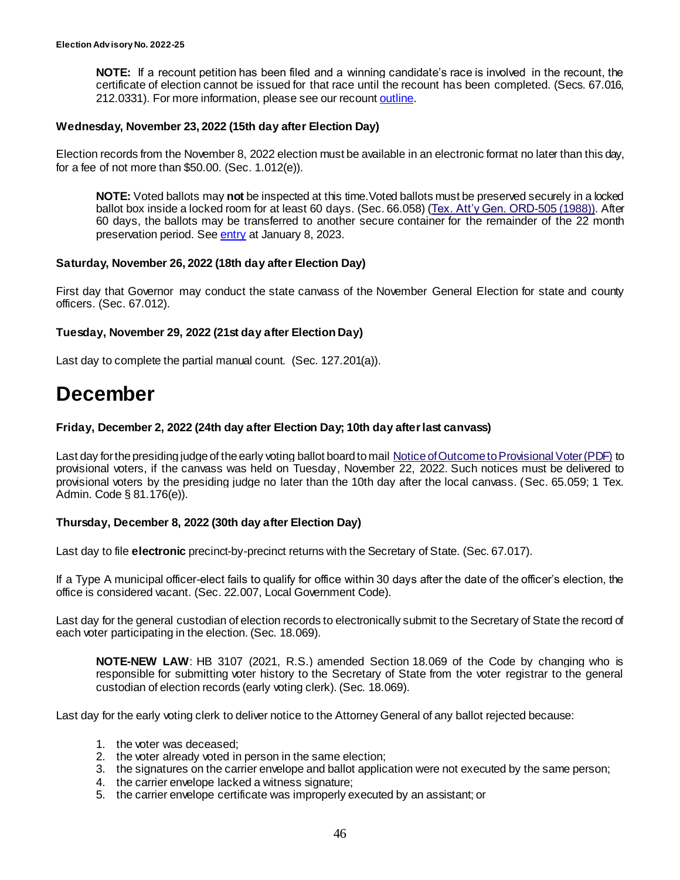**NOTE:** If a recount petition has been filed and a winning candidate's race is involved in the recount, the certificate of election cannot be issued for that race until the recount has been completed. (Secs. 67.016, 212.0331). For more information, please see our recount outline.

**Wednesday, November 23, 2022 (15th day after Election Day)**

Election records from the November 8, 2022 election must be available in an electronic format no later than this day, for a fee of not more than $50.00. (Sec. 1.012(e)).

**NOTE:** Voted ballots may **not** be inspected at this time. Voted ballots must be preserved securely in a locked ballot box inside a locked room for at least 60 days. (Sec. 66.058) (Tex. Att'y Gen. ORD-505 (1988)). After 60 days, the ballots may be transferred to another secure container for the remainder of the 22 month preservation period. See entry at January 8, 2023.

**Saturday, November 26, 2022 (18th day after Election Day)**

First day that Governor may conduct the state canvass of the November General Election for state and county officers. (Sec. 67.012).

**Tuesday, November 29, 2022 (21st day after Election Day)**

Last day to complete the partial manual count. (Sec. 127.201(a)).

# December

**Friday, December 2, 2022 (24th day after Election Day; 10th day after last canvass)**

Last day for the presiding judge of the early voting ballot board to mail Notice of Outcome to Provisional Voter (PDF) to provisional voters, if the canvass was held on Tuesday, November 22, 2022. Such notices must be delivered to provisional voters by the presiding judge no later than the 10th day after the local canvass. (Sec. 65.059; 1 Tex. Admin. Code § 81.176(e)).

**Thursday, December 8, 2022 (30th day after Election Day)**

Last day to file **electronic** precinct-by-precinct returns with the Secretary of State. (Sec. 67.017).

If a Type A municipal officer-elect fails to qualify for office within 30 days after the date of the officer's election, the office is considered vacant. (Sec. 22.007, Local Government Code).

Last day for the general custodian of election records to electronically submit to the Secretary of State the record of each voter participating in the election. (Sec. 18.069).

**NOTE-NEW LAW**: HB 3107 (2021, R.S.) amended Section 18.069 of the Code by changing who is responsible for submitting voter history to the Secretary of State from the voter registrar to the general custodian of election records (early voting clerk). (Sec. 18.069).

Last day for the early voting clerk to deliver notice to the Attorney General of any ballot rejected because:

1. the voter was deceased;
2. the voter already voted in person in the same election;
3. the signatures on the carrier envelope and ballot application were not executed by the same person;
4. the carrier envelope lacked a witness signature;
5. the carrier envelope certificate was improperly executed by an assistant; or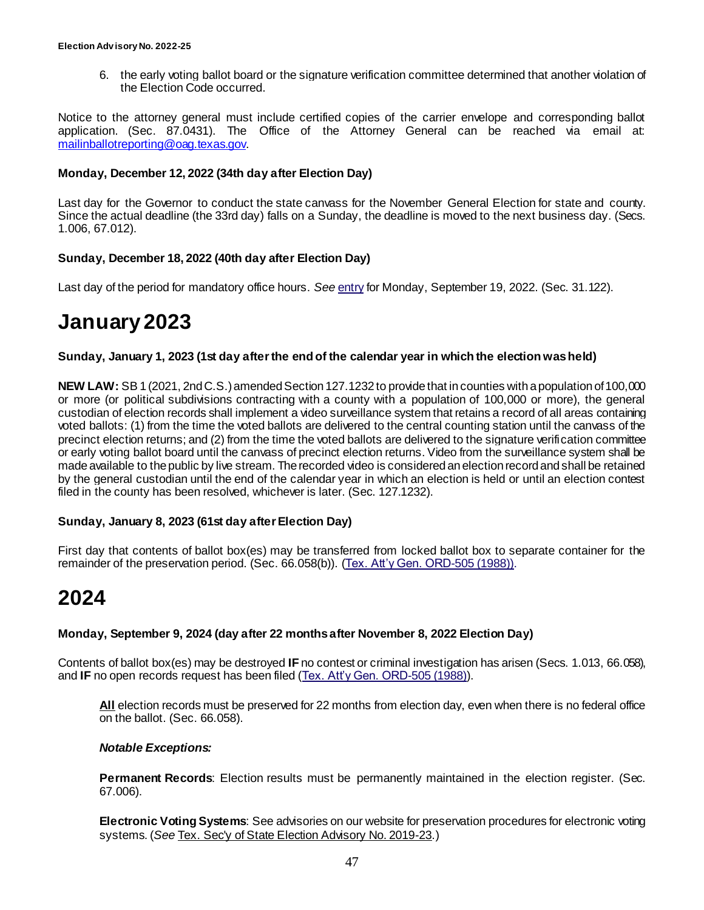6. the early voting ballot board or the signature verification committee determined that another violation of the Election Code occurred.

Notice to the attorney general must include certified copies of the carrier envelope and corresponding ballot application. (Sec. 87.0431). The Office of the Attorney General can be reached via email at: mailinballotreporting@oag.texas.gov.

**Monday, December 12, 2022 (34th day after Election Day)**

Last day for the Governor to conduct the state canvass for the November General Election for state and county. Since the actual deadline (the 33rd day) falls on a Sunday, the deadline is moved to the next business day. (Secs. 1.006, 67.012).

**Sunday, December 18, 2022 (40th day after Election Day)**

Last day of the period for mandatory office hours. *See* entry for Monday, September 19, 2022. (Sec. 31.122).

# January 2023

**Sunday, January 1, 2023 (1st day after the end of the calendar year in which the election was held)**

**NEW LAW:** SB 1 (2021, 2nd C.S.) amended Section 127.1232 to provide that in counties with a population of 100,000 or more (or political subdivisions contracting with a county with a population of 100,000 or more), the general custodian of election records shall implement a video surveillance system that retains a record of all areas containing voted ballots: (1) from the time the voted ballots are delivered to the central counting station until the canvass of the precinct election returns; and (2) from the time the voted ballots are delivered to the signature verification committee or early voting ballot board until the canvass of precinct election returns. Video from the surveillance system shall be made available to the public by live stream. The recorded video is considered an election record and shall be retained by the general custodian until the end of the calendar year in which an election is held or until an election contest filed in the county has been resolved, whichever is later. (Sec. 127.1232).

**Sunday, January 8, 2023 (61st day after Election Day)**

First day that contents of ballot box(es) may be transferred from locked ballot box to separate container for the remainder of the preservation period. (Sec. 66.058(b)). (Tex. Att'y Gen. ORD-505 (1988)).

# 2024

**Monday, September 9, 2024 (day after 22 months after November 8, 2022 Election Day)**

Contents of ballot box(es) may be destroyed **IF** no contest or criminal investigation has arisen (Secs. 1.013, 66.058), and **IF** no open records request has been filed (Tex. Att'y Gen. ORD-505 (1988)).

> **All** election records must be preserved for 22 months from election day, even when there is no federal office on the ballot. (Sec. 66.058).
>
> ***Notable Exceptions:***
>
> **Permanent Records**: Election results must be permanently maintained in the election register. (Sec. 67.006).
>
> **Electronic Voting Systems**: See advisories on our website for preservation procedures for electronic voting systems. (*See* Tex. Sec'y of State Election Advisory No. 2019-23.)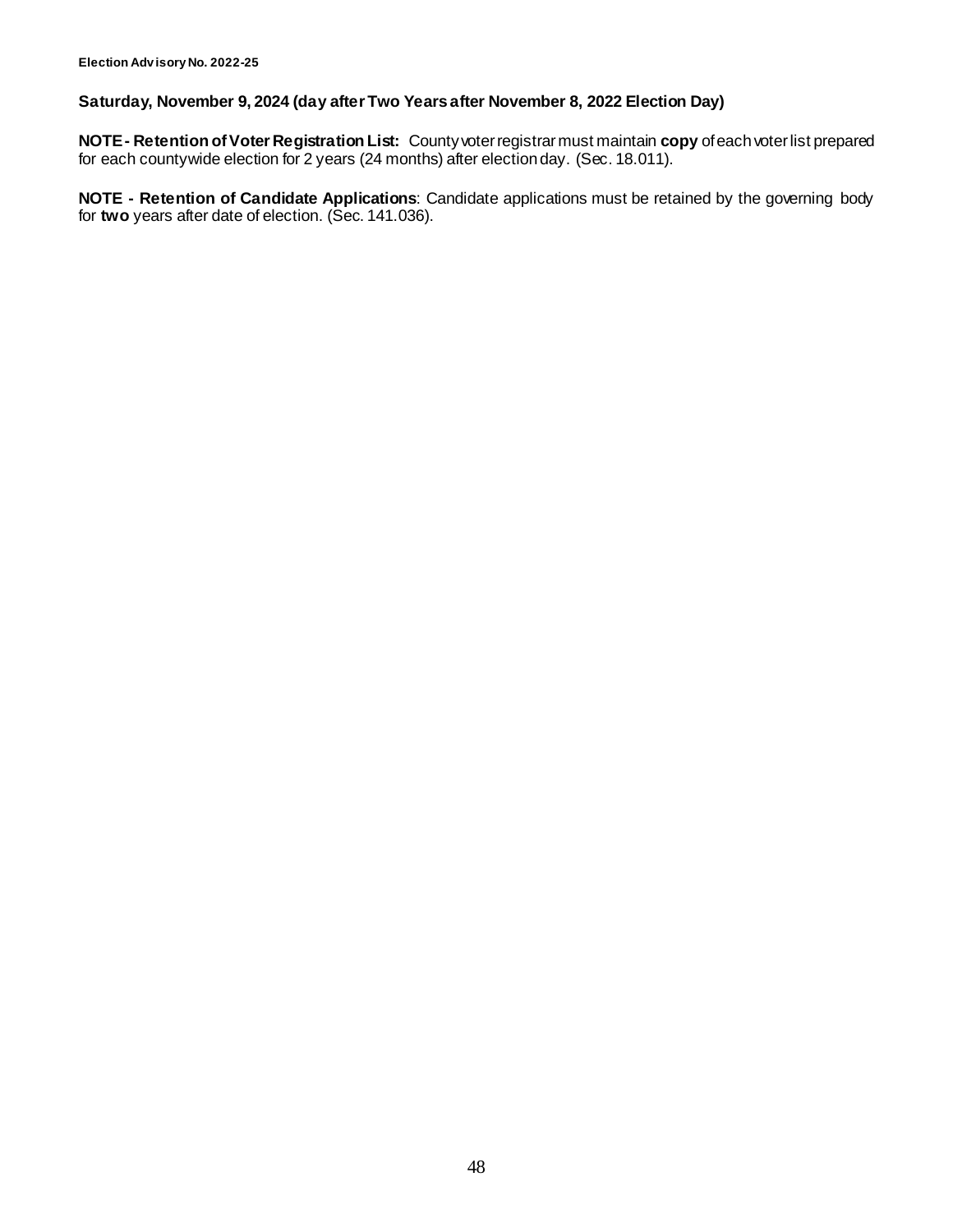**Saturday, November 9, 2024 (day after Two Years after November 8, 2022 Election Day)**

**NOTE - Retention of Voter Registration List:** County voter registrar must maintain **copy** of each voter list prepared for each countywide election for 2 years (24 months) after election day. (Sec. 18.011).

**NOTE - Retention of Candidate Applications**: Candidate applications must be retained by the governing body for **two** years after date of election. (Sec. 141.036).